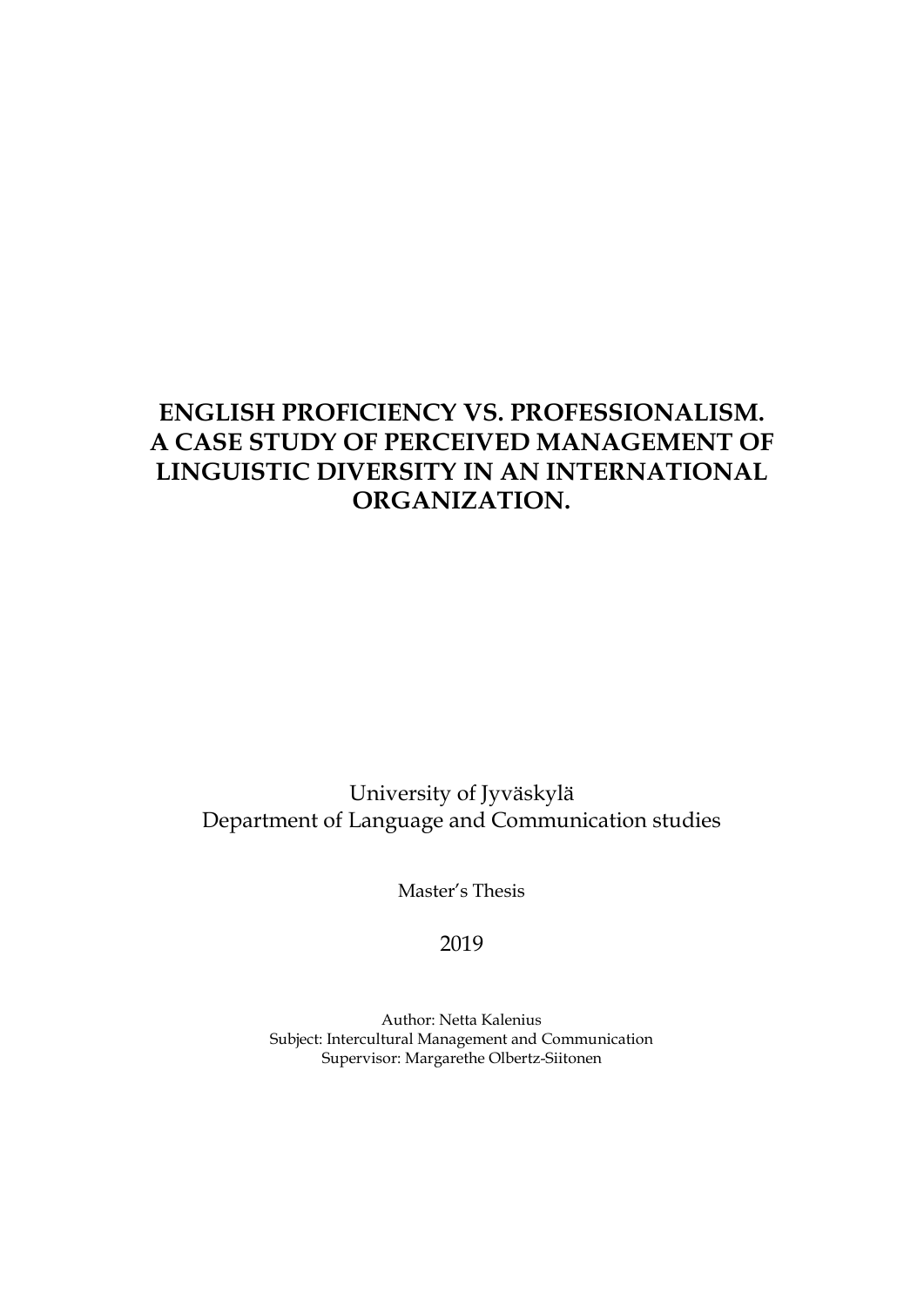# ENGLISH PROFICIENCY VS. PROFESSIONALISM. A CASE STUDY OF PERCEIVED MANAGEMENT OF LINGUISTIC DIVERSITY IN AN INTERNATIONAL ORGANIZATION.

University of Jyväskylä
Department of Language and Communication studies

Master's Thesis

2019

Author: Netta Kalenius
Subject: Intercultural Management and Communication
Supervisor: Margarethe Olbertz-Siitonen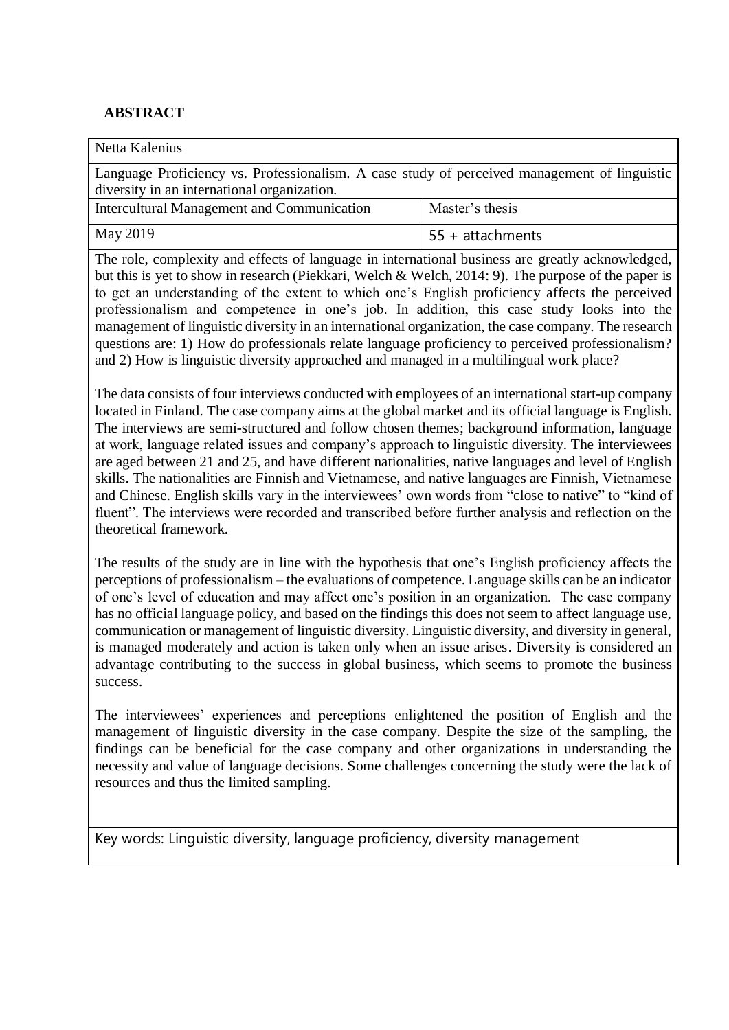## ABSTRACT

| Netta Kalenius | |
|---|---|
| Language Proficiency vs. Professionalism. A case study of perceived management of linguistic diversity in an international organization. | |
| Intercultural Management and Communication | Master's thesis |
| May 2019 | 55 + attachments |

The role, complexity and effects of language in international business are greatly acknowledged, but this is yet to show in research (Piekkari, Welch & Welch, 2014: 9). The purpose of the paper is to get an understanding of the extent to which one's English proficiency affects the perceived professionalism and competence in one's job. In addition, this case study looks into the management of linguistic diversity in an international organization, the case company. The research questions are: 1) How do professionals relate language proficiency to perceived professionalism? and 2) How is linguistic diversity approached and managed in a multilingual work place?

The data consists of four interviews conducted with employees of an international start-up company located in Finland. The case company aims at the global market and its official language is English. The interviews are semi-structured and follow chosen themes; background information, language at work, language related issues and company's approach to linguistic diversity. The interviewees are aged between 21 and 25, and have different nationalities, native languages and level of English skills. The nationalities are Finnish and Vietnamese, and native languages are Finnish, Vietnamese and Chinese. English skills vary in the interviewees' own words from "close to native" to "kind of fluent". The interviews were recorded and transcribed before further analysis and reflection on the theoretical framework.

The results of the study are in line with the hypothesis that one's English proficiency affects the perceptions of professionalism – the evaluations of competence. Language skills can be an indicator of one's level of education and may affect one's position in an organization. The case company has no official language policy, and based on the findings this does not seem to affect language use, communication or management of linguistic diversity. Linguistic diversity, and diversity in general, is managed moderately and action is taken only when an issue arises. Diversity is considered an advantage contributing to the success in global business, which seems to promote the business success.

The interviewees' experiences and perceptions enlightened the position of English and the management of linguistic diversity in the case company. Despite the size of the sampling, the findings can be beneficial for the case company and other organizations in understanding the necessity and value of language decisions. Some challenges concerning the study were the lack of resources and thus the limited sampling.

Key words: Linguistic diversity, language proficiency, diversity management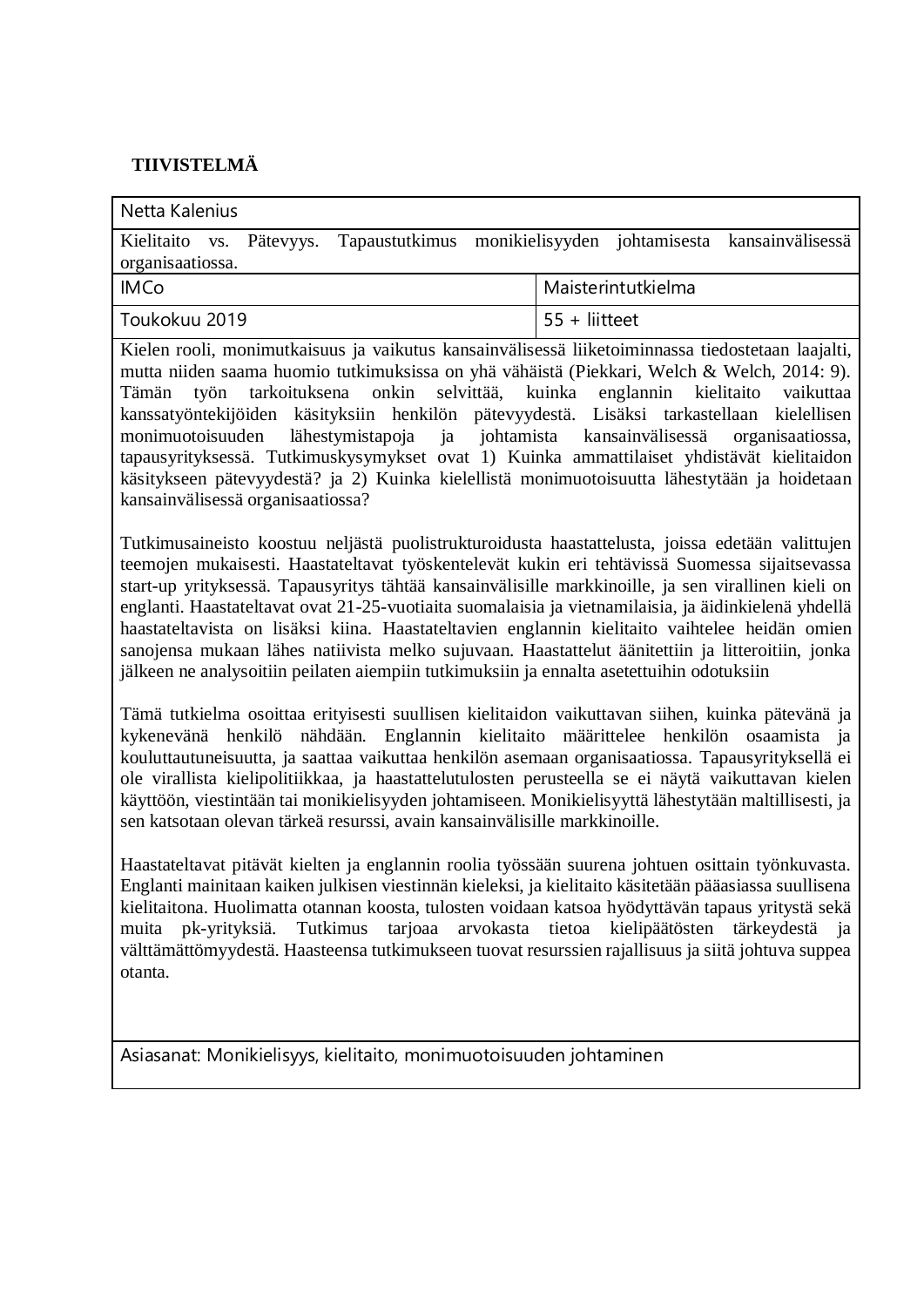**TIIVISTELMÄ**

| Netta Kalenius | |
|---|---|
| Kielitaito vs. Pätevyys. Tapaustutkimus monikielisyyden johtamisesta kansainvälisessä organisaatiossa. | |
| IMCo | Maisterintutkielma |
| Toukokuu 2019 | 55 + liitteet |

Kielen rooli, monimutkaisuus ja vaikutus kansainvälisessä liiketoiminnassa tiedostetaan laajalti, mutta niiden saama huomio tutkimuksissa on yhä vähäistä (Piekkari, Welch & Welch, 2014: 9). Tämän työn tarkoituksena onkin selvittää, kuinka englannin kielitaito vaikuttaa kanssatyöntekijöiden käsityksiin henkilön pätevyydestä. Lisäksi tarkastellaan kielellisen monimuotoisuuden lähestymistapoja ja johtamista kansainvälisessä organisaatiossa, tapausyrityksessä. Tutkimuskysymykset ovat 1) Kuinka ammattilaiset yhdistävät kielitaidon käsitykseen pätevyydestä? ja 2) Kuinka kielellistä monimuotoisuutta lähestytään ja hoidetaan kansainvälisessä organisaatiossa?

Tutkimusaineisto koostuu neljästä puolistrukturoidusta haastattelusta, joissa edetään valittujen teemojen mukaisesti. Haastateltavat työskentelevät kukin eri tehtävissä Suomessa sijaitsevassa start-up yrityksessä. Tapausyritys tähtää kansainvälisille markkinoille, ja sen virallinen kieli on englanti. Haastateltavat ovat 21-25-vuotiaita suomalaisia ja vietnamilaisia, ja äidinkielenä yhdellä haastateltavista on lisäksi kiina. Haastateltavien englannin kielitaito vaihtelee heidän omien sanojensa mukaan lähes natiivista melko sujuvaan. Haastattelut äänitettiin ja litteroitiin, jonka jälkeen ne analysoitiin peilaten aiempiin tutkimuksiin ja ennalta asetettuihin odotuksiin

Tämä tutkielma osoittaa erityisesti suullisen kielitaidon vaikuttavan siihen, kuinka pätevänä ja kykenevänä henkilö nähdään. Englannin kielitaito määrittelee henkilön osaamista ja kouluttautuneisuutta, ja saattaa vaikuttaa henkilön asemaan organisaatiossa. Tapausyrityksellä ei ole virallista kielipolitiikkaa, ja haastattelutulosten perusteella se ei näytä vaikuttavan kielen käyttöön, viestintään tai monikielisyyden johtamiseen. Monikielisyyttä lähestytään maltillisesti, ja sen katsotaan olevan tärkeä resurssi, avain kansainvälisille markkinoille.

Haastateltavat pitävät kielten ja englannin roolia työssään suurena johtuen osittain työnkuvasta. Englanti mainitaan kaiken julkisen viestinnän kieleksi, ja kielitaito käsitetään pääasiassa suullisena kielitaitona. Huolimatta otannan koosta, tulosten voidaan katsoa hyödyttävän tapaus yritystä sekä muita pk-yrityksiä. Tutkimus tarjoaa arvokasta tietoa kielipäätösten tärkeydestä ja välttämättömyydestä. Haasteensa tutkimukseen tuovat resurssien rajallisuus ja siitä johtuva suppea otanta.

Asiasanat: Monikielisyys, kielitaito, monimuotoisuuden johtaminen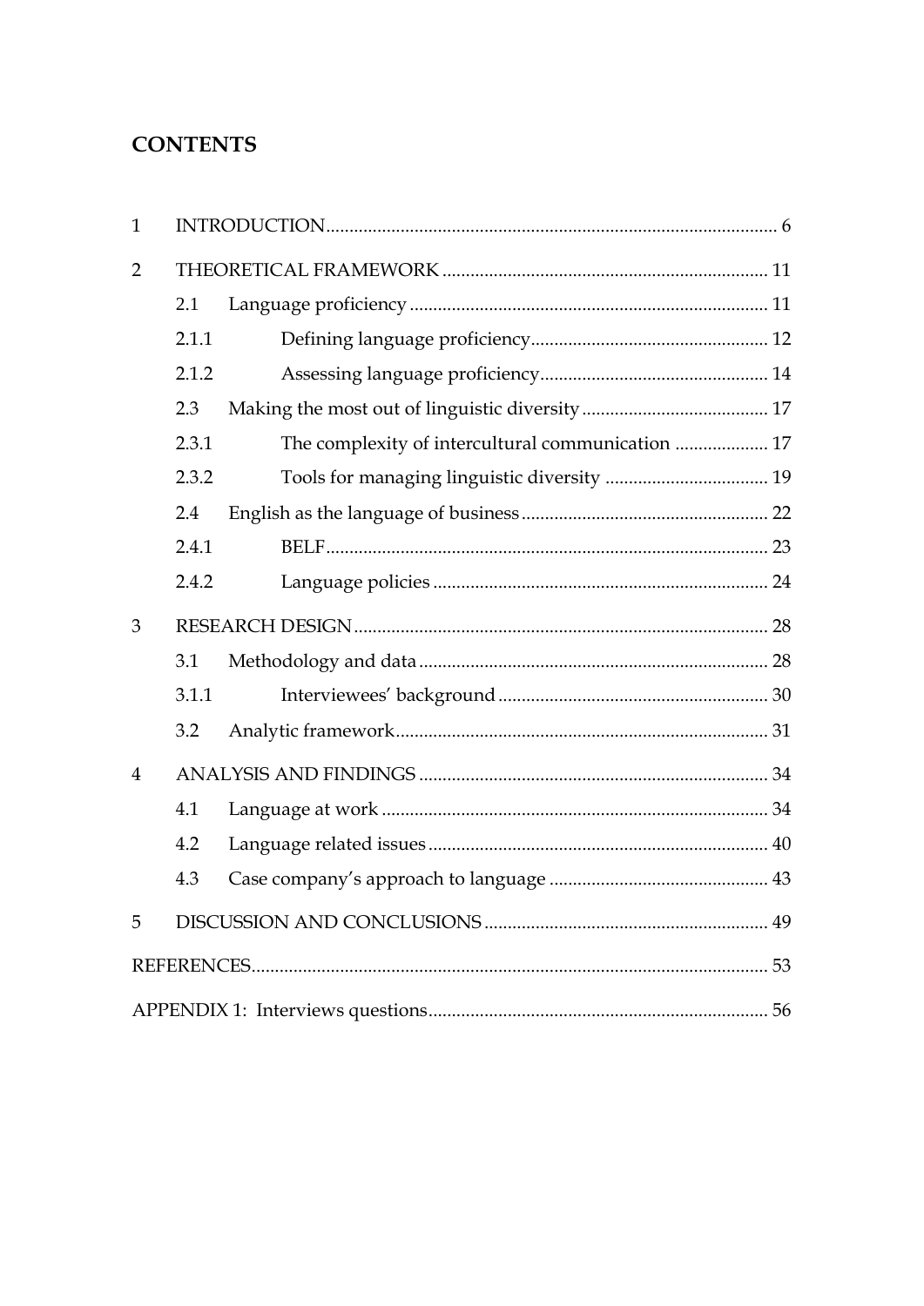# CONTENTS

1 INTRODUCTION................................................................................................ 6

2 THEORETICAL FRAMEWORK ..................................................................... 11

2.1 Language proficiency ............................................................................ 11

2.1.1 Defining language proficiency.................................................. 12

2.1.2 Assessing language proficiency................................................ 14

2.3 Making the most out of linguistic diversity ........................................ 17

2.3.1 The complexity of intercultural communication .................... 17

2.3.2 Tools for managing linguistic diversity ................................... 19

2.4 English as the language of business ..................................................... 22

2.4.1 BELF.............................................................................................. 23

2.4.2 Language policies ....................................................................... 24

3 RESEARCH DESIGN ......................................................................................... 28

3.1 Methodology and data ........................................................................... 28

3.1.1 Interviewees' background .......................................................... 30

3.2 Analytic framework................................................................................ 31

4 ANALYSIS AND FINDINGS ........................................................................... 34

4.1 Language at work ................................................................................... 34

4.2 Language related issues ......................................................................... 40

4.3 Case company's approach to language ............................................... 43

5 DISCUSSION AND CONCLUSIONS ............................................................. 49

REFERENCES.............................................................................................................. 53

APPENDIX 1: Interviews questions......................................................................... 56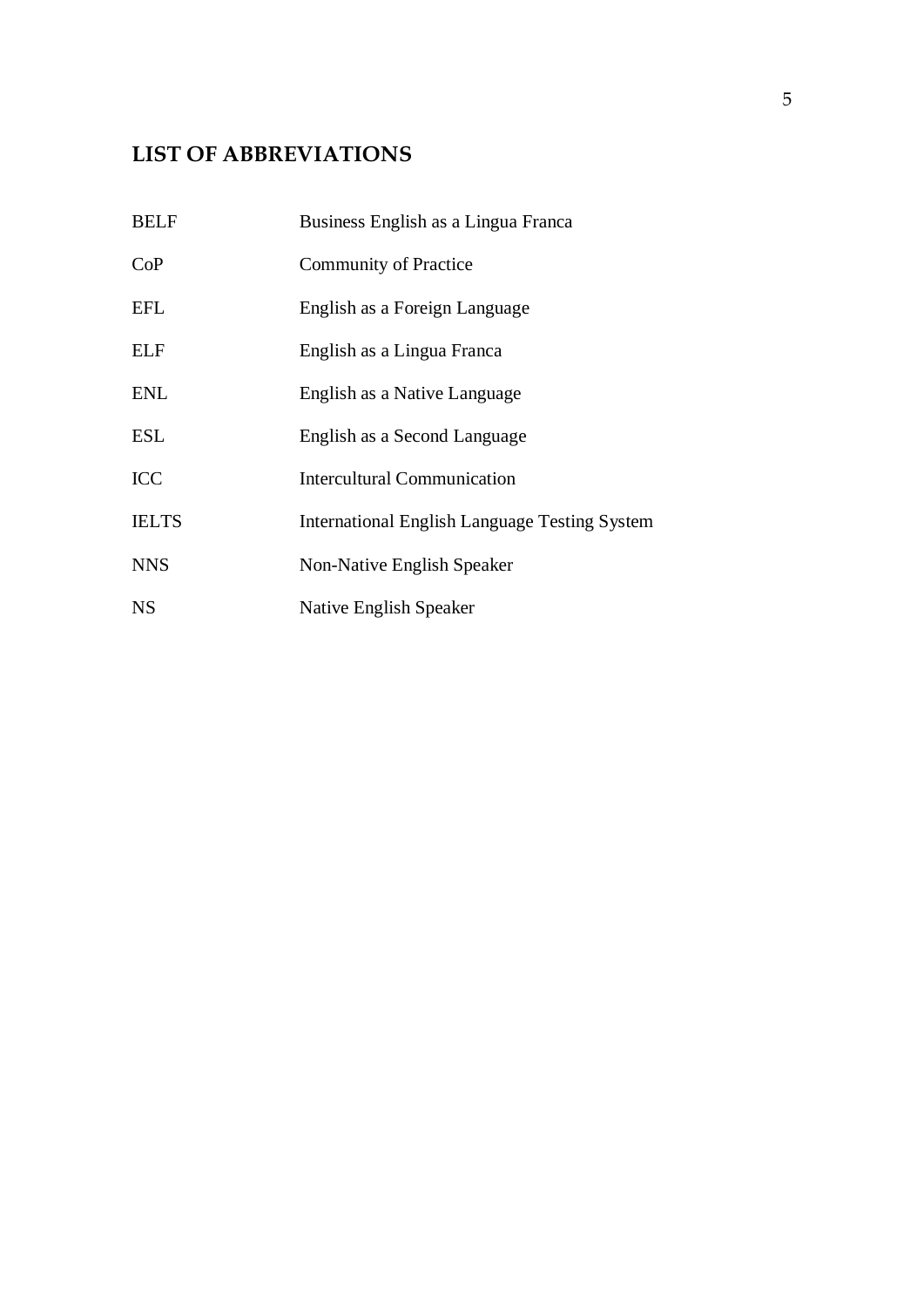# LIST OF ABBREVIATIONS

| | |
|---|---|
| BELF | Business English as a Lingua Franca |
| CoP | Community of Practice |
| EFL | English as a Foreign Language |
| ELF | English as a Lingua Franca |
| ENL | English as a Native Language |
| ESL | English as a Second Language |
| ICC | Intercultural Communication |
| IELTS | International English Language Testing System |
| NNS | Non-Native English Speaker |
| NS | Native English Speaker |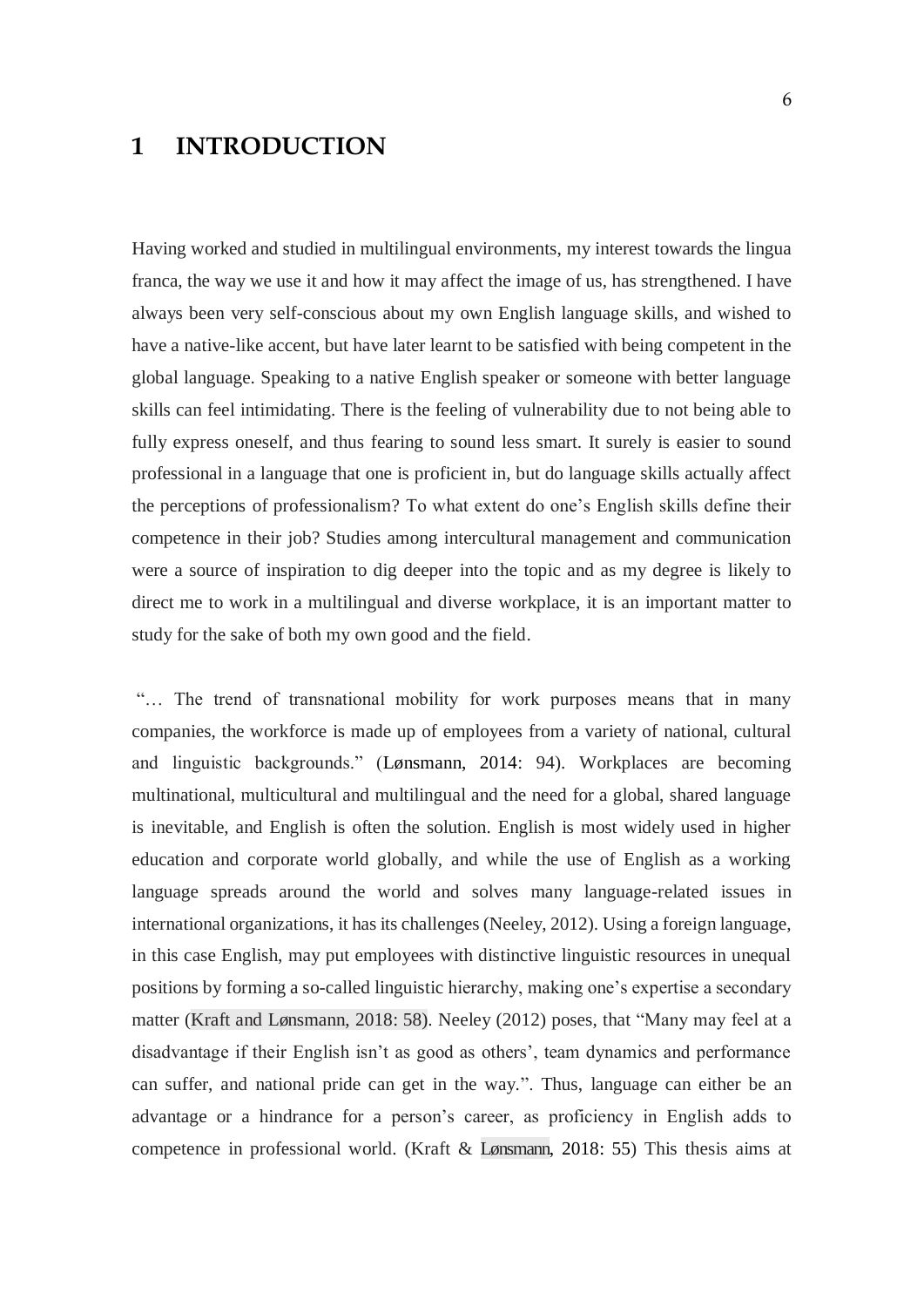# 1 INTRODUCTION

Having worked and studied in multilingual environments, my interest towards the lingua franca, the way we use it and how it may affect the image of us, has strengthened. I have always been very self-conscious about my own English language skills, and wished to have a native-like accent, but have later learnt to be satisfied with being competent in the global language. Speaking to a native English speaker or someone with better language skills can feel intimidating. There is the feeling of vulnerability due to not being able to fully express oneself, and thus fearing to sound less smart. It surely is easier to sound professional in a language that one is proficient in, but do language skills actually affect the perceptions of professionalism? To what extent do one's English skills define their competence in their job? Studies among intercultural management and communication were a source of inspiration to dig deeper into the topic and as my degree is likely to direct me to work in a multilingual and diverse workplace, it is an important matter to study for the sake of both my own good and the field.

"… The trend of transnational mobility for work purposes means that in many companies, the workforce is made up of employees from a variety of national, cultural and linguistic backgrounds." (Lønsmann, 2014: 94). Workplaces are becoming multinational, multicultural and multilingual and the need for a global, shared language is inevitable, and English is often the solution. English is most widely used in higher education and corporate world globally, and while the use of English as a working language spreads around the world and solves many language-related issues in international organizations, it has its challenges (Neeley, 2012). Using a foreign language, in this case English, may put employees with distinctive linguistic resources in unequal positions by forming a so-called linguistic hierarchy, making one's expertise a secondary matter (Kraft and Lønsmann, 2018: 58). Neeley (2012) poses, that "Many may feel at a disadvantage if their English isn't as good as others', team dynamics and performance can suffer, and national pride can get in the way.". Thus, language can either be an advantage or a hindrance for a person's career, as proficiency in English adds to competence in professional world. (Kraft & Lønsmann, 2018: 55) This thesis aims at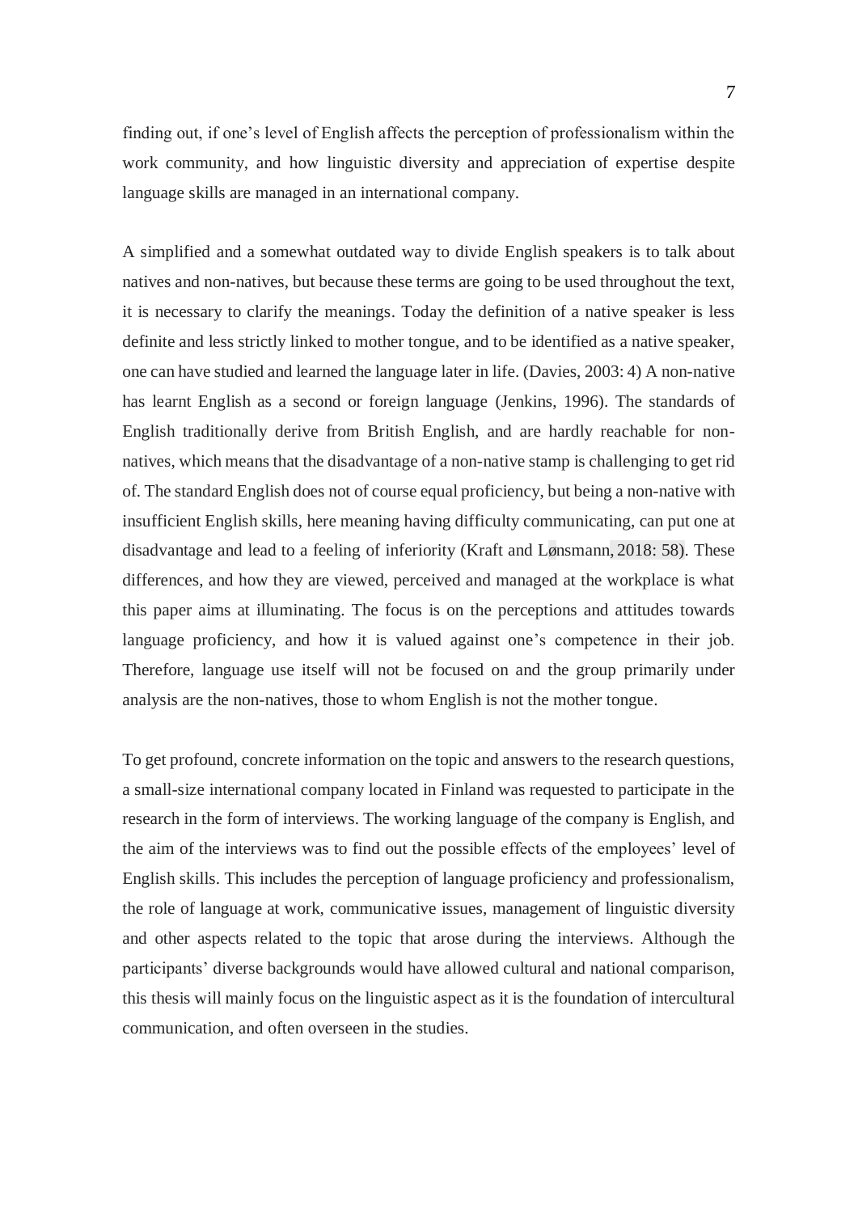finding out, if one's level of English affects the perception of professionalism within the work community, and how linguistic diversity and appreciation of expertise despite language skills are managed in an international company.

A simplified and a somewhat outdated way to divide English speakers is to talk about natives and non-natives, but because these terms are going to be used throughout the text, it is necessary to clarify the meanings. Today the definition of a native speaker is less definite and less strictly linked to mother tongue, and to be identified as a native speaker, one can have studied and learned the language later in life. (Davies, 2003: 4) A non-native has learnt English as a second or foreign language (Jenkins, 1996). The standards of English traditionally derive from British English, and are hardly reachable for non-natives, which means that the disadvantage of a non-native stamp is challenging to get rid of. The standard English does not of course equal proficiency, but being a non-native with insufficient English skills, here meaning having difficulty communicating, can put one at disadvantage and lead to a feeling of inferiority (Kraft and Lønsmann, 2018: 58). These differences, and how they are viewed, perceived and managed at the workplace is what this paper aims at illuminating. The focus is on the perceptions and attitudes towards language proficiency, and how it is valued against one's competence in their job. Therefore, language use itself will not be focused on and the group primarily under analysis are the non-natives, those to whom English is not the mother tongue.

To get profound, concrete information on the topic and answers to the research questions, a small-size international company located in Finland was requested to participate in the research in the form of interviews. The working language of the company is English, and the aim of the interviews was to find out the possible effects of the employees' level of English skills. This includes the perception of language proficiency and professionalism, the role of language at work, communicative issues, management of linguistic diversity and other aspects related to the topic that arose during the interviews. Although the participants' diverse backgrounds would have allowed cultural and national comparison, this thesis will mainly focus on the linguistic aspect as it is the foundation of intercultural communication, and often overseen in the studies.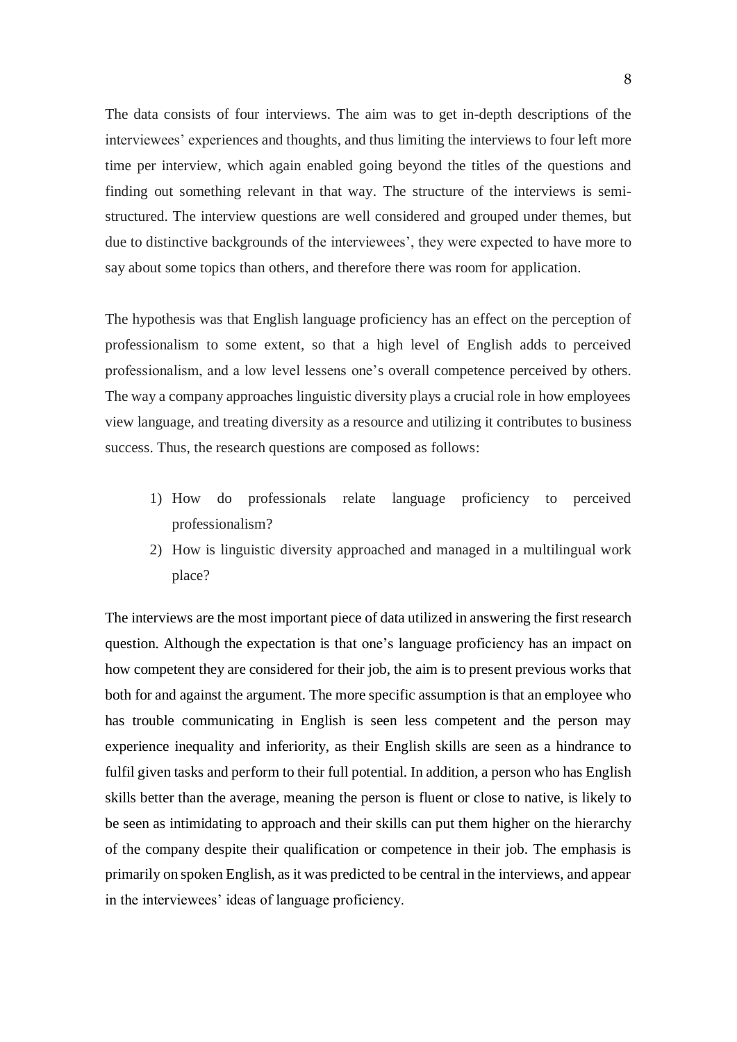The data consists of four interviews. The aim was to get in-depth descriptions of the interviewees' experiences and thoughts, and thus limiting the interviews to four left more time per interview, which again enabled going beyond the titles of the questions and finding out something relevant in that way. The structure of the interviews is semi-structured. The interview questions are well considered and grouped under themes, but due to distinctive backgrounds of the interviewees', they were expected to have more to say about some topics than others, and therefore there was room for application.

The hypothesis was that English language proficiency has an effect on the perception of professionalism to some extent, so that a high level of English adds to perceived professionalism, and a low level lessens one's overall competence perceived by others. The way a company approaches linguistic diversity plays a crucial role in how employees view language, and treating diversity as a resource and utilizing it contributes to business success. Thus, the research questions are composed as follows:

1) How do professionals relate language proficiency to perceived professionalism?
2) How is linguistic diversity approached and managed in a multilingual work place?

The interviews are the most important piece of data utilized in answering the first research question. Although the expectation is that one's language proficiency has an impact on how competent they are considered for their job, the aim is to present previous works that both for and against the argument. The more specific assumption is that an employee who has trouble communicating in English is seen less competent and the person may experience inequality and inferiority, as their English skills are seen as a hindrance to fulfil given tasks and perform to their full potential. In addition, a person who has English skills better than the average, meaning the person is fluent or close to native, is likely to be seen as intimidating to approach and their skills can put them higher on the hierarchy of the company despite their qualification or competence in their job. The emphasis is primarily on spoken English, as it was predicted to be central in the interviews, and appear in the interviewees' ideas of language proficiency.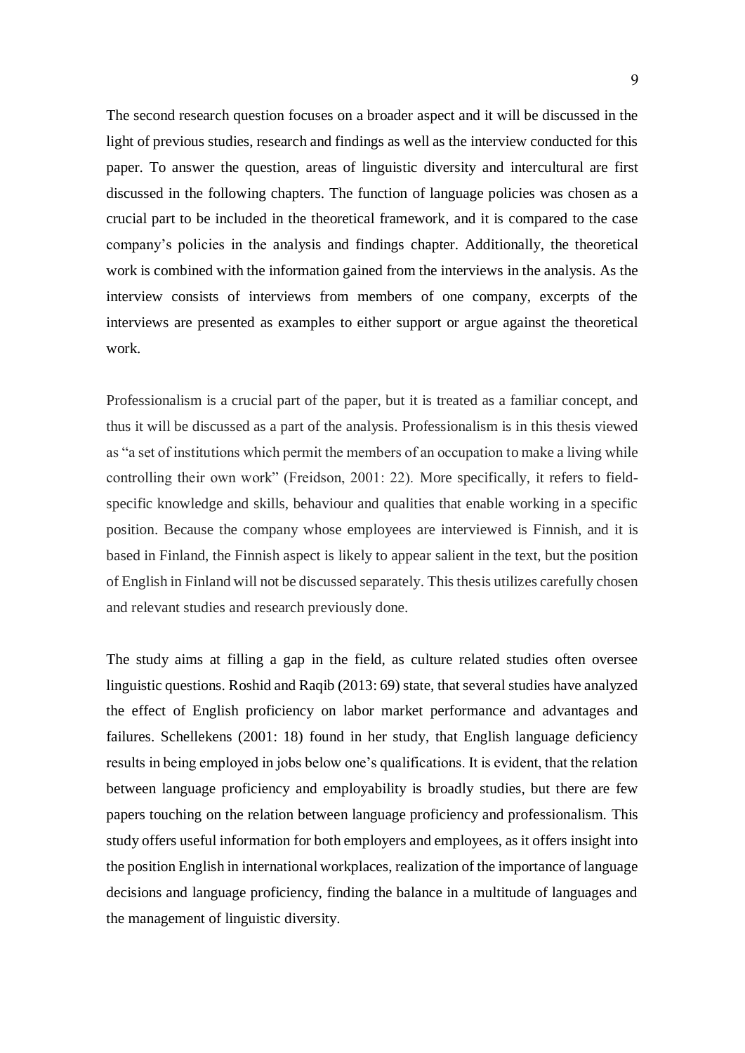The second research question focuses on a broader aspect and it will be discussed in the light of previous studies, research and findings as well as the interview conducted for this paper. To answer the question, areas of linguistic diversity and intercultural are first discussed in the following chapters. The function of language policies was chosen as a crucial part to be included in the theoretical framework, and it is compared to the case company's policies in the analysis and findings chapter. Additionally, the theoretical work is combined with the information gained from the interviews in the analysis. As the interview consists of interviews from members of one company, excerpts of the interviews are presented as examples to either support or argue against the theoretical work.

Professionalism is a crucial part of the paper, but it is treated as a familiar concept, and thus it will be discussed as a part of the analysis. Professionalism is in this thesis viewed as "a set of institutions which permit the members of an occupation to make a living while controlling their own work" (Freidson, 2001: 22). More specifically, it refers to field-specific knowledge and skills, behaviour and qualities that enable working in a specific position. Because the company whose employees are interviewed is Finnish, and it is based in Finland, the Finnish aspect is likely to appear salient in the text, but the position of English in Finland will not be discussed separately. This thesis utilizes carefully chosen and relevant studies and research previously done.

The study aims at filling a gap in the field, as culture related studies often oversee linguistic questions. Roshid and Raqib (2013: 69) state, that several studies have analyzed the effect of English proficiency on labor market performance and advantages and failures. Schellekens (2001: 18) found in her study, that English language deficiency results in being employed in jobs below one's qualifications. It is evident, that the relation between language proficiency and employability is broadly studies, but there are few papers touching on the relation between language proficiency and professionalism. This study offers useful information for both employers and employees, as it offers insight into the position English in international workplaces, realization of the importance of language decisions and language proficiency, finding the balance in a multitude of languages and the management of linguistic diversity.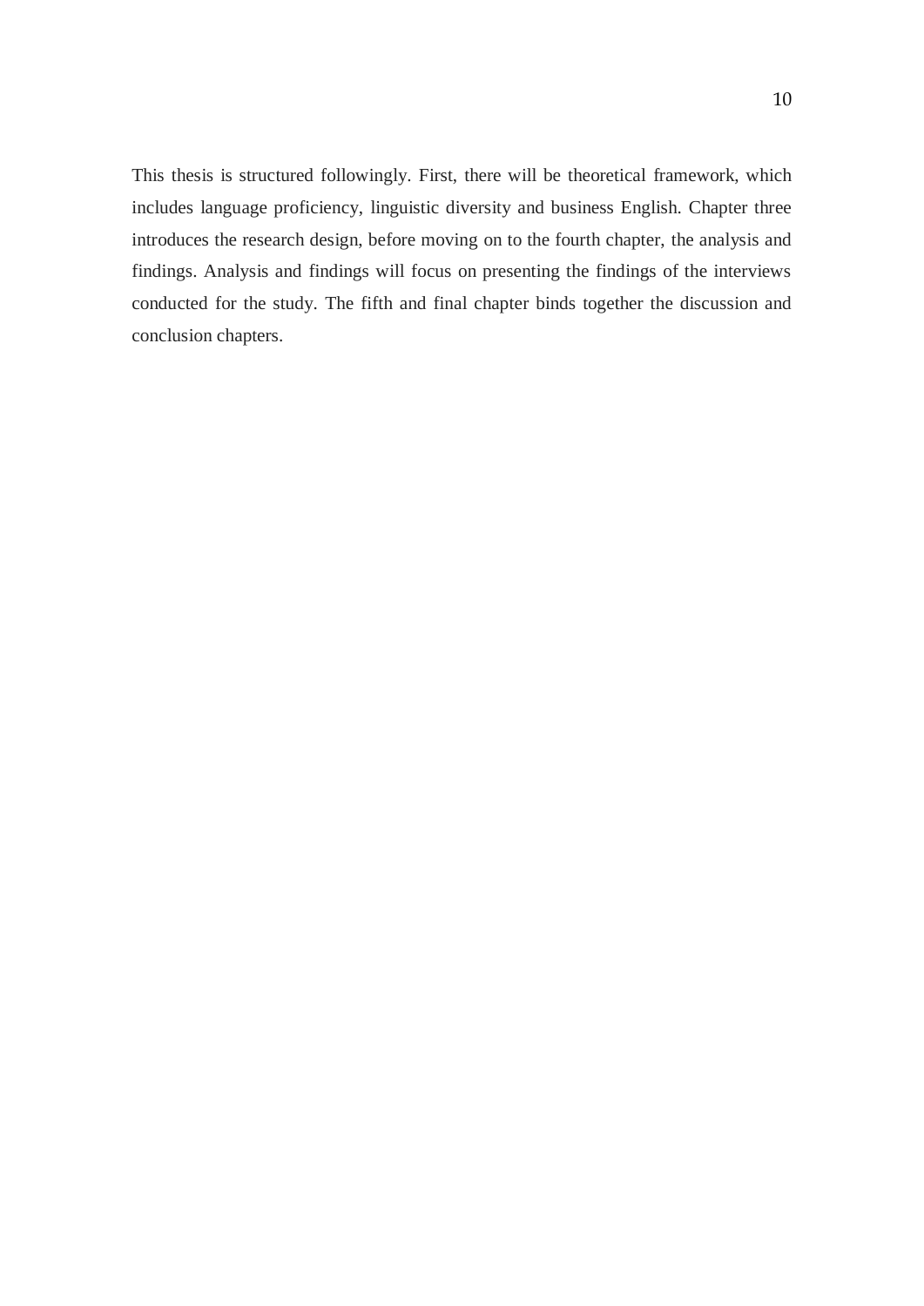This thesis is structured followingly. First, there will be theoretical framework, which includes language proficiency, linguistic diversity and business English. Chapter three introduces the research design, before moving on to the fourth chapter, the analysis and findings. Analysis and findings will focus on presenting the findings of the interviews conducted for the study. The fifth and final chapter binds together the discussion and conclusion chapters.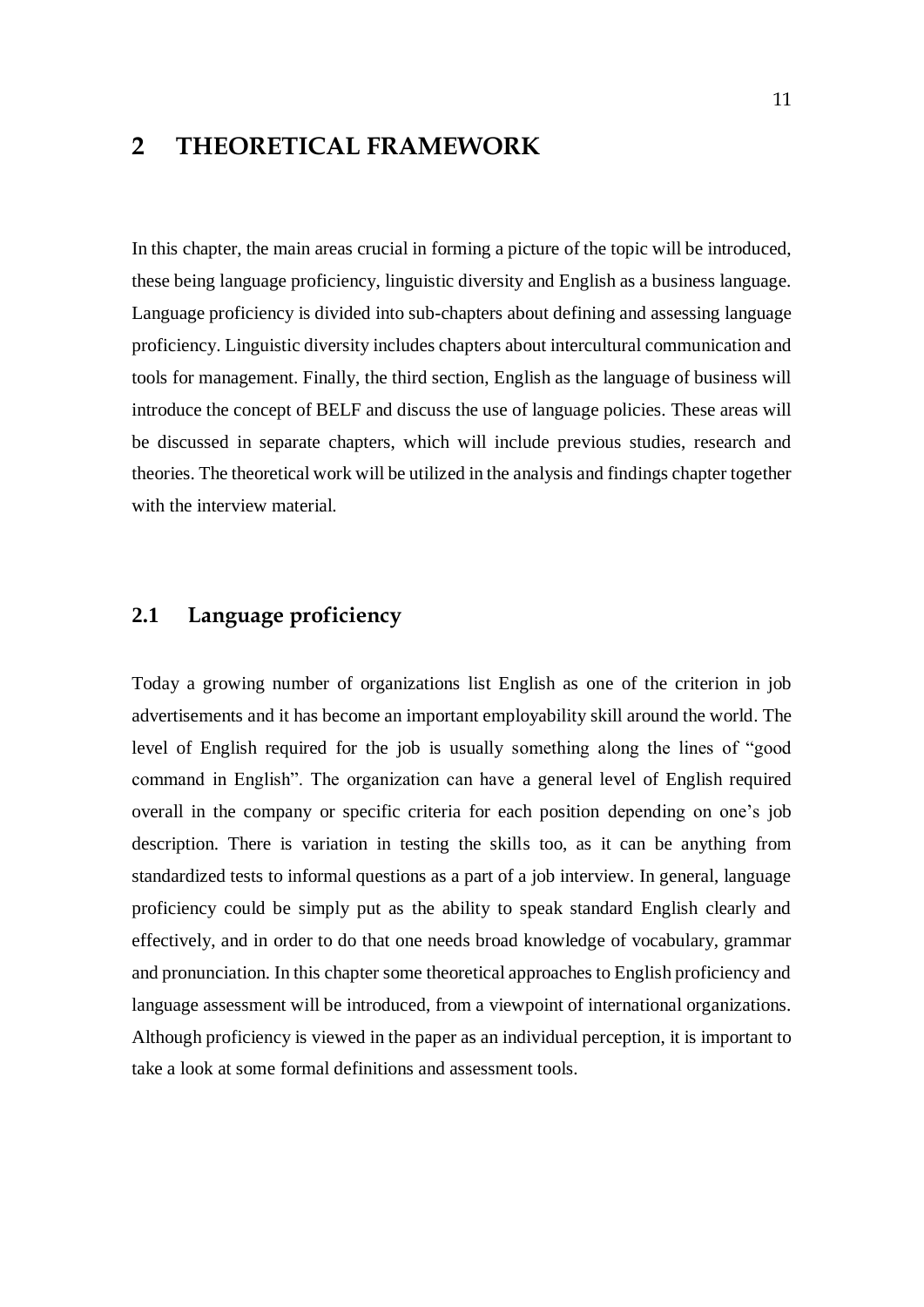# 2 THEORETICAL FRAMEWORK

In this chapter, the main areas crucial in forming a picture of the topic will be introduced, these being language proficiency, linguistic diversity and English as a business language. Language proficiency is divided into sub-chapters about defining and assessing language proficiency. Linguistic diversity includes chapters about intercultural communication and tools for management. Finally, the third section, English as the language of business will introduce the concept of BELF and discuss the use of language policies. These areas will be discussed in separate chapters, which will include previous studies, research and theories. The theoretical work will be utilized in the analysis and findings chapter together with the interview material.

## 2.1 Language proficiency

Today a growing number of organizations list English as one of the criterion in job advertisements and it has become an important employability skill around the world. The level of English required for the job is usually something along the lines of "good command in English". The organization can have a general level of English required overall in the company or specific criteria for each position depending on one's job description. There is variation in testing the skills too, as it can be anything from standardized tests to informal questions as a part of a job interview. In general, language proficiency could be simply put as the ability to speak standard English clearly and effectively, and in order to do that one needs broad knowledge of vocabulary, grammar and pronunciation. In this chapter some theoretical approaches to English proficiency and language assessment will be introduced, from a viewpoint of international organizations. Although proficiency is viewed in the paper as an individual perception, it is important to take a look at some formal definitions and assessment tools.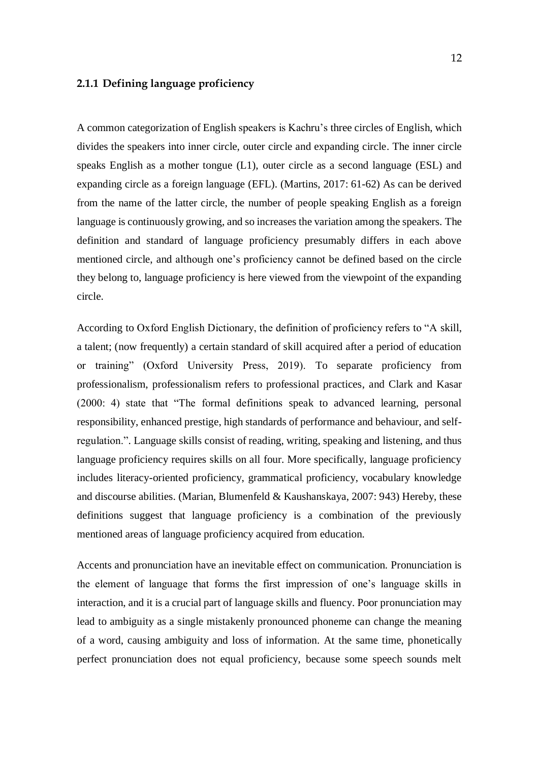### 2.1.1 Defining language proficiency

A common categorization of English speakers is Kachru's three circles of English, which divides the speakers into inner circle, outer circle and expanding circle. The inner circle speaks English as a mother tongue (L1), outer circle as a second language (ESL) and expanding circle as a foreign language (EFL). (Martins, 2017: 61-62) As can be derived from the name of the latter circle, the number of people speaking English as a foreign language is continuously growing, and so increases the variation among the speakers. The definition and standard of language proficiency presumably differs in each above mentioned circle, and although one's proficiency cannot be defined based on the circle they belong to, language proficiency is here viewed from the viewpoint of the expanding circle.

According to Oxford English Dictionary, the definition of proficiency refers to "A skill, a talent; (now frequently) a certain standard of skill acquired after a period of education or training" (Oxford University Press, 2019). To separate proficiency from professionalism, professionalism refers to professional practices, and Clark and Kasar (2000: 4) state that "The formal definitions speak to advanced learning, personal responsibility, enhanced prestige, high standards of performance and behaviour, and self-regulation.". Language skills consist of reading, writing, speaking and listening, and thus language proficiency requires skills on all four. More specifically, language proficiency includes literacy-oriented proficiency, grammatical proficiency, vocabulary knowledge and discourse abilities. (Marian, Blumenfeld & Kaushanskaya, 2007: 943) Hereby, these definitions suggest that language proficiency is a combination of the previously mentioned areas of language proficiency acquired from education.

Accents and pronunciation have an inevitable effect on communication. Pronunciation is the element of language that forms the first impression of one's language skills in interaction, and it is a crucial part of language skills and fluency. Poor pronunciation may lead to ambiguity as a single mistakenly pronounced phoneme can change the meaning of a word, causing ambiguity and loss of information. At the same time, phonetically perfect pronunciation does not equal proficiency, because some speech sounds melt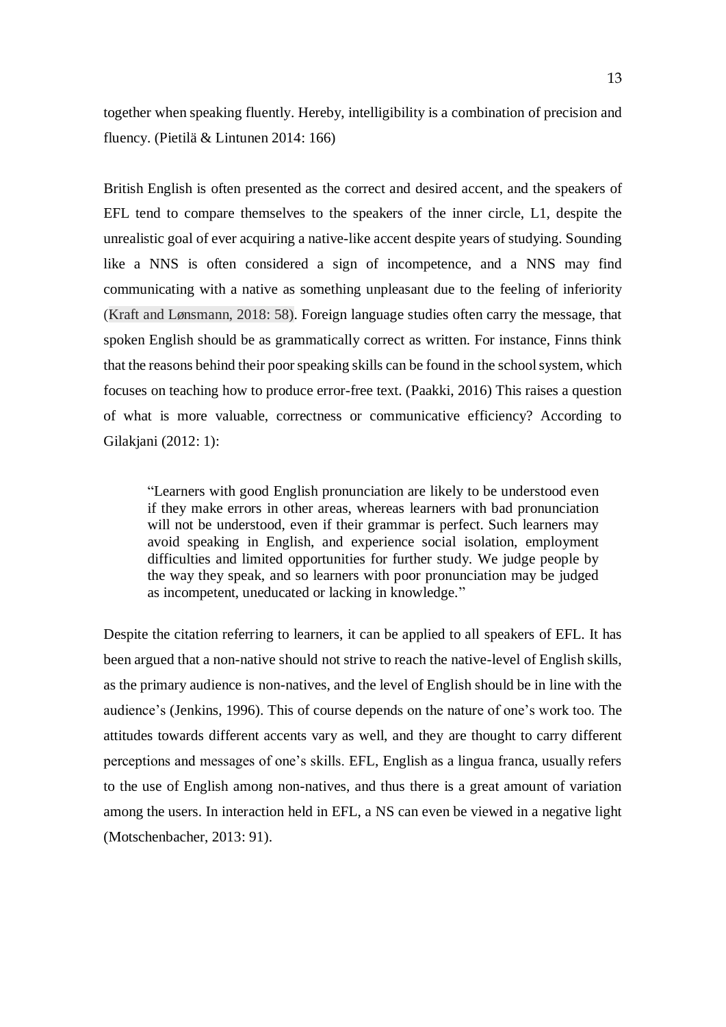together when speaking fluently. Hereby, intelligibility is a combination of precision and fluency. (Pietilä & Lintunen 2014: 166)

British English is often presented as the correct and desired accent, and the speakers of EFL tend to compare themselves to the speakers of the inner circle, L1, despite the unrealistic goal of ever acquiring a native-like accent despite years of studying. Sounding like a NNS is often considered a sign of incompetence, and a NNS may find communicating with a native as something unpleasant due to the feeling of inferiority (Kraft and Lønsmann, 2018: 58). Foreign language studies often carry the message, that spoken English should be as grammatically correct as written. For instance, Finns think that the reasons behind their poor speaking skills can be found in the school system, which focuses on teaching how to produce error-free text. (Paakki, 2016) This raises a question of what is more valuable, correctness or communicative efficiency? According to Gilakjani (2012: 1):

> "Learners with good English pronunciation are likely to be understood even if they make errors in other areas, whereas learners with bad pronunciation will not be understood, even if their grammar is perfect. Such learners may avoid speaking in English, and experience social isolation, employment difficulties and limited opportunities for further study. We judge people by the way they speak, and so learners with poor pronunciation may be judged as incompetent, uneducated or lacking in knowledge."

Despite the citation referring to learners, it can be applied to all speakers of EFL. It has been argued that a non-native should not strive to reach the native-level of English skills, as the primary audience is non-natives, and the level of English should be in line with the audience's (Jenkins, 1996). This of course depends on the nature of one's work too. The attitudes towards different accents vary as well, and they are thought to carry different perceptions and messages of one's skills. EFL, English as a lingua franca, usually refers to the use of English among non-natives, and thus there is a great amount of variation among the users. In interaction held in EFL, a NS can even be viewed in a negative light (Motschenbacher, 2013: 91).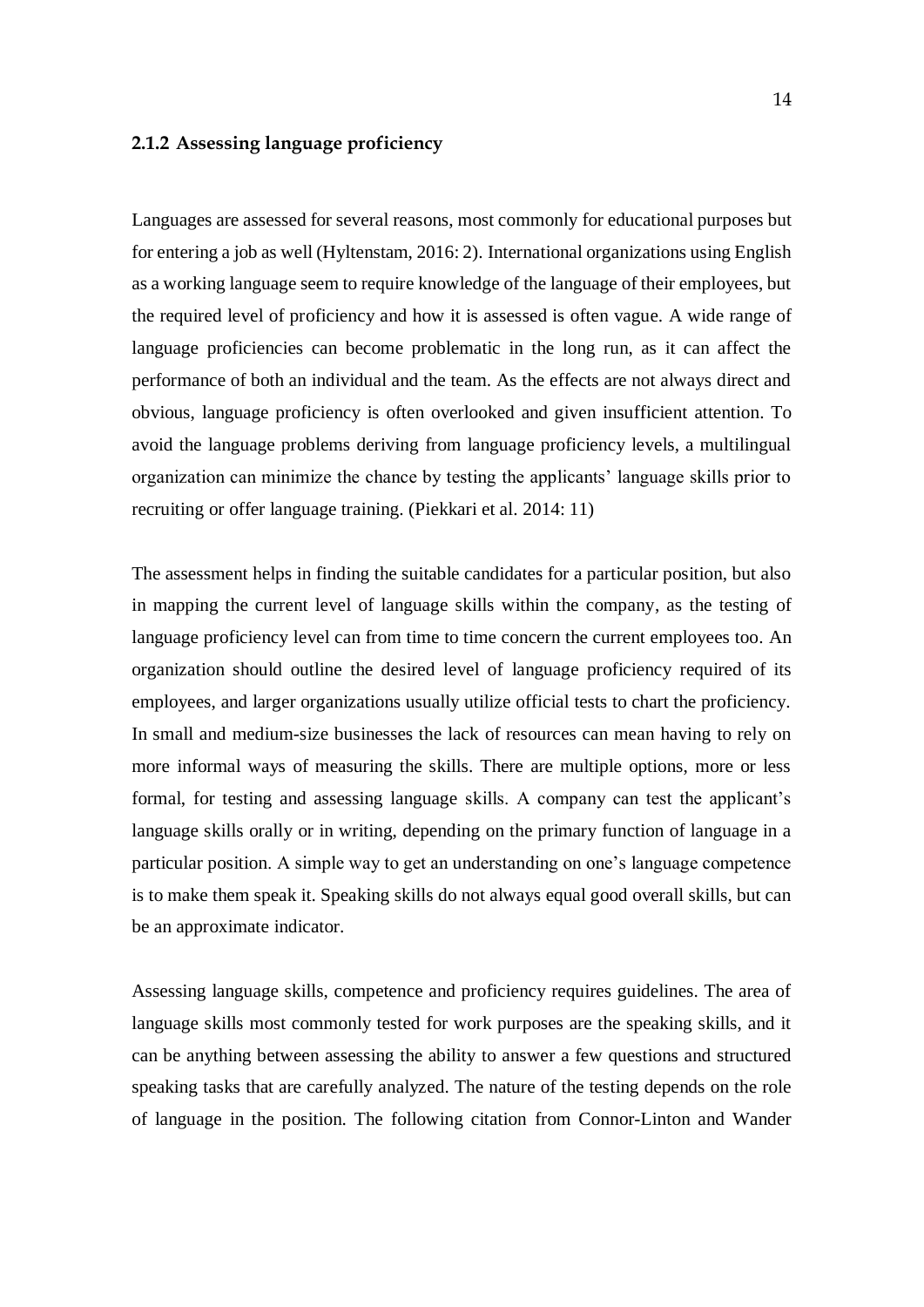### 2.1.2 Assessing language proficiency

Languages are assessed for several reasons, most commonly for educational purposes but for entering a job as well (Hyltenstam, 2016: 2). International organizations using English as a working language seem to require knowledge of the language of their employees, but the required level of proficiency and how it is assessed is often vague. A wide range of language proficiencies can become problematic in the long run, as it can affect the performance of both an individual and the team. As the effects are not always direct and obvious, language proficiency is often overlooked and given insufficient attention. To avoid the language problems deriving from language proficiency levels, a multilingual organization can minimize the chance by testing the applicants' language skills prior to recruiting or offer language training. (Piekkari et al. 2014: 11)

The assessment helps in finding the suitable candidates for a particular position, but also in mapping the current level of language skills within the company, as the testing of language proficiency level can from time to time concern the current employees too. An organization should outline the desired level of language proficiency required of its employees, and larger organizations usually utilize official tests to chart the proficiency. In small and medium-size businesses the lack of resources can mean having to rely on more informal ways of measuring the skills. There are multiple options, more or less formal, for testing and assessing language skills. A company can test the applicant's language skills orally or in writing, depending on the primary function of language in a particular position. A simple way to get an understanding on one's language competence is to make them speak it. Speaking skills do not always equal good overall skills, but can be an approximate indicator.

Assessing language skills, competence and proficiency requires guidelines. The area of language skills most commonly tested for work purposes are the speaking skills, and it can be anything between assessing the ability to answer a few questions and structured speaking tasks that are carefully analyzed. The nature of the testing depends on the role of language in the position. The following citation from Connor-Linton and Wander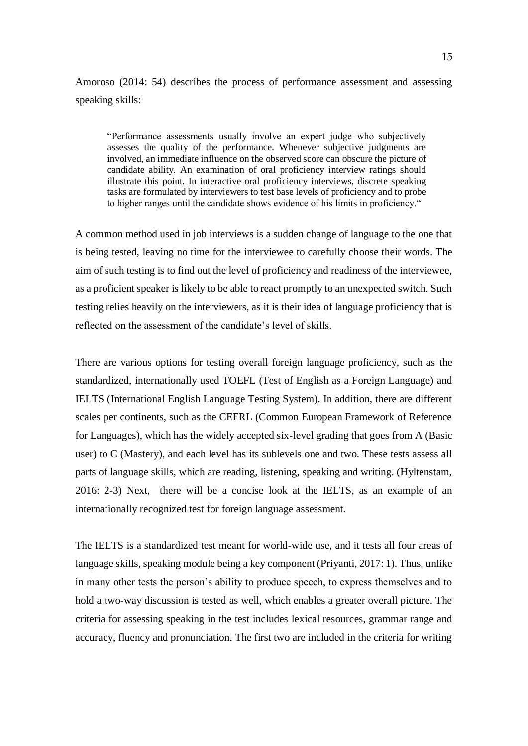Amoroso (2014: 54) describes the process of performance assessment and assessing speaking skills:

> "Performance assessments usually involve an expert judge who subjectively assesses the quality of the performance. Whenever subjective judgments are involved, an immediate influence on the observed score can obscure the picture of candidate ability. An examination of oral proficiency interview ratings should illustrate this point. In interactive oral proficiency interviews, discrete speaking tasks are formulated by interviewers to test base levels of proficiency and to probe to higher ranges until the candidate shows evidence of his limits in proficiency."

A common method used in job interviews is a sudden change of language to the one that is being tested, leaving no time for the interviewee to carefully choose their words. The aim of such testing is to find out the level of proficiency and readiness of the interviewee, as a proficient speaker is likely to be able to react promptly to an unexpected switch. Such testing relies heavily on the interviewers, as it is their idea of language proficiency that is reflected on the assessment of the candidate's level of skills.

There are various options for testing overall foreign language proficiency, such as the standardized, internationally used TOEFL (Test of English as a Foreign Language) and IELTS (International English Language Testing System). In addition, there are different scales per continents, such as the CEFRL (Common European Framework of Reference for Languages), which has the widely accepted six-level grading that goes from A (Basic user) to C (Mastery), and each level has its sublevels one and two. These tests assess all parts of language skills, which are reading, listening, speaking and writing. (Hyltenstam, 2016: 2-3) Next, there will be a concise look at the IELTS, as an example of an internationally recognized test for foreign language assessment.

The IELTS is a standardized test meant for world-wide use, and it tests all four areas of language skills, speaking module being a key component (Priyanti, 2017: 1). Thus, unlike in many other tests the person's ability to produce speech, to express themselves and to hold a two-way discussion is tested as well, which enables a greater overall picture. The criteria for assessing speaking in the test includes lexical resources, grammar range and accuracy, fluency and pronunciation. The first two are included in the criteria for writing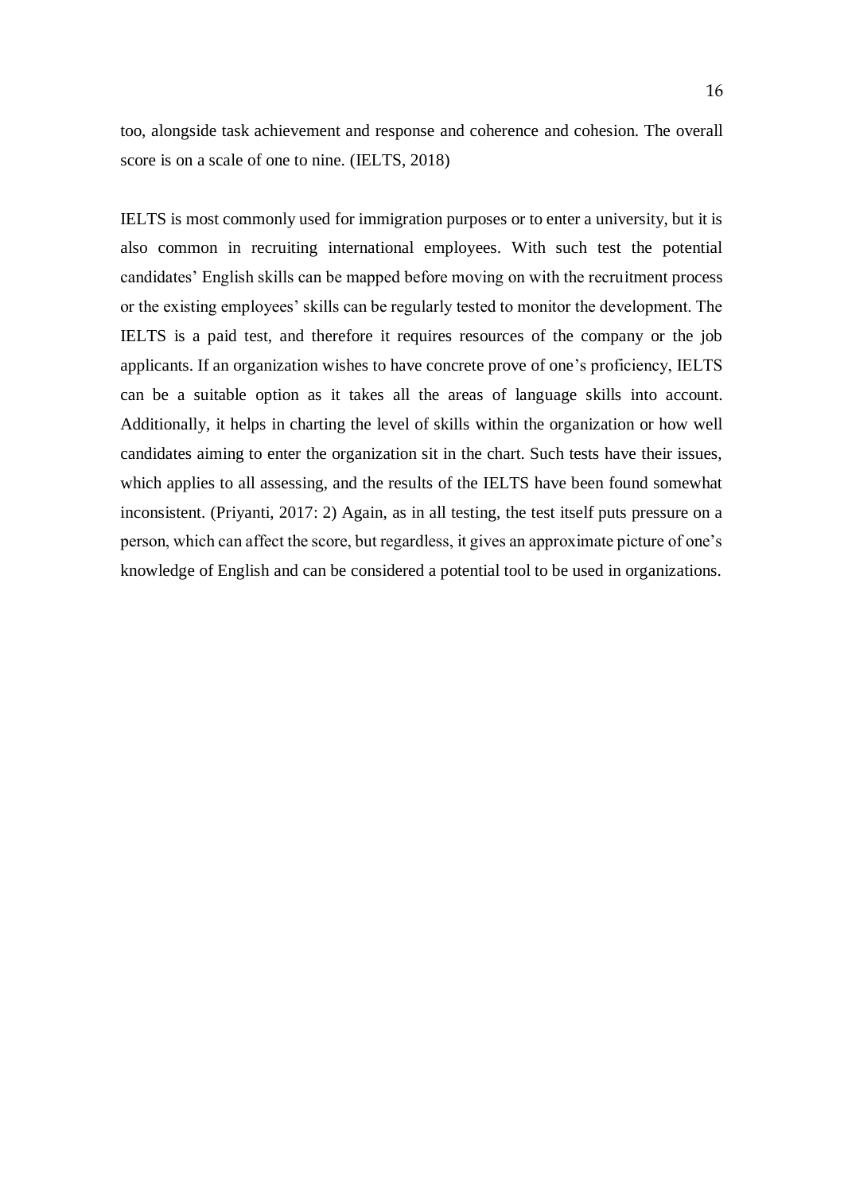too, alongside task achievement and response and coherence and cohesion. The overall score is on a scale of one to nine. (IELTS, 2018)

IELTS is most commonly used for immigration purposes or to enter a university, but it is also common in recruiting international employees. With such test the potential candidates' English skills can be mapped before moving on with the recruitment process or the existing employees' skills can be regularly tested to monitor the development. The IELTS is a paid test, and therefore it requires resources of the company or the job applicants. If an organization wishes to have concrete prove of one's proficiency, IELTS can be a suitable option as it takes all the areas of language skills into account. Additionally, it helps in charting the level of skills within the organization or how well candidates aiming to enter the organization sit in the chart. Such tests have their issues, which applies to all assessing, and the results of the IELTS have been found somewhat inconsistent. (Priyanti, 2017: 2) Again, as in all testing, the test itself puts pressure on a person, which can affect the score, but regardless, it gives an approximate picture of one's knowledge of English and can be considered a potential tool to be used in organizations.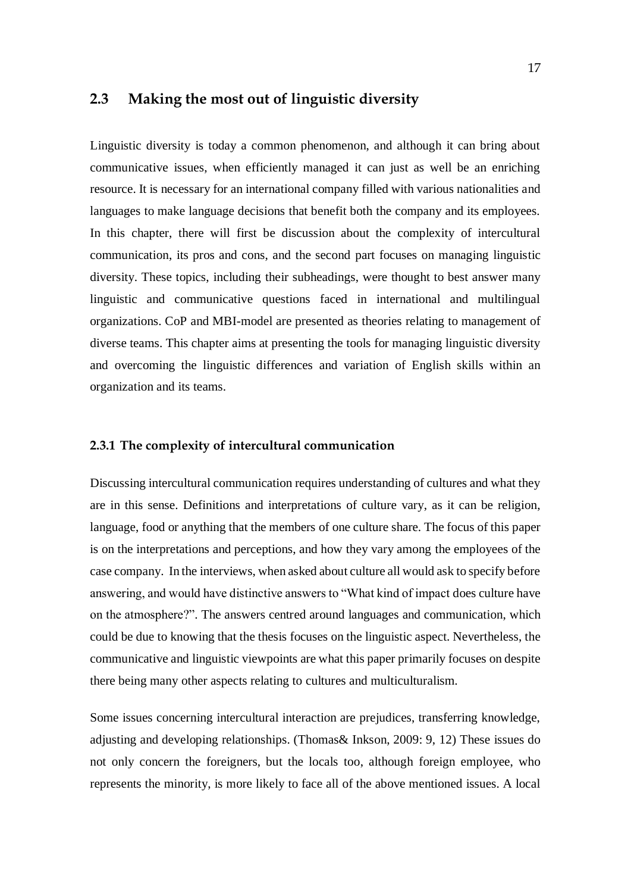## 2.3 Making the most out of linguistic diversity

Linguistic diversity is today a common phenomenon, and although it can bring about communicative issues, when efficiently managed it can just as well be an enriching resource. It is necessary for an international company filled with various nationalities and languages to make language decisions that benefit both the company and its employees. In this chapter, there will first be discussion about the complexity of intercultural communication, its pros and cons, and the second part focuses on managing linguistic diversity. These topics, including their subheadings, were thought to best answer many linguistic and communicative questions faced in international and multilingual organizations. CoP and MBI-model are presented as theories relating to management of diverse teams. This chapter aims at presenting the tools for managing linguistic diversity and overcoming the linguistic differences and variation of English skills within an organization and its teams.

### 2.3.1 The complexity of intercultural communication

Discussing intercultural communication requires understanding of cultures and what they are in this sense. Definitions and interpretations of culture vary, as it can be religion, language, food or anything that the members of one culture share. The focus of this paper is on the interpretations and perceptions, and how they vary among the employees of the case company. In the interviews, when asked about culture all would ask to specify before answering, and would have distinctive answers to "What kind of impact does culture have on the atmosphere?". The answers centred around languages and communication, which could be due to knowing that the thesis focuses on the linguistic aspect. Nevertheless, the communicative and linguistic viewpoints are what this paper primarily focuses on despite there being many other aspects relating to cultures and multiculturalism.

Some issues concerning intercultural interaction are prejudices, transferring knowledge, adjusting and developing relationships. (Thomas& Inkson, 2009: 9, 12) These issues do not only concern the foreigners, but the locals too, although foreign employee, who represents the minority, is more likely to face all of the above mentioned issues. A local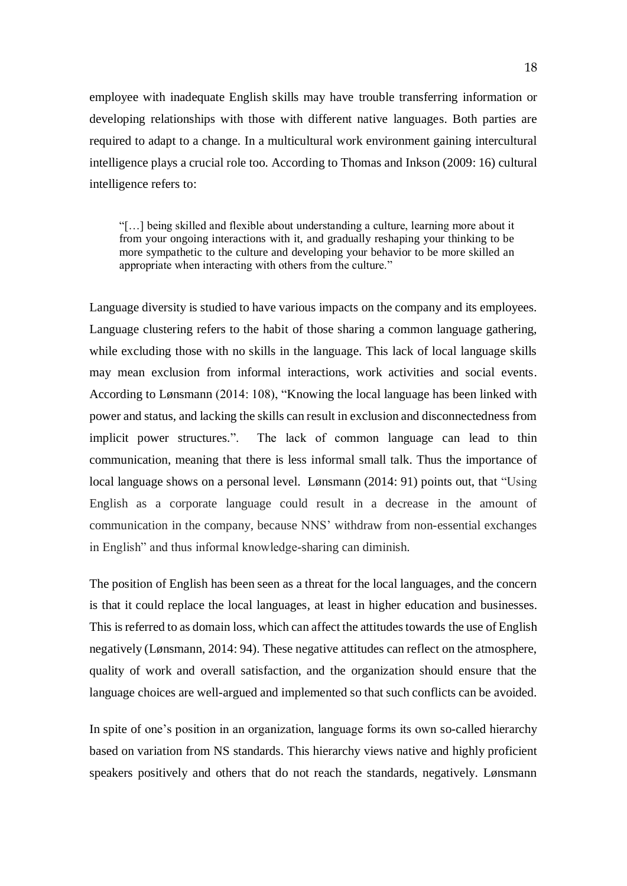employee with inadequate English skills may have trouble transferring information or developing relationships with those with different native languages. Both parties are required to adapt to a change. In a multicultural work environment gaining intercultural intelligence plays a crucial role too. According to Thomas and Inkson (2009: 16) cultural intelligence refers to:

> "[…] being skilled and flexible about understanding a culture, learning more about it from your ongoing interactions with it, and gradually reshaping your thinking to be more sympathetic to the culture and developing your behavior to be more skilled an appropriate when interacting with others from the culture."

Language diversity is studied to have various impacts on the company and its employees. Language clustering refers to the habit of those sharing a common language gathering, while excluding those with no skills in the language. This lack of local language skills may mean exclusion from informal interactions, work activities and social events. According to Lønsmann (2014: 108), "Knowing the local language has been linked with power and status, and lacking the skills can result in exclusion and disconnectedness from implicit power structures.". The lack of common language can lead to thin communication, meaning that there is less informal small talk. Thus the importance of local language shows on a personal level. Lønsmann (2014: 91) points out, that "Using English as a corporate language could result in a decrease in the amount of communication in the company, because NNS' withdraw from non-essential exchanges in English" and thus informal knowledge-sharing can diminish.

The position of English has been seen as a threat for the local languages, and the concern is that it could replace the local languages, at least in higher education and businesses. This is referred to as domain loss, which can affect the attitudes towards the use of English negatively (Lønsmann, 2014: 94). These negative attitudes can reflect on the atmosphere, quality of work and overall satisfaction, and the organization should ensure that the language choices are well-argued and implemented so that such conflicts can be avoided.

In spite of one's position in an organization, language forms its own so-called hierarchy based on variation from NS standards. This hierarchy views native and highly proficient speakers positively and others that do not reach the standards, negatively. Lønsmann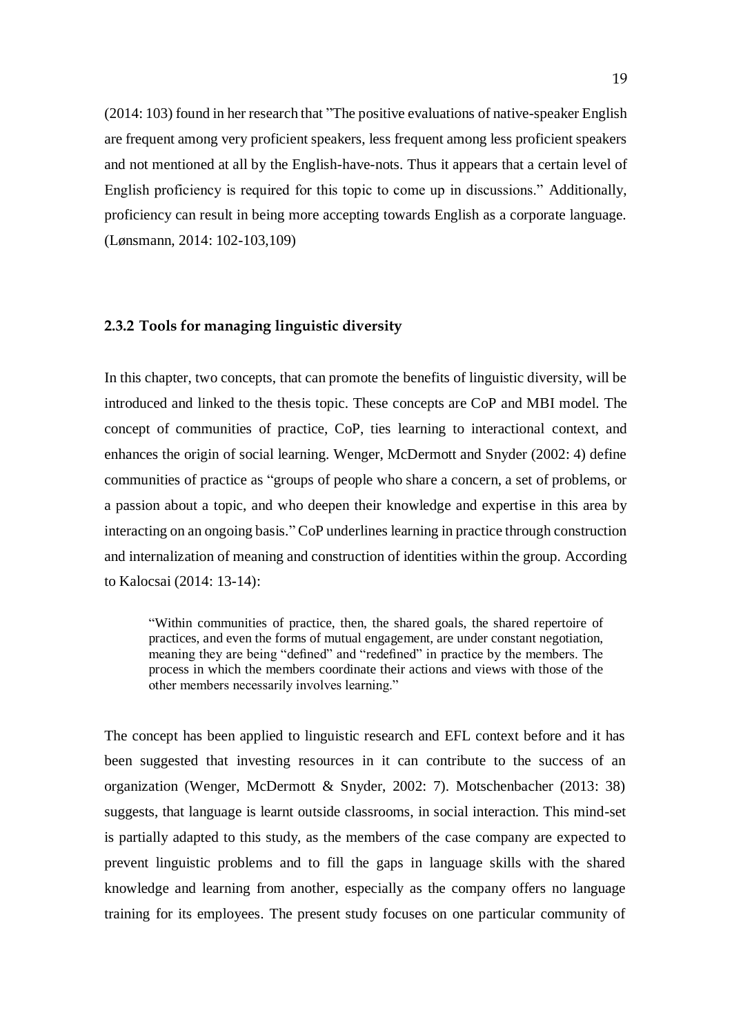(2014: 103) found in her research that ”The positive evaluations of native-speaker English are frequent among very proficient speakers, less frequent among less proficient speakers and not mentioned at all by the English-have-nots. Thus it appears that a certain level of English proficiency is required for this topic to come up in discussions.” Additionally, proficiency can result in being more accepting towards English as a corporate language. (Lønsmann, 2014: 102-103,109)

### 2.3.2 Tools for managing linguistic diversity

In this chapter, two concepts, that can promote the benefits of linguistic diversity, will be introduced and linked to the thesis topic. These concepts are CoP and MBI model. The concept of communities of practice, CoP, ties learning to interactional context, and enhances the origin of social learning. Wenger, McDermott and Snyder (2002: 4) define communities of practice as “groups of people who share a concern, a set of problems, or a passion about a topic, and who deepen their knowledge and expertise in this area by interacting on an ongoing basis.” CoP underlines learning in practice through construction and internalization of meaning and construction of identities within the group. According to Kalocsai (2014: 13-14):

> “Within communities of practice, then, the shared goals, the shared repertoire of practices, and even the forms of mutual engagement, are under constant negotiation, meaning they are being “defined” and “redefined” in practice by the members. The process in which the members coordinate their actions and views with those of the other members necessarily involves learning.”

The concept has been applied to linguistic research and EFL context before and it has been suggested that investing resources in it can contribute to the success of an organization (Wenger, McDermott & Snyder, 2002: 7). Motschenbacher (2013: 38) suggests, that language is learnt outside classrooms, in social interaction. This mind-set is partially adapted to this study, as the members of the case company are expected to prevent linguistic problems and to fill the gaps in language skills with the shared knowledge and learning from another, especially as the company offers no language training for its employees. The present study focuses on one particular community of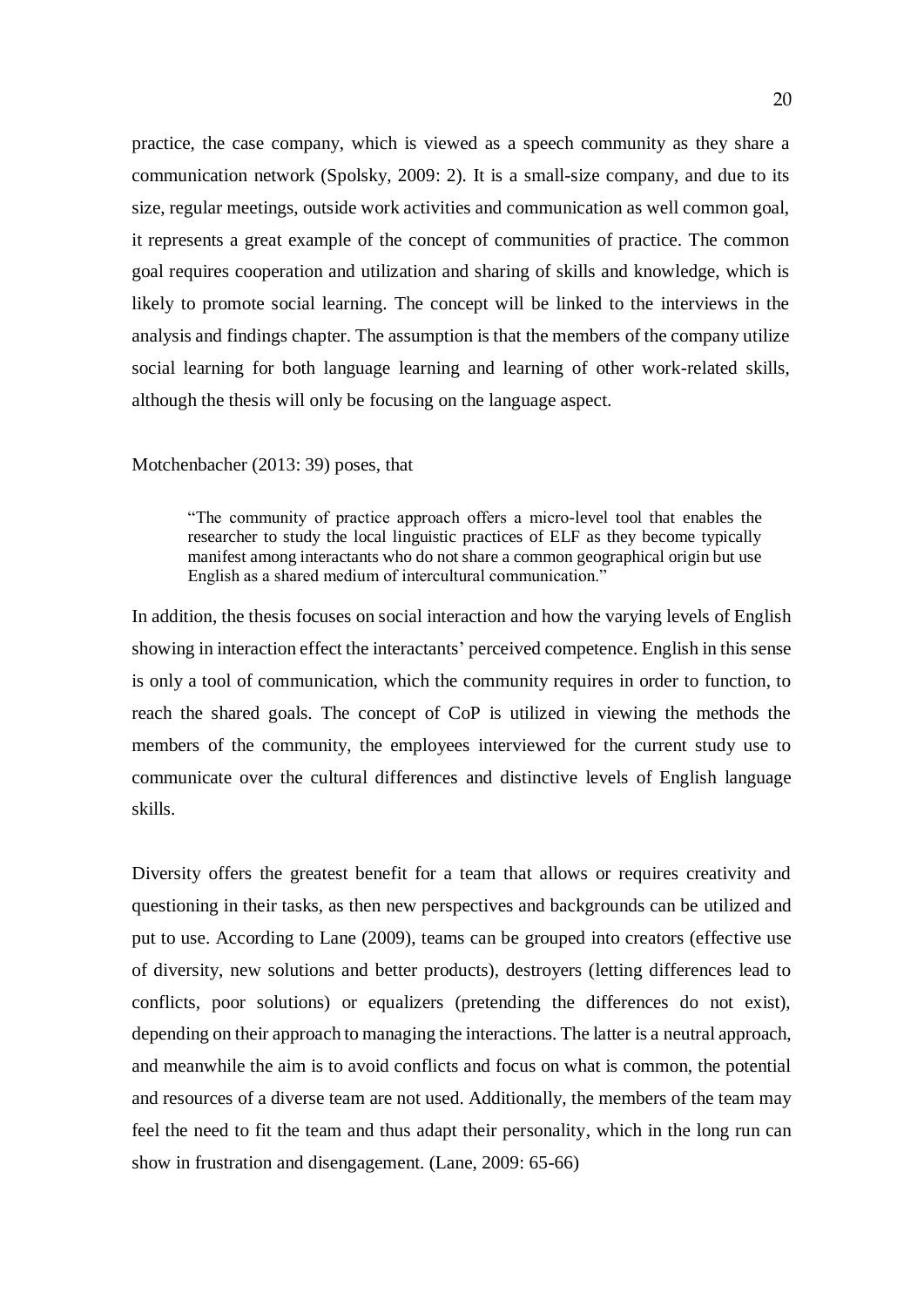practice, the case company, which is viewed as a speech community as they share a communication network (Spolsky, 2009: 2). It is a small-size company, and due to its size, regular meetings, outside work activities and communication as well common goal, it represents a great example of the concept of communities of practice. The common goal requires cooperation and utilization and sharing of skills and knowledge, which is likely to promote social learning. The concept will be linked to the interviews in the analysis and findings chapter. The assumption is that the members of the company utilize social learning for both language learning and learning of other work-related skills, although the thesis will only be focusing on the language aspect.

Motchenbacher (2013: 39) poses, that

> "The community of practice approach offers a micro-level tool that enables the researcher to study the local linguistic practices of ELF as they become typically manifest among interactants who do not share a common geographical origin but use English as a shared medium of intercultural communication."

In addition, the thesis focuses on social interaction and how the varying levels of English showing in interaction effect the interactants' perceived competence. English in this sense is only a tool of communication, which the community requires in order to function, to reach the shared goals. The concept of CoP is utilized in viewing the methods the members of the community, the employees interviewed for the current study use to communicate over the cultural differences and distinctive levels of English language skills.

Diversity offers the greatest benefit for a team that allows or requires creativity and questioning in their tasks, as then new perspectives and backgrounds can be utilized and put to use. According to Lane (2009), teams can be grouped into creators (effective use of diversity, new solutions and better products), destroyers (letting differences lead to conflicts, poor solutions) or equalizers (pretending the differences do not exist), depending on their approach to managing the interactions. The latter is a neutral approach, and meanwhile the aim is to avoid conflicts and focus on what is common, the potential and resources of a diverse team are not used. Additionally, the members of the team may feel the need to fit the team and thus adapt their personality, which in the long run can show in frustration and disengagement. (Lane, 2009: 65-66)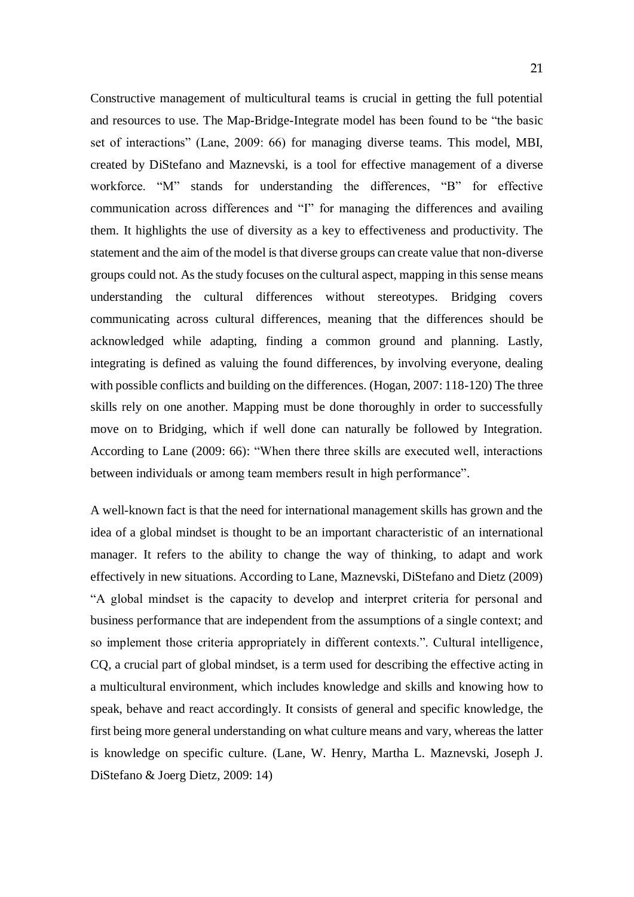Constructive management of multicultural teams is crucial in getting the full potential and resources to use. The Map-Bridge-Integrate model has been found to be "the basic set of interactions" (Lane, 2009: 66) for managing diverse teams. This model, MBI, created by DiStefano and Maznevski, is a tool for effective management of a diverse workforce. "M" stands for understanding the differences, "B" for effective communication across differences and "I" for managing the differences and availing them. It highlights the use of diversity as a key to effectiveness and productivity. The statement and the aim of the model is that diverse groups can create value that non-diverse groups could not. As the study focuses on the cultural aspect, mapping in this sense means understanding the cultural differences without stereotypes. Bridging covers communicating across cultural differences, meaning that the differences should be acknowledged while adapting, finding a common ground and planning. Lastly, integrating is defined as valuing the found differences, by involving everyone, dealing with possible conflicts and building on the differences. (Hogan, 2007: 118-120) The three skills rely on one another. Mapping must be done thoroughly in order to successfully move on to Bridging, which if well done can naturally be followed by Integration. According to Lane (2009: 66): "When there three skills are executed well, interactions between individuals or among team members result in high performance".

A well-known fact is that the need for international management skills has grown and the idea of a global mindset is thought to be an important characteristic of an international manager. It refers to the ability to change the way of thinking, to adapt and work effectively in new situations. According to Lane, Maznevski, DiStefano and Dietz (2009) "A global mindset is the capacity to develop and interpret criteria for personal and business performance that are independent from the assumptions of a single context; and so implement those criteria appropriately in different contexts.". Cultural intelligence, CQ, a crucial part of global mindset, is a term used for describing the effective acting in a multicultural environment, which includes knowledge and skills and knowing how to speak, behave and react accordingly. It consists of general and specific knowledge, the first being more general understanding on what culture means and vary, whereas the latter is knowledge on specific culture. (Lane, W. Henry, Martha L. Maznevski, Joseph J. DiStefano & Joerg Dietz, 2009: 14)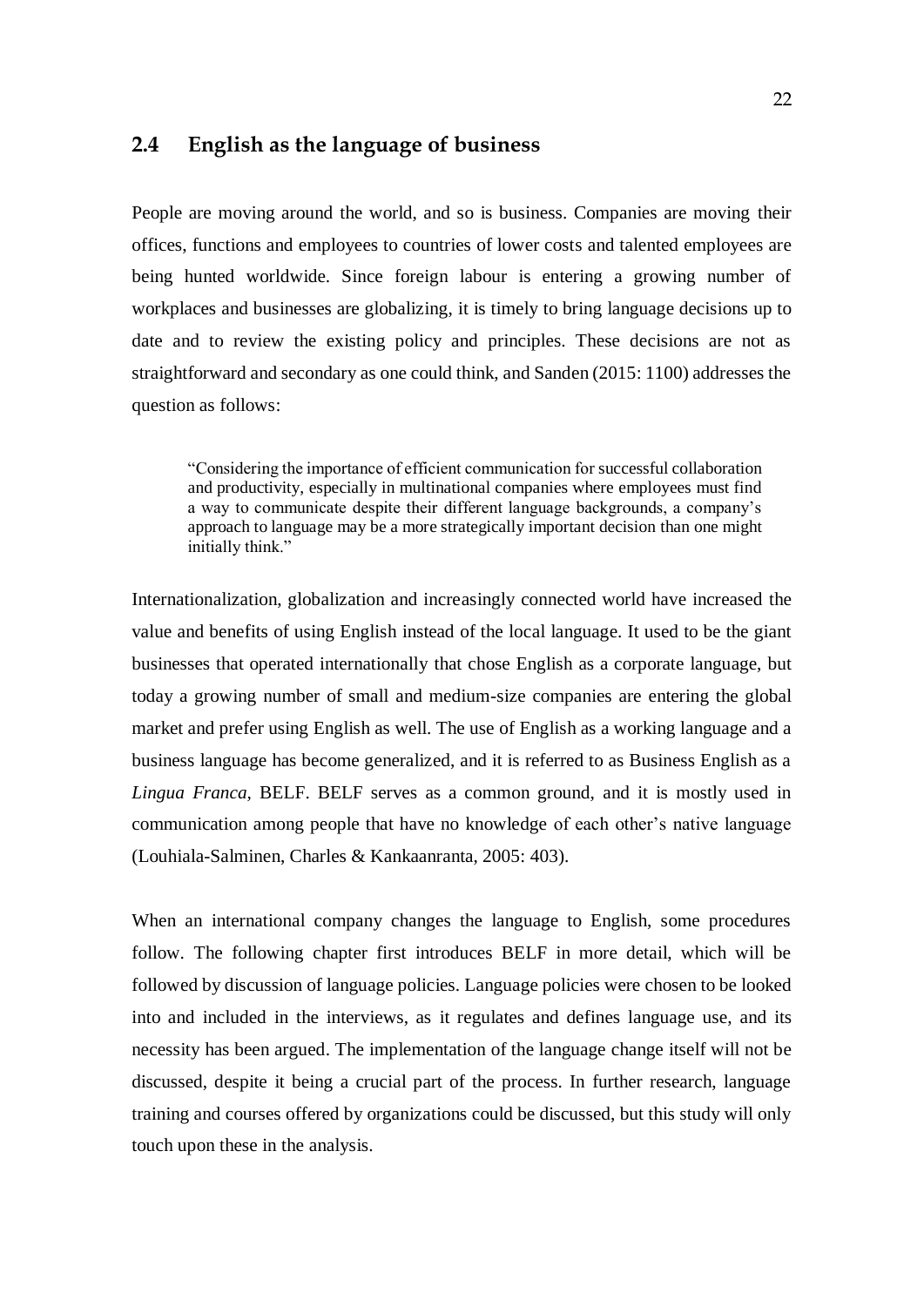## 2.4 English as the language of business

People are moving around the world, and so is business. Companies are moving their offices, functions and employees to countries of lower costs and talented employees are being hunted worldwide. Since foreign labour is entering a growing number of workplaces and businesses are globalizing, it is timely to bring language decisions up to date and to review the existing policy and principles. These decisions are not as straightforward and secondary as one could think, and Sanden (2015: 1100) addresses the question as follows:

> "Considering the importance of efficient communication for successful collaboration and productivity, especially in multinational companies where employees must find a way to communicate despite their different language backgrounds, a company's approach to language may be a more strategically important decision than one might initially think."

Internationalization, globalization and increasingly connected world have increased the value and benefits of using English instead of the local language. It used to be the giant businesses that operated internationally that chose English as a corporate language, but today a growing number of small and medium-size companies are entering the global market and prefer using English as well. The use of English as a working language and a business language has become generalized, and it is referred to as Business English as a *Lingua Franca,* BELF. BELF serves as a common ground, and it is mostly used in communication among people that have no knowledge of each other's native language (Louhiala-Salminen, Charles & Kankaanranta, 2005: 403).

When an international company changes the language to English, some procedures follow. The following chapter first introduces BELF in more detail, which will be followed by discussion of language policies. Language policies were chosen to be looked into and included in the interviews, as it regulates and defines language use, and its necessity has been argued. The implementation of the language change itself will not be discussed, despite it being a crucial part of the process. In further research, language training and courses offered by organizations could be discussed, but this study will only touch upon these in the analysis.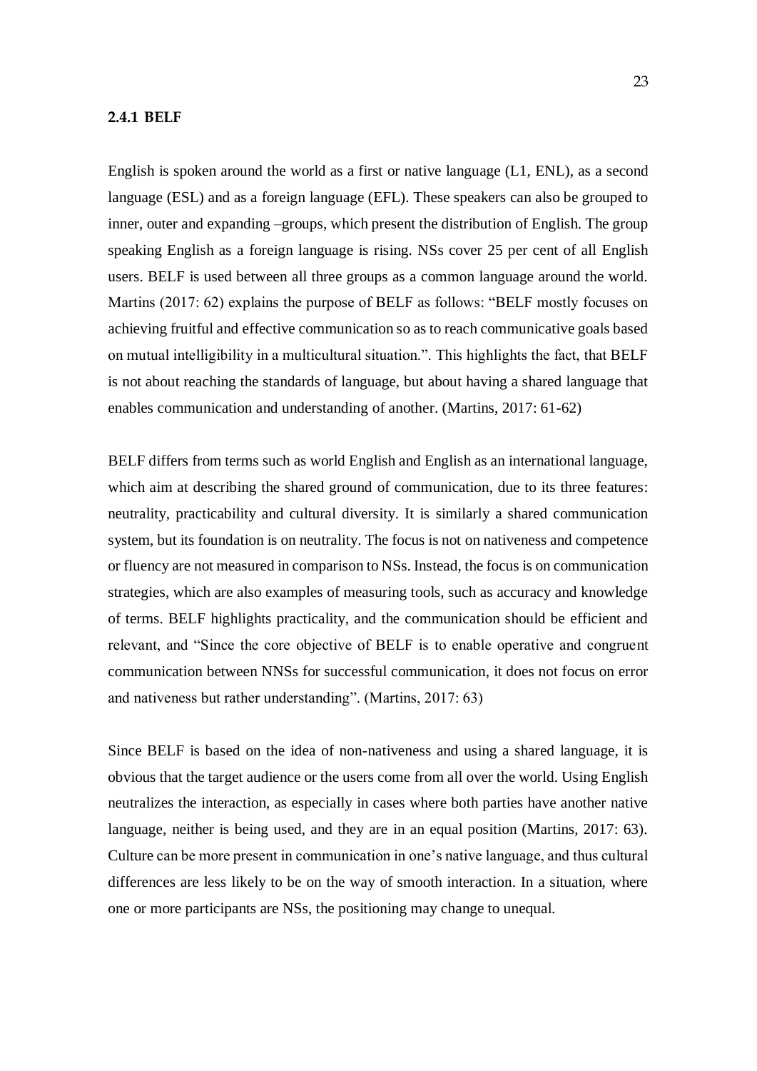### 2.4.1 BELF

English is spoken around the world as a first or native language (L1, ENL), as a second language (ESL) and as a foreign language (EFL). These speakers can also be grouped to inner, outer and expanding –groups, which present the distribution of English. The group speaking English as a foreign language is rising. NSs cover 25 per cent of all English users. BELF is used between all three groups as a common language around the world. Martins (2017: 62) explains the purpose of BELF as follows: "BELF mostly focuses on achieving fruitful and effective communication so as to reach communicative goals based on mutual intelligibility in a multicultural situation.". This highlights the fact, that BELF is not about reaching the standards of language, but about having a shared language that enables communication and understanding of another. (Martins, 2017: 61-62)

BELF differs from terms such as world English and English as an international language, which aim at describing the shared ground of communication, due to its three features: neutrality, practicability and cultural diversity. It is similarly a shared communication system, but its foundation is on neutrality. The focus is not on nativeness and competence or fluency are not measured in comparison to NSs. Instead, the focus is on communication strategies, which are also examples of measuring tools, such as accuracy and knowledge of terms. BELF highlights practicality, and the communication should be efficient and relevant, and "Since the core objective of BELF is to enable operative and congruent communication between NNSs for successful communication, it does not focus on error and nativeness but rather understanding". (Martins, 2017: 63)

Since BELF is based on the idea of non-nativeness and using a shared language, it is obvious that the target audience or the users come from all over the world. Using English neutralizes the interaction, as especially in cases where both parties have another native language, neither is being used, and they are in an equal position (Martins, 2017: 63). Culture can be more present in communication in one's native language, and thus cultural differences are less likely to be on the way of smooth interaction. In a situation, where one or more participants are NSs, the positioning may change to unequal.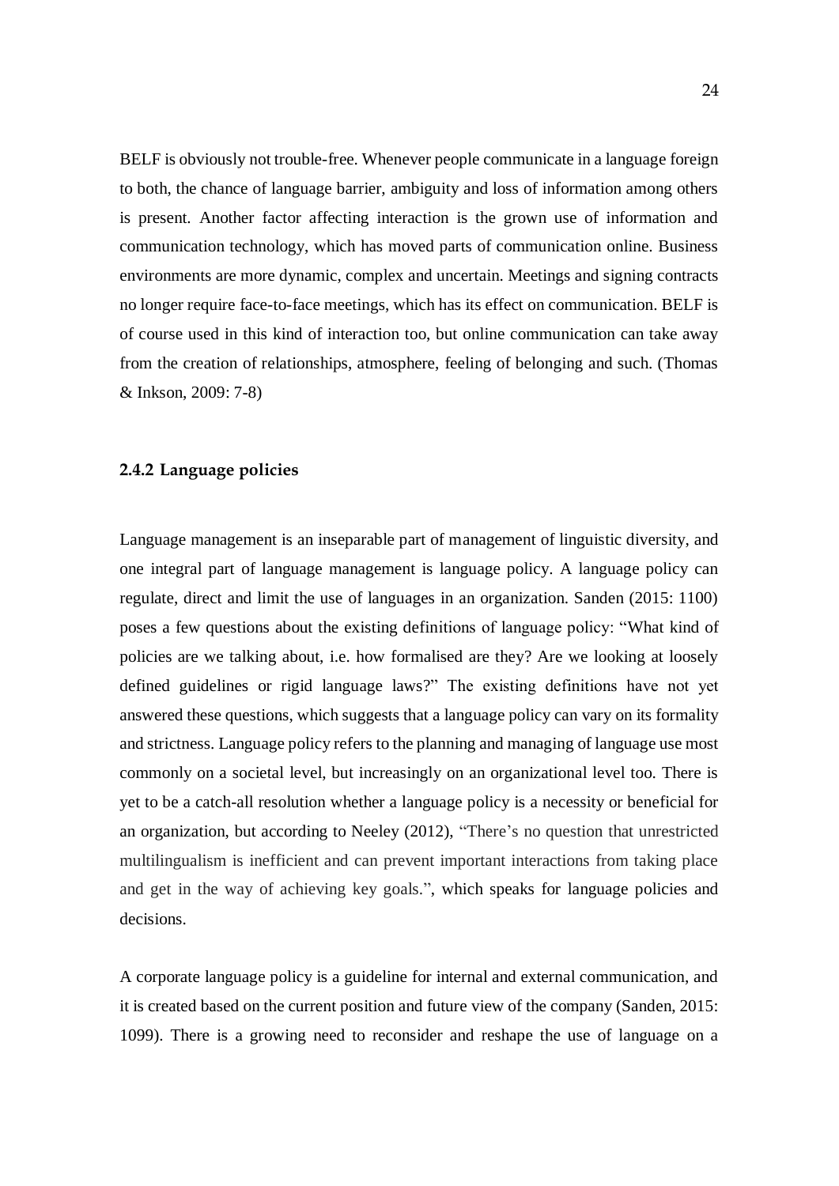BELF is obviously not trouble-free. Whenever people communicate in a language foreign to both, the chance of language barrier, ambiguity and loss of information among others is present. Another factor affecting interaction is the grown use of information and communication technology, which has moved parts of communication online. Business environments are more dynamic, complex and uncertain. Meetings and signing contracts no longer require face-to-face meetings, which has its effect on communication. BELF is of course used in this kind of interaction too, but online communication can take away from the creation of relationships, atmosphere, feeling of belonging and such. (Thomas & Inkson, 2009: 7-8)

### 2.4.2 Language policies

Language management is an inseparable part of management of linguistic diversity, and one integral part of language management is language policy. A language policy can regulate, direct and limit the use of languages in an organization. Sanden (2015: 1100) poses a few questions about the existing definitions of language policy: "What kind of policies are we talking about, i.e. how formalised are they? Are we looking at loosely defined guidelines or rigid language laws?" The existing definitions have not yet answered these questions, which suggests that a language policy can vary on its formality and strictness. Language policy refers to the planning and managing of language use most commonly on a societal level, but increasingly on an organizational level too. There is yet to be a catch-all resolution whether a language policy is a necessity or beneficial for an organization, but according to Neeley (2012), "There's no question that unrestricted multilingualism is inefficient and can prevent important interactions from taking place and get in the way of achieving key goals.", which speaks for language policies and decisions.

A corporate language policy is a guideline for internal and external communication, and it is created based on the current position and future view of the company (Sanden, 2015: 1099). There is a growing need to reconsider and reshape the use of language on a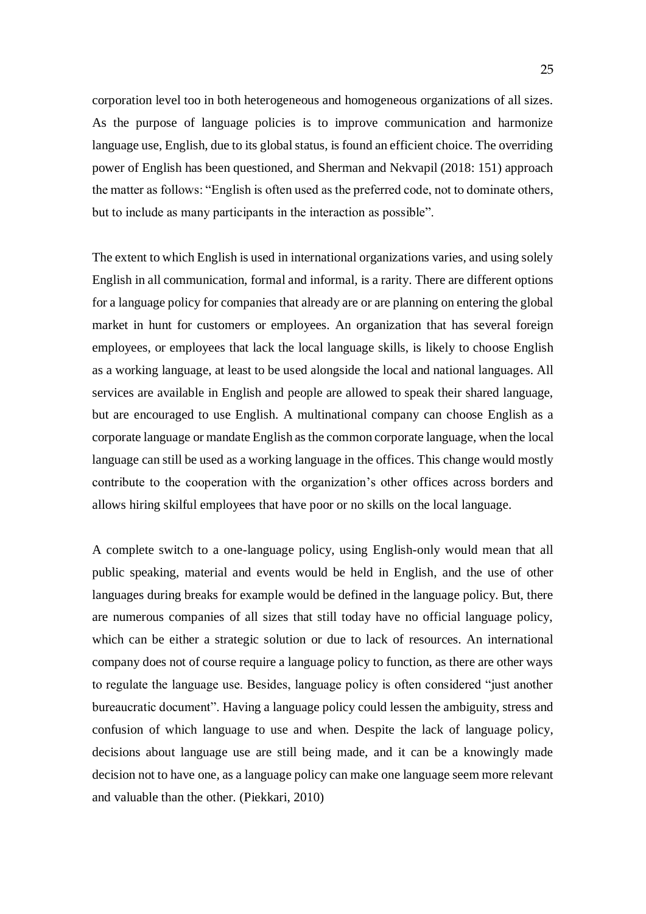corporation level too in both heterogeneous and homogeneous organizations of all sizes. As the purpose of language policies is to improve communication and harmonize language use, English, due to its global status, is found an efficient choice. The overriding power of English has been questioned, and Sherman and Nekvapil (2018: 151) approach the matter as follows: "English is often used as the preferred code, not to dominate others, but to include as many participants in the interaction as possible".

The extent to which English is used in international organizations varies, and using solely English in all communication, formal and informal, is a rarity. There are different options for a language policy for companies that already are or are planning on entering the global market in hunt for customers or employees. An organization that has several foreign employees, or employees that lack the local language skills, is likely to choose English as a working language, at least to be used alongside the local and national languages. All services are available in English and people are allowed to speak their shared language, but are encouraged to use English. A multinational company can choose English as a corporate language or mandate English as the common corporate language, when the local language can still be used as a working language in the offices. This change would mostly contribute to the cooperation with the organization's other offices across borders and allows hiring skilful employees that have poor or no skills on the local language.

A complete switch to a one-language policy, using English-only would mean that all public speaking, material and events would be held in English, and the use of other languages during breaks for example would be defined in the language policy. But, there are numerous companies of all sizes that still today have no official language policy, which can be either a strategic solution or due to lack of resources. An international company does not of course require a language policy to function, as there are other ways to regulate the language use. Besides, language policy is often considered "just another bureaucratic document". Having a language policy could lessen the ambiguity, stress and confusion of which language to use and when. Despite the lack of language policy, decisions about language use are still being made, and it can be a knowingly made decision not to have one, as a language policy can make one language seem more relevant and valuable than the other. (Piekkari, 2010)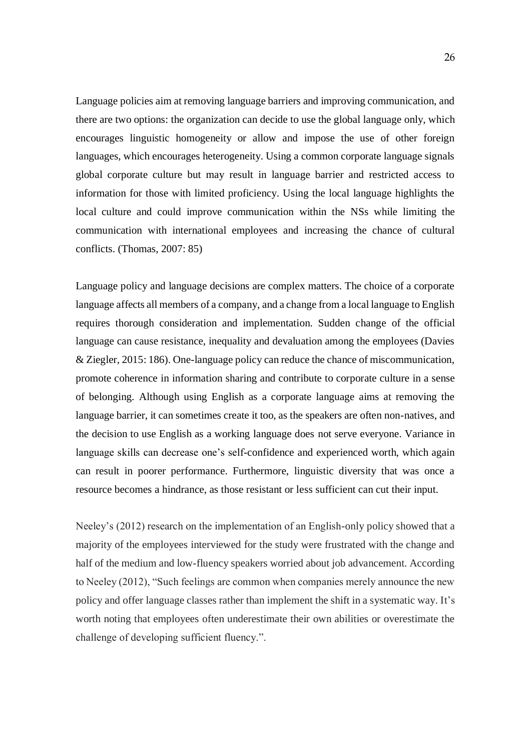Language policies aim at removing language barriers and improving communication, and there are two options: the organization can decide to use the global language only, which encourages linguistic homogeneity or allow and impose the use of other foreign languages, which encourages heterogeneity. Using a common corporate language signals global corporate culture but may result in language barrier and restricted access to information for those with limited proficiency. Using the local language highlights the local culture and could improve communication within the NSs while limiting the communication with international employees and increasing the chance of cultural conflicts. (Thomas, 2007: 85)

Language policy and language decisions are complex matters. The choice of a corporate language affects all members of a company, and a change from a local language to English requires thorough consideration and implementation. Sudden change of the official language can cause resistance, inequality and devaluation among the employees (Davies & Ziegler, 2015: 186). One-language policy can reduce the chance of miscommunication, promote coherence in information sharing and contribute to corporate culture in a sense of belonging. Although using English as a corporate language aims at removing the language barrier, it can sometimes create it too, as the speakers are often non-natives, and the decision to use English as a working language does not serve everyone. Variance in language skills can decrease one's self-confidence and experienced worth, which again can result in poorer performance. Furthermore, linguistic diversity that was once a resource becomes a hindrance, as those resistant or less sufficient can cut their input.

Neeley's (2012) research on the implementation of an English-only policy showed that a majority of the employees interviewed for the study were frustrated with the change and half of the medium and low-fluency speakers worried about job advancement. According to Neeley (2012), "Such feelings are common when companies merely announce the new policy and offer language classes rather than implement the shift in a systematic way. It's worth noting that employees often underestimate their own abilities or overestimate the challenge of developing sufficient fluency.".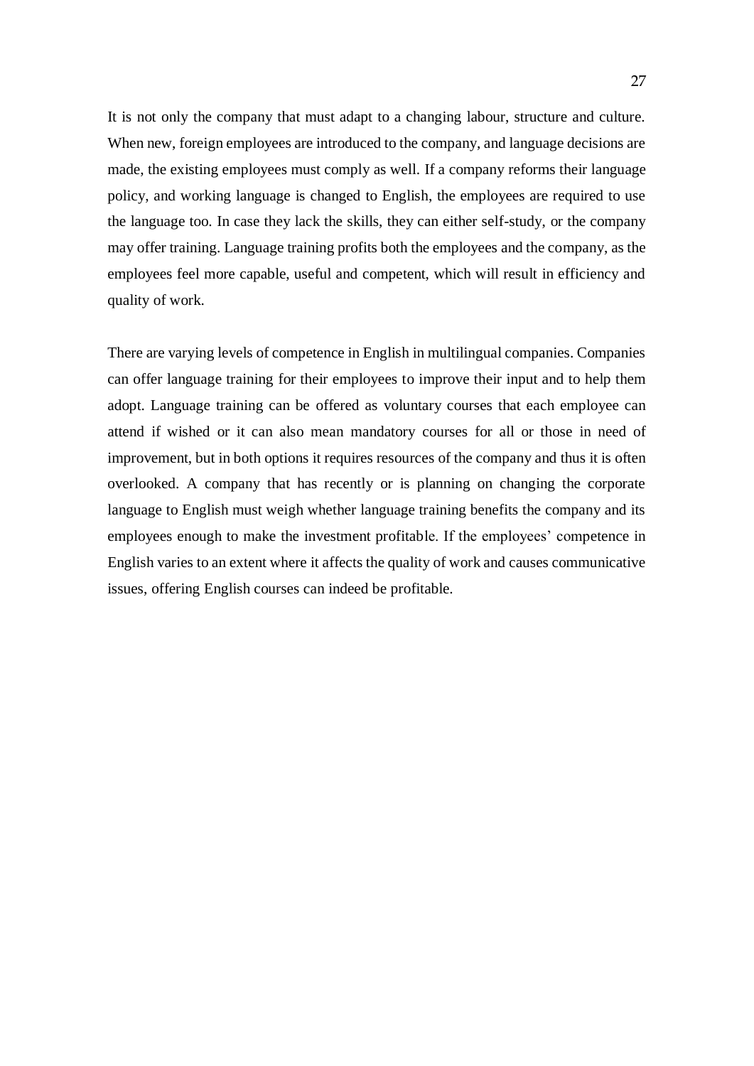It is not only the company that must adapt to a changing labour, structure and culture. When new, foreign employees are introduced to the company, and language decisions are made, the existing employees must comply as well. If a company reforms their language policy, and working language is changed to English, the employees are required to use the language too. In case they lack the skills, they can either self-study, or the company may offer training. Language training profits both the employees and the company, as the employees feel more capable, useful and competent, which will result in efficiency and quality of work.

There are varying levels of competence in English in multilingual companies. Companies can offer language training for their employees to improve their input and to help them adopt. Language training can be offered as voluntary courses that each employee can attend if wished or it can also mean mandatory courses for all or those in need of improvement, but in both options it requires resources of the company and thus it is often overlooked. A company that has recently or is planning on changing the corporate language to English must weigh whether language training benefits the company and its employees enough to make the investment profitable. If the employees' competence in English varies to an extent where it affects the quality of work and causes communicative issues, offering English courses can indeed be profitable.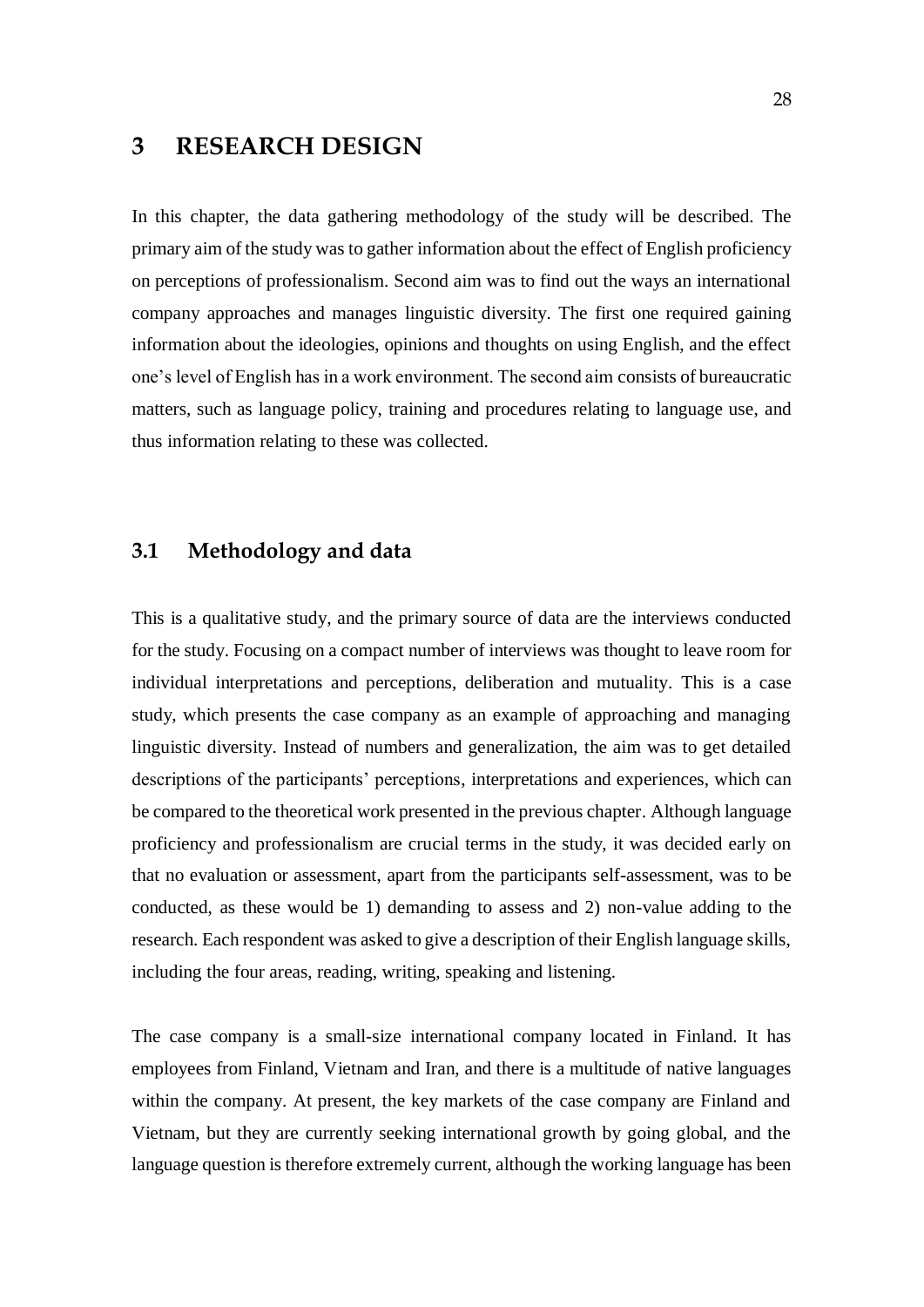# 3 RESEARCH DESIGN

In this chapter, the data gathering methodology of the study will be described. The primary aim of the study was to gather information about the effect of English proficiency on perceptions of professionalism. Second aim was to find out the ways an international company approaches and manages linguistic diversity. The first one required gaining information about the ideologies, opinions and thoughts on using English, and the effect one's level of English has in a work environment. The second aim consists of bureaucratic matters, such as language policy, training and procedures relating to language use, and thus information relating to these was collected.

## 3.1 Methodology and data

This is a qualitative study, and the primary source of data are the interviews conducted for the study. Focusing on a compact number of interviews was thought to leave room for individual interpretations and perceptions, deliberation and mutuality. This is a case study, which presents the case company as an example of approaching and managing linguistic diversity. Instead of numbers and generalization, the aim was to get detailed descriptions of the participants' perceptions, interpretations and experiences, which can be compared to the theoretical work presented in the previous chapter. Although language proficiency and professionalism are crucial terms in the study, it was decided early on that no evaluation or assessment, apart from the participants self-assessment, was to be conducted, as these would be 1) demanding to assess and 2) non-value adding to the research. Each respondent was asked to give a description of their English language skills, including the four areas, reading, writing, speaking and listening.

The case company is a small-size international company located in Finland. It has employees from Finland, Vietnam and Iran, and there is a multitude of native languages within the company. At present, the key markets of the case company are Finland and Vietnam, but they are currently seeking international growth by going global, and the language question is therefore extremely current, although the working language has been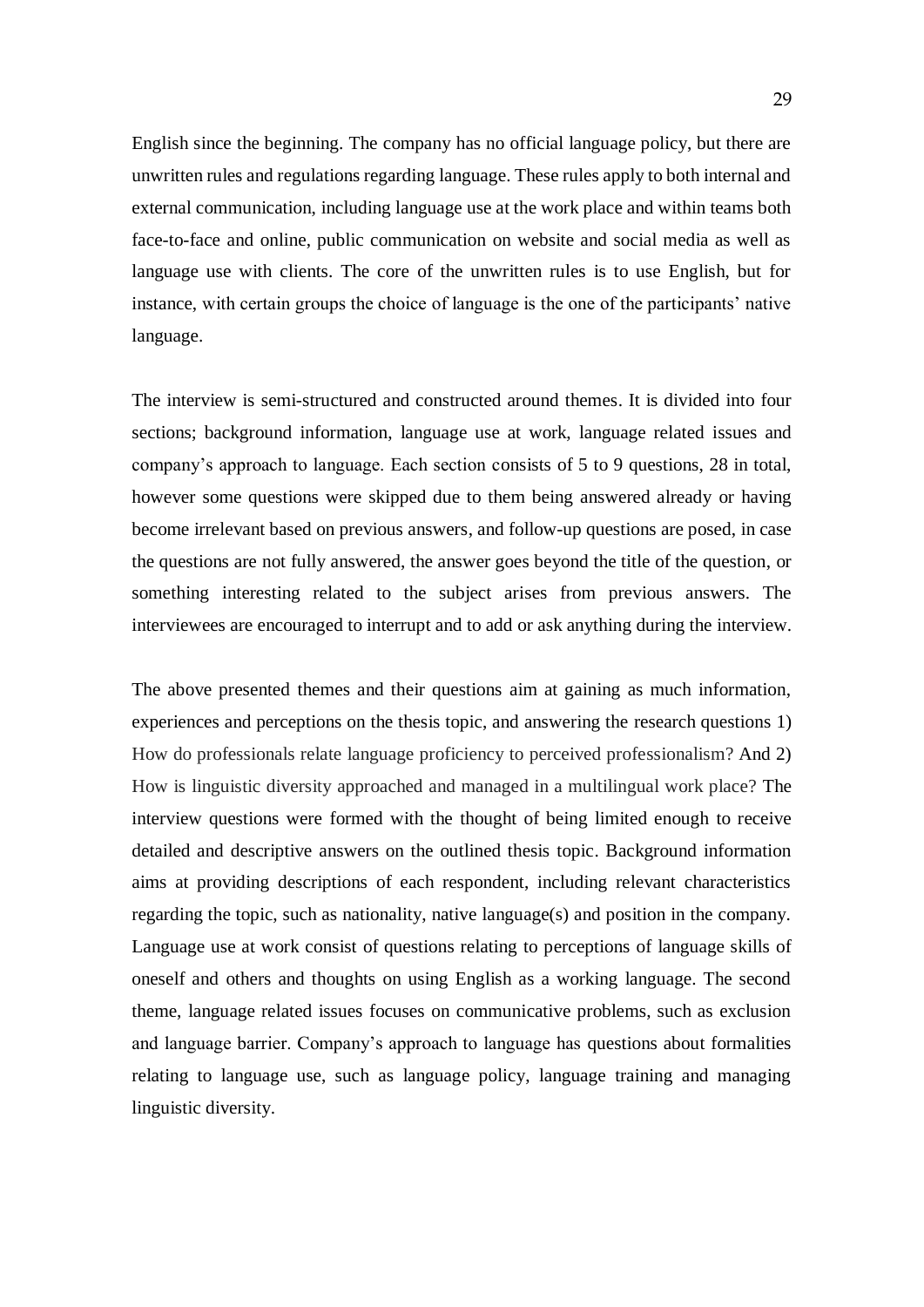English since the beginning. The company has no official language policy, but there are unwritten rules and regulations regarding language. These rules apply to both internal and external communication, including language use at the work place and within teams both face-to-face and online, public communication on website and social media as well as language use with clients. The core of the unwritten rules is to use English, but for instance, with certain groups the choice of language is the one of the participants' native language.

The interview is semi-structured and constructed around themes. It is divided into four sections; background information, language use at work, language related issues and company's approach to language. Each section consists of 5 to 9 questions, 28 in total, however some questions were skipped due to them being answered already or having become irrelevant based on previous answers, and follow-up questions are posed, in case the questions are not fully answered, the answer goes beyond the title of the question, or something interesting related to the subject arises from previous answers. The interviewees are encouraged to interrupt and to add or ask anything during the interview.

The above presented themes and their questions aim at gaining as much information, experiences and perceptions on the thesis topic, and answering the research questions 1) How do professionals relate language proficiency to perceived professionalism? And 2) How is linguistic diversity approached and managed in a multilingual work place? The interview questions were formed with the thought of being limited enough to receive detailed and descriptive answers on the outlined thesis topic. Background information aims at providing descriptions of each respondent, including relevant characteristics regarding the topic, such as nationality, native language(s) and position in the company. Language use at work consist of questions relating to perceptions of language skills of oneself and others and thoughts on using English as a working language. The second theme, language related issues focuses on communicative problems, such as exclusion and language barrier. Company's approach to language has questions about formalities relating to language use, such as language policy, language training and managing linguistic diversity.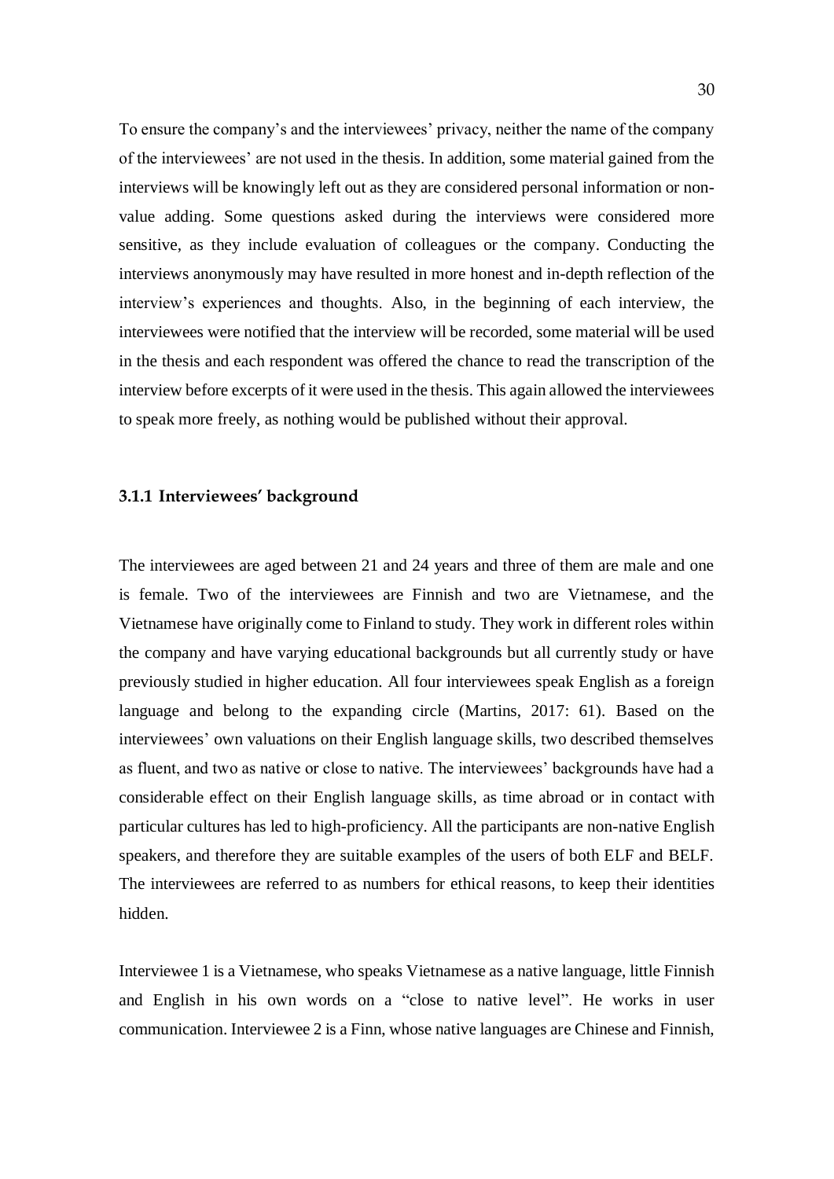To ensure the company's and the interviewees' privacy, neither the name of the company of the interviewees' are not used in the thesis. In addition, some material gained from the interviews will be knowingly left out as they are considered personal information or non-value adding. Some questions asked during the interviews were considered more sensitive, as they include evaluation of colleagues or the company. Conducting the interviews anonymously may have resulted in more honest and in-depth reflection of the interview's experiences and thoughts. Also, in the beginning of each interview, the interviewees were notified that the interview will be recorded, some material will be used in the thesis and each respondent was offered the chance to read the transcription of the interview before excerpts of it were used in the thesis. This again allowed the interviewees to speak more freely, as nothing would be published without their approval.

### 3.1.1 Interviewees' background

The interviewees are aged between 21 and 24 years and three of them are male and one is female. Two of the interviewees are Finnish and two are Vietnamese, and the Vietnamese have originally come to Finland to study. They work in different roles within the company and have varying educational backgrounds but all currently study or have previously studied in higher education. All four interviewees speak English as a foreign language and belong to the expanding circle (Martins, 2017: 61). Based on the interviewees' own valuations on their English language skills, two described themselves as fluent, and two as native or close to native. The interviewees' backgrounds have had a considerable effect on their English language skills, as time abroad or in contact with particular cultures has led to high-proficiency. All the participants are non-native English speakers, and therefore they are suitable examples of the users of both ELF and BELF. The interviewees are referred to as numbers for ethical reasons, to keep their identities hidden.

Interviewee 1 is a Vietnamese, who speaks Vietnamese as a native language, little Finnish and English in his own words on a "close to native level". He works in user communication. Interviewee 2 is a Finn, whose native languages are Chinese and Finnish,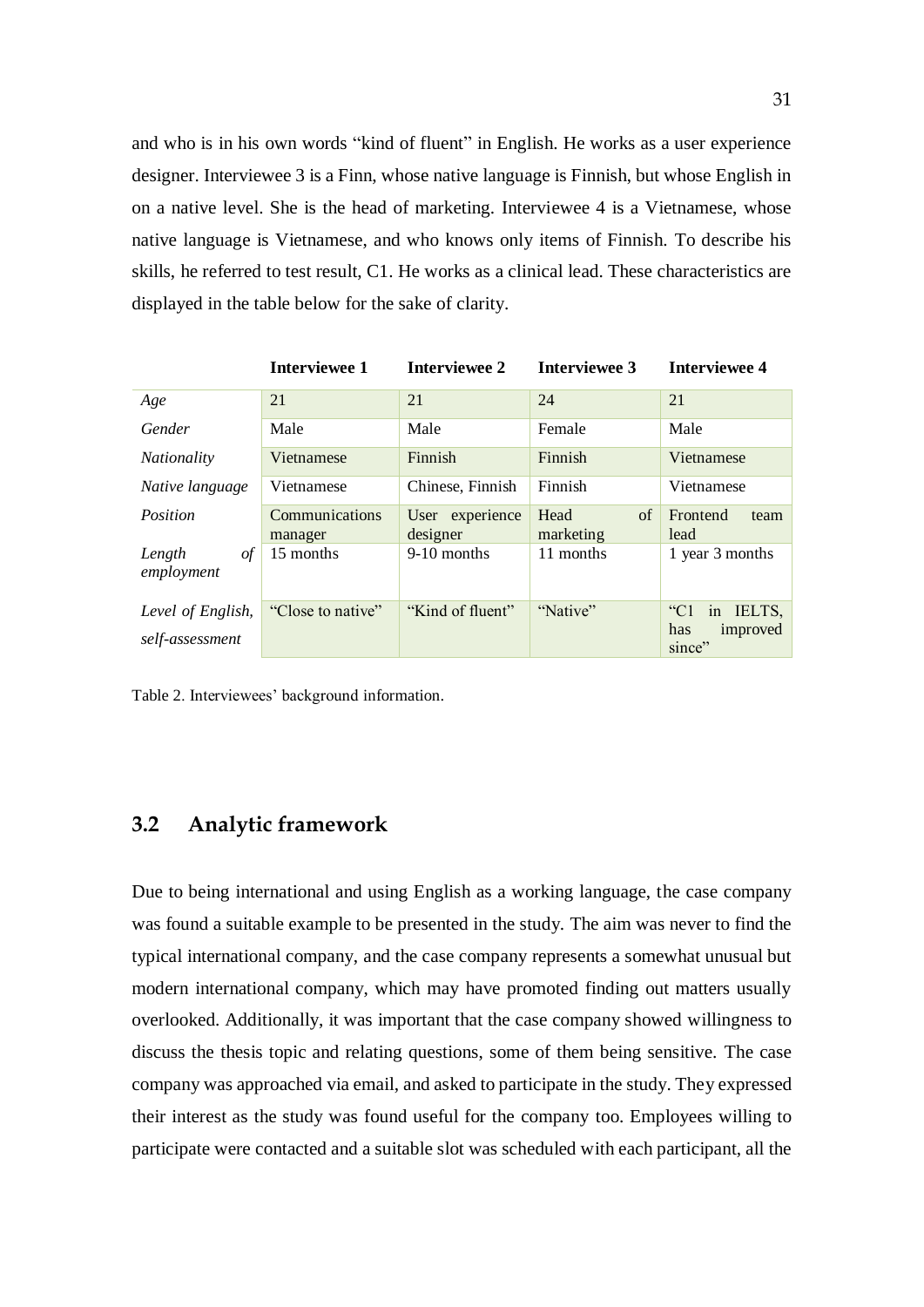and who is in his own words "kind of fluent" in English. He works as a user experience designer. Interviewee 3 is a Finn, whose native language is Finnish, but whose English in on a native level. She is the head of marketing. Interviewee 4 is a Vietnamese, whose native language is Vietnamese, and who knows only items of Finnish. To describe his skills, he referred to test result, C1. He works as a clinical lead. These characteristics are displayed in the table below for the sake of clarity.

| | Interviewee 1 | Interviewee 2 | Interviewee 3 | Interviewee 4 |
|---|---|---|---|---|
| *Age* | 21 | 21 | 24 | 21 |
| *Gender* | Male | Male | Female | Male |
| *Nationality* | Vietnamese | Finnish | Finnish | Vietnamese |
| *Native language* | Vietnamese | Chinese, Finnish | Finnish | Vietnamese |
| *Position* | Communications manager | User experience designer | Head of marketing | Frontend team lead |
| *Length of employment* | 15 months | 9-10 months | 11 months | 1 year 3 months |
| *Level of English, self-assessment* | "Close to native" | "Kind of fluent" | "Native" | "C1 in IELTS, has improved since" |

Table 2. Interviewees' background information.

## 3.2 Analytic framework

Due to being international and using English as a working language, the case company was found a suitable example to be presented in the study. The aim was never to find the typical international company, and the case company represents a somewhat unusual but modern international company, which may have promoted finding out matters usually overlooked. Additionally, it was important that the case company showed willingness to discuss the thesis topic and relating questions, some of them being sensitive. The case company was approached via email, and asked to participate in the study. They expressed their interest as the study was found useful for the company too. Employees willing to participate were contacted and a suitable slot was scheduled with each participant, all the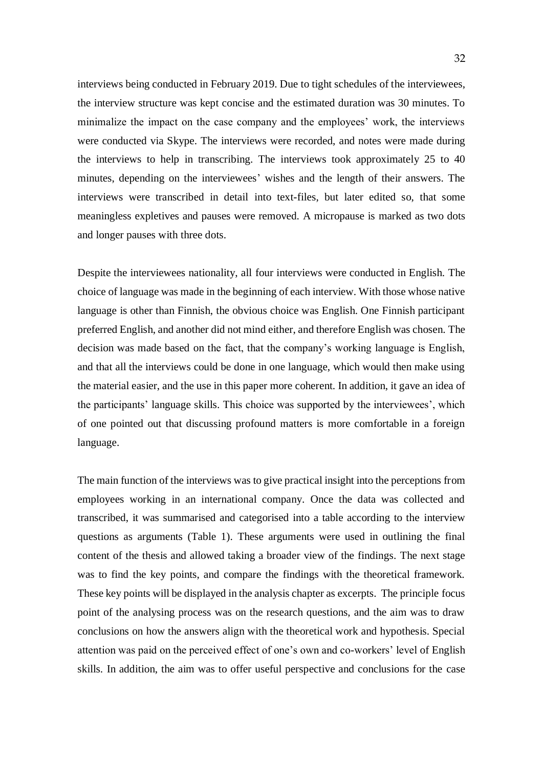interviews being conducted in February 2019. Due to tight schedules of the interviewees, the interview structure was kept concise and the estimated duration was 30 minutes. To minimalize the impact on the case company and the employees' work, the interviews were conducted via Skype. The interviews were recorded, and notes were made during the interviews to help in transcribing. The interviews took approximately 25 to 40 minutes, depending on the interviewees' wishes and the length of their answers. The interviews were transcribed in detail into text-files, but later edited so, that some meaningless expletives and pauses were removed. A micropause is marked as two dots and longer pauses with three dots.

Despite the interviewees nationality, all four interviews were conducted in English. The choice of language was made in the beginning of each interview. With those whose native language is other than Finnish, the obvious choice was English. One Finnish participant preferred English, and another did not mind either, and therefore English was chosen. The decision was made based on the fact, that the company's working language is English, and that all the interviews could be done in one language, which would then make using the material easier, and the use in this paper more coherent. In addition, it gave an idea of the participants' language skills. This choice was supported by the interviewees', which of one pointed out that discussing profound matters is more comfortable in a foreign language.

The main function of the interviews was to give practical insight into the perceptions from employees working in an international company. Once the data was collected and transcribed, it was summarised and categorised into a table according to the interview questions as arguments (Table 1). These arguments were used in outlining the final content of the thesis and allowed taking a broader view of the findings. The next stage was to find the key points, and compare the findings with the theoretical framework. These key points will be displayed in the analysis chapter as excerpts. The principle focus point of the analysing process was on the research questions, and the aim was to draw conclusions on how the answers align with the theoretical work and hypothesis. Special attention was paid on the perceived effect of one's own and co-workers' level of English skills. In addition, the aim was to offer useful perspective and conclusions for the case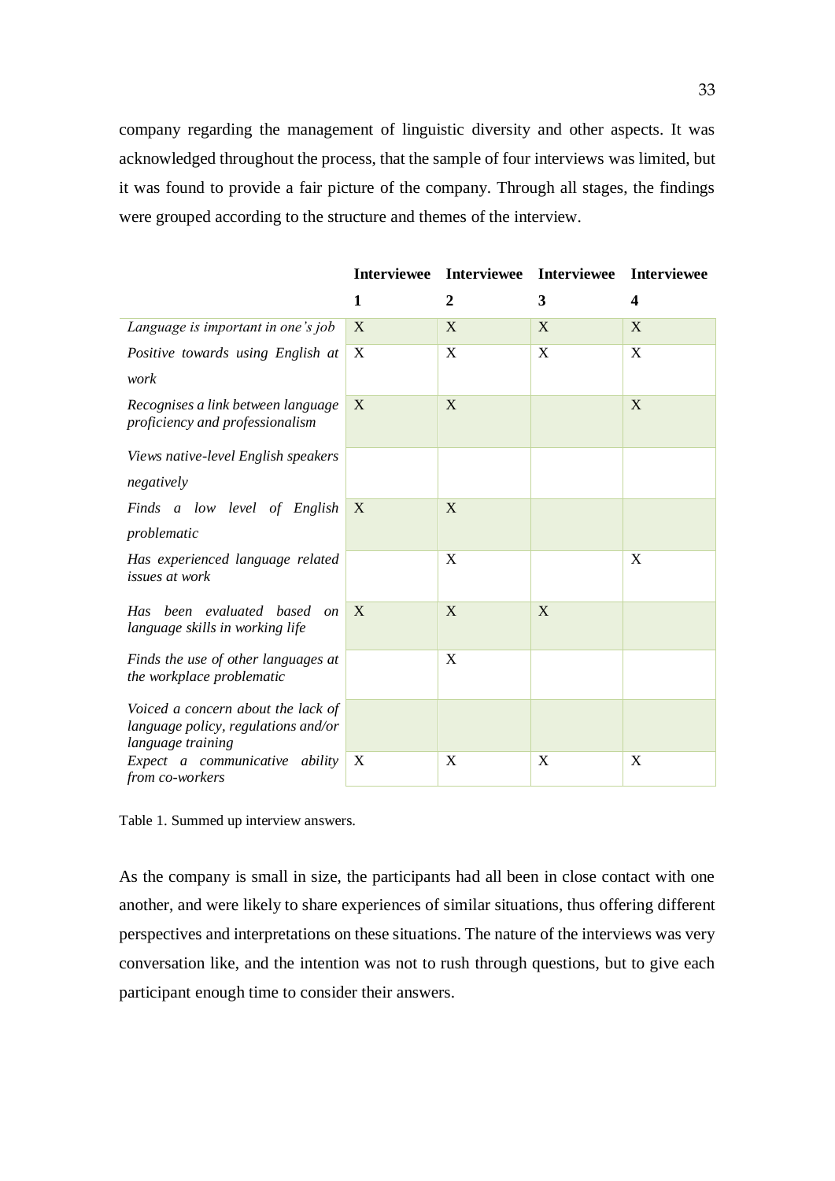company regarding the management of linguistic diversity and other aspects. It was acknowledged throughout the process, that the sample of four interviews was limited, but it was found to provide a fair picture of the company. Through all stages, the findings were grouped according to the structure and themes of the interview.

| | **Interviewee 1** | **Interviewee 2** | **Interviewee 3** | **Interviewee 4** |
|---|---|---|---|---|
| *Language is important in one's job* | X | X | X | X |
| *Positive towards using English at work* | X | X | X | X |
| *Recognises a link between language proficiency and professionalism* | X | X | | X |
| *Views native-level English speakers negatively* | | | | |
| *Finds a low level of English problematic* | X | X | | |
| *Has experienced language related issues at work* | | X | | X |
| *Has been evaluated based on language skills in working life* | X | X | X | |
| *Finds the use of other languages at the workplace problematic* | | X | | |
| *Voiced a concern about the lack of language policy, regulations and/or language training* | | | | |
| *Expect a communicative ability from co-workers* | X | X | X | X |

Table 1. Summed up interview answers.

As the company is small in size, the participants had all been in close contact with one another, and were likely to share experiences of similar situations, thus offering different perspectives and interpretations on these situations. The nature of the interviews was very conversation like, and the intention was not to rush through questions, but to give each participant enough time to consider their answers.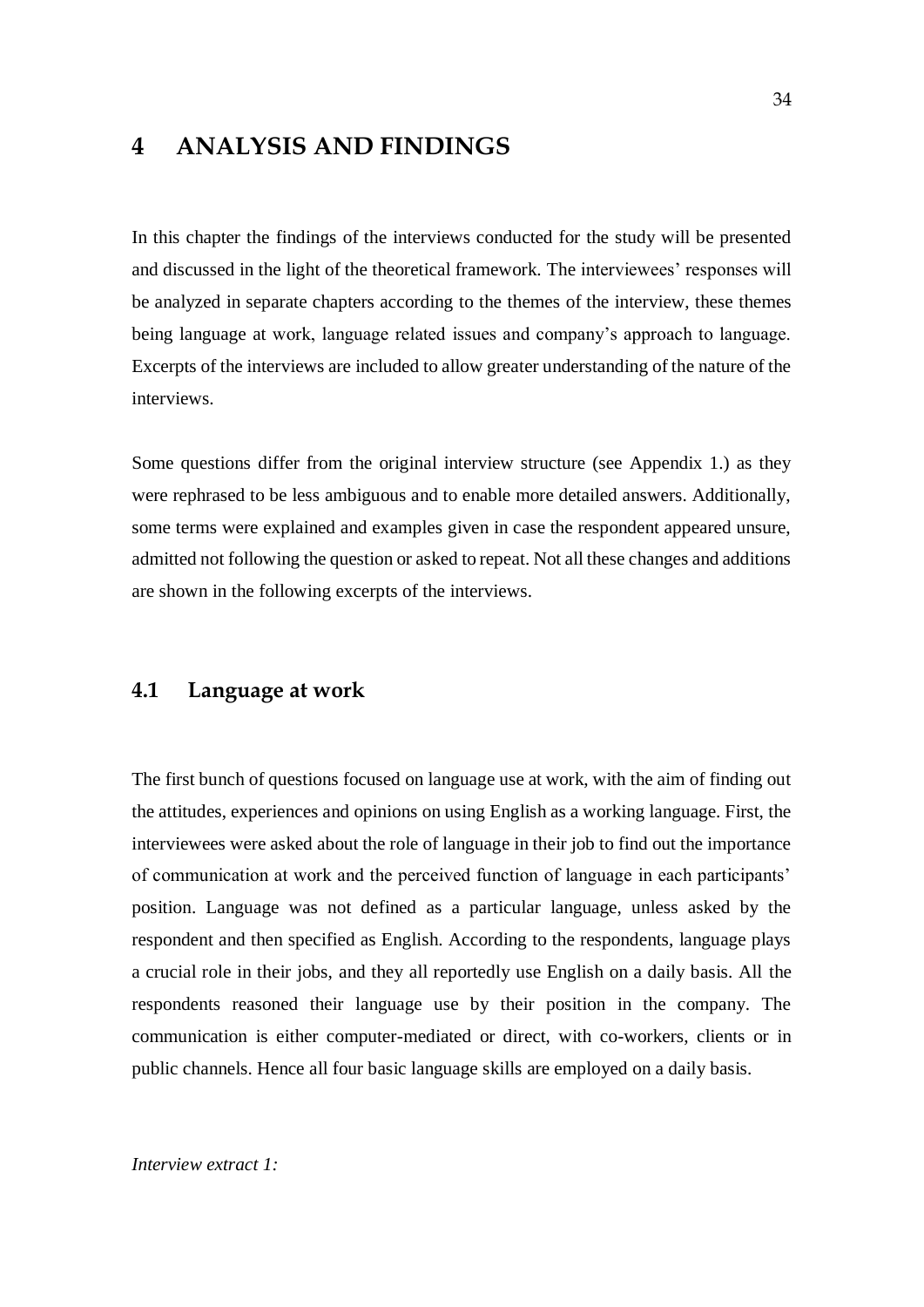# 4 ANALYSIS AND FINDINGS

In this chapter the findings of the interviews conducted for the study will be presented and discussed in the light of the theoretical framework. The interviewees' responses will be analyzed in separate chapters according to the themes of the interview, these themes being language at work, language related issues and company's approach to language. Excerpts of the interviews are included to allow greater understanding of the nature of the interviews.

Some questions differ from the original interview structure (see Appendix 1.) as they were rephrased to be less ambiguous and to enable more detailed answers. Additionally, some terms were explained and examples given in case the respondent appeared unsure, admitted not following the question or asked to repeat. Not all these changes and additions are shown in the following excerpts of the interviews.

## 4.1 Language at work

The first bunch of questions focused on language use at work, with the aim of finding out the attitudes, experiences and opinions on using English as a working language. First, the interviewees were asked about the role of language in their job to find out the importance of communication at work and the perceived function of language in each participants' position. Language was not defined as a particular language, unless asked by the respondent and then specified as English. According to the respondents, language plays a crucial role in their jobs, and they all reportedly use English on a daily basis. All the respondents reasoned their language use by their position in the company. The communication is either computer-mediated or direct, with co-workers, clients or in public channels. Hence all four basic language skills are employed on a daily basis.

*Interview extract 1:*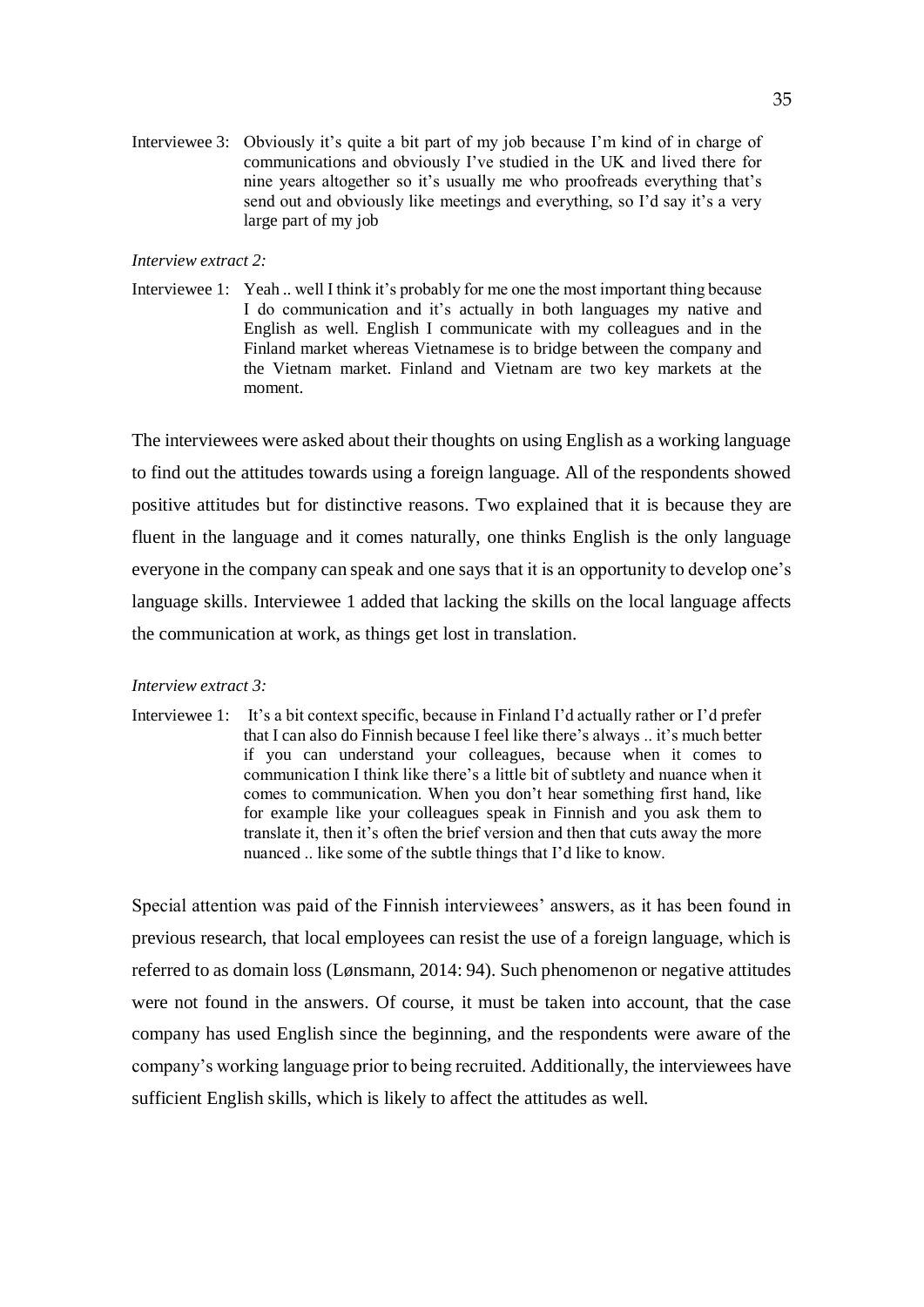Interviewee 3: Obviously it's quite a bit part of my job because I'm kind of in charge of communications and obviously I've studied in the UK and lived there for nine years altogether so it's usually me who proofreads everything that's send out and obviously like meetings and everything, so I'd say it's a very large part of my job

*Interview extract 2:*

Interviewee 1: Yeah .. well I think it's probably for me one the most important thing because I do communication and it's actually in both languages my native and English as well. English I communicate with my colleagues and in the Finland market whereas Vietnamese is to bridge between the company and the Vietnam market. Finland and Vietnam are two key markets at the moment.

The interviewees were asked about their thoughts on using English as a working language to find out the attitudes towards using a foreign language. All of the respondents showed positive attitudes but for distinctive reasons. Two explained that it is because they are fluent in the language and it comes naturally, one thinks English is the only language everyone in the company can speak and one says that it is an opportunity to develop one's language skills. Interviewee 1 added that lacking the skills on the local language affects the communication at work, as things get lost in translation.

*Interview extract 3:*

Interviewee 1: It's a bit context specific, because in Finland I'd actually rather or I'd prefer that I can also do Finnish because I feel like there's always .. it's much better if you can understand your colleagues, because when it comes to communication I think like there's a little bit of subtlety and nuance when it comes to communication. When you don't hear something first hand, like for example like your colleagues speak in Finnish and you ask them to translate it, then it's often the brief version and then that cuts away the more nuanced .. like some of the subtle things that I'd like to know.

Special attention was paid of the Finnish interviewees' answers, as it has been found in previous research, that local employees can resist the use of a foreign language, which is referred to as domain loss (Lønsmann, 2014: 94). Such phenomenon or negative attitudes were not found in the answers. Of course, it must be taken into account, that the case company has used English since the beginning, and the respondents were aware of the company's working language prior to being recruited. Additionally, the interviewees have sufficient English skills, which is likely to affect the attitudes as well.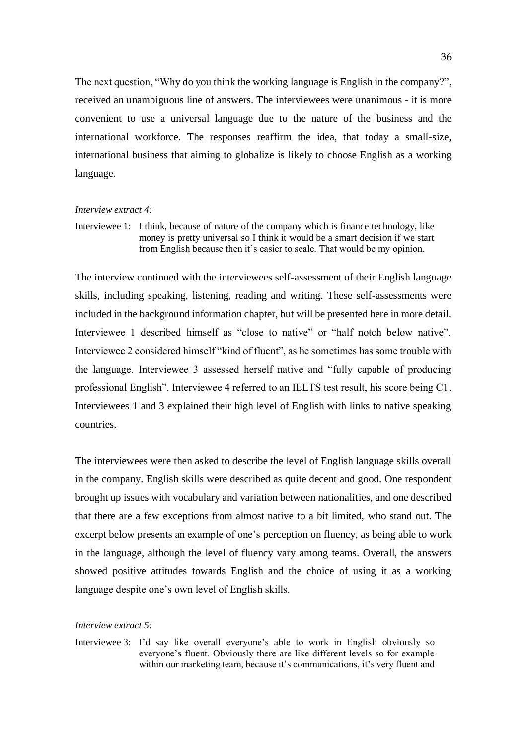The next question, "Why do you think the working language is English in the company?", received an unambiguous line of answers. The interviewees were unanimous - it is more convenient to use a universal language due to the nature of the business and the international workforce. The responses reaffirm the idea, that today a small-size, international business that aiming to globalize is likely to choose English as a working language.

*Interview extract 4:*

Interviewee 1: I think, because of nature of the company which is finance technology, like money is pretty universal so I think it would be a smart decision if we start from English because then it's easier to scale. That would be my opinion.

The interview continued with the interviewees self-assessment of their English language skills, including speaking, listening, reading and writing. These self-assessments were included in the background information chapter, but will be presented here in more detail. Interviewee 1 described himself as "close to native" or "half notch below native". Interviewee 2 considered himself "kind of fluent", as he sometimes has some trouble with the language. Interviewee 3 assessed herself native and "fully capable of producing professional English". Interviewee 4 referred to an IELTS test result, his score being C1. Interviewees 1 and 3 explained their high level of English with links to native speaking countries.

The interviewees were then asked to describe the level of English language skills overall in the company. English skills were described as quite decent and good. One respondent brought up issues with vocabulary and variation between nationalities, and one described that there are a few exceptions from almost native to a bit limited, who stand out. The excerpt below presents an example of one's perception on fluency, as being able to work in the language, although the level of fluency vary among teams. Overall, the answers showed positive attitudes towards English and the choice of using it as a working language despite one's own level of English skills.

*Interview extract 5:*

Interviewee 3: I'd say like overall everyone's able to work in English obviously so everyone's fluent. Obviously there are like different levels so for example within our marketing team, because it's communications, it's very fluent and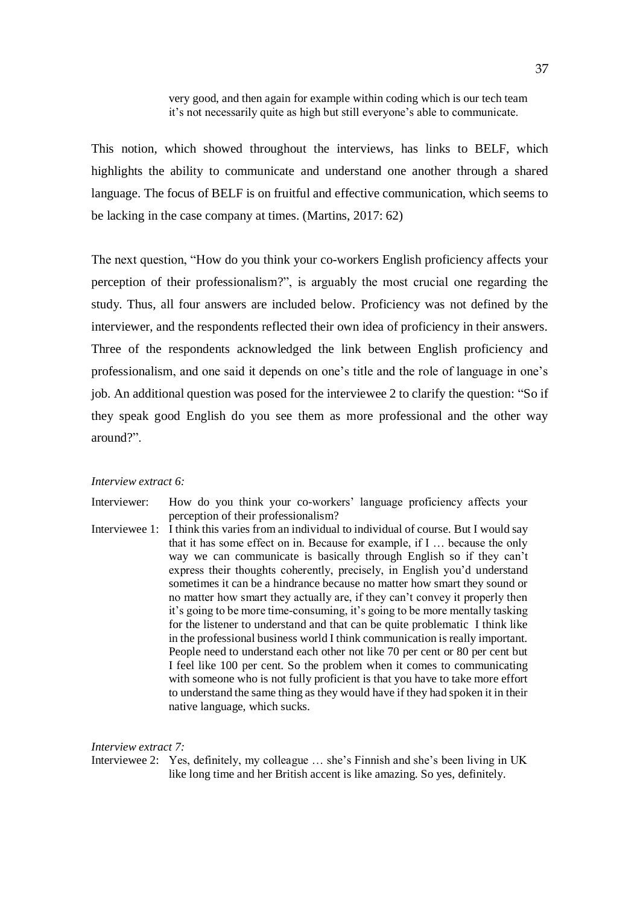> very good, and then again for example within coding which is our tech team it's not necessarily quite as high but still everyone's able to communicate.

This notion, which showed throughout the interviews, has links to BELF, which highlights the ability to communicate and understand one another through a shared language. The focus of BELF is on fruitful and effective communication, which seems to be lacking in the case company at times. (Martins, 2017: 62)

The next question, "How do you think your co-workers English proficiency affects your perception of their professionalism?", is arguably the most crucial one regarding the study. Thus, all four answers are included below. Proficiency was not defined by the interviewer, and the respondents reflected their own idea of proficiency in their answers. Three of the respondents acknowledged the link between English proficiency and professionalism, and one said it depends on one's title and the role of language in one's job. An additional question was posed for the interviewee 2 to clarify the question: "So if they speak good English do you see them as more professional and the other way around?".

*Interview extract 6:*

Interviewer: How do you think your co-workers' language proficiency affects your perception of their professionalism?

Interviewee 1: I think this varies from an individual to individual of course. But I would say that it has some effect on in. Because for example, if I … because the only way we can communicate is basically through English so if they can't express their thoughts coherently, precisely, in English you'd understand sometimes it can be a hindrance because no matter how smart they sound or no matter how smart they actually are, if they can't convey it properly then it's going to be more time-consuming, it's going to be more mentally tasking for the listener to understand and that can be quite problematic I think like in the professional business world I think communication is really important. People need to understand each other not like 70 per cent or 80 per cent but I feel like 100 per cent. So the problem when it comes to communicating with someone who is not fully proficient is that you have to take more effort to understand the same thing as they would have if they had spoken it in their native language, which sucks.

*Interview extract 7:*

Interviewee 2: Yes, definitely, my colleague … she's Finnish and she's been living in UK like long time and her British accent is like amazing. So yes, definitely.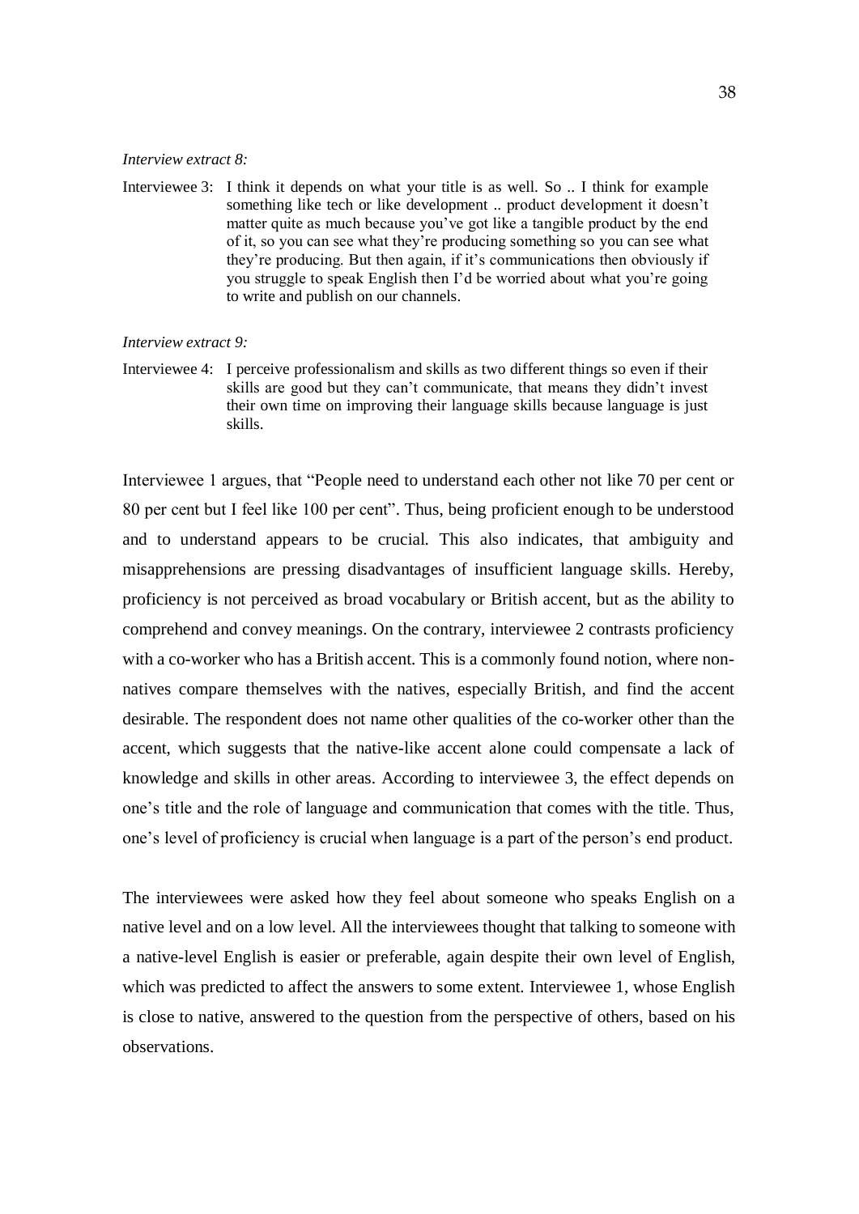*Interview extract 8:*

Interviewee 3: I think it depends on what your title is as well. So .. I think for example something like tech or like development .. product development it doesn't matter quite as much because you've got like a tangible product by the end of it, so you can see what they're producing something so you can see what they're producing. But then again, if it's communications then obviously if you struggle to speak English then I'd be worried about what you're going to write and publish on our channels.

*Interview extract 9:*

Interviewee 4: I perceive professionalism and skills as two different things so even if their skills are good but they can't communicate, that means they didn't invest their own time on improving their language skills because language is just skills.

Interviewee 1 argues, that "People need to understand each other not like 70 per cent or 80 per cent but I feel like 100 per cent". Thus, being proficient enough to be understood and to understand appears to be crucial. This also indicates, that ambiguity and misapprehensions are pressing disadvantages of insufficient language skills. Hereby, proficiency is not perceived as broad vocabulary or British accent, but as the ability to comprehend and convey meanings. On the contrary, interviewee 2 contrasts proficiency with a co-worker who has a British accent. This is a commonly found notion, where non-natives compare themselves with the natives, especially British, and find the accent desirable. The respondent does not name other qualities of the co-worker other than the accent, which suggests that the native-like accent alone could compensate a lack of knowledge and skills in other areas. According to interviewee 3, the effect depends on one's title and the role of language and communication that comes with the title. Thus, one's level of proficiency is crucial when language is a part of the person's end product.

The interviewees were asked how they feel about someone who speaks English on a native level and on a low level. All the interviewees thought that talking to someone with a native-level English is easier or preferable, again despite their own level of English, which was predicted to affect the answers to some extent. Interviewee 1, whose English is close to native, answered to the question from the perspective of others, based on his observations.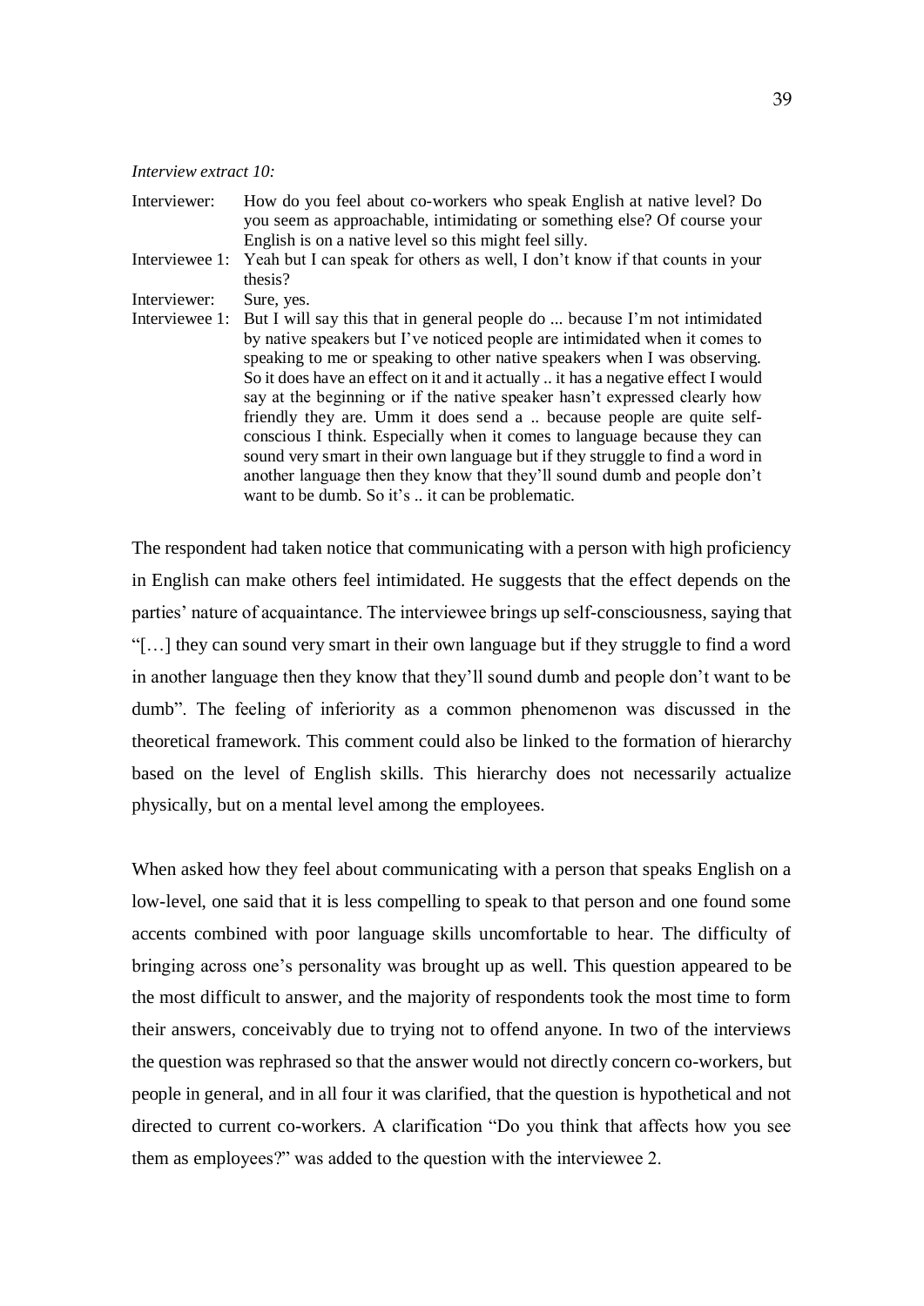*Interview extract 10:*

| | |
|---|---|
| Interviewer: | How do you feel about co-workers who speak English at native level? Do you seem as approachable, intimidating or something else? Of course your English is on a native level so this might feel silly. |
| Interviewee 1: | Yeah but I can speak for others as well, I don't know if that counts in your thesis? |
| Interviewer: | Sure, yes. |
| Interviewee 1: | But I will say this that in general people do ... because I'm not intimidated by native speakers but I've noticed people are intimidated when it comes to speaking to me or speaking to other native speakers when I was observing. So it does have an effect on it and it actually .. it has a negative effect I would say at the beginning or if the native speaker hasn't expressed clearly how friendly they are. Umm it does send a .. because people are quite self-conscious I think. Especially when it comes to language because they can sound very smart in their own language but if they struggle to find a word in another language then they know that they'll sound dumb and people don't want to be dumb. So it's .. it can be problematic. |

The respondent had taken notice that communicating with a person with high proficiency in English can make others feel intimidated. He suggests that the effect depends on the parties' nature of acquaintance. The interviewee brings up self-consciousness, saying that "[…] they can sound very smart in their own language but if they struggle to find a word in another language then they know that they'll sound dumb and people don't want to be dumb". The feeling of inferiority as a common phenomenon was discussed in the theoretical framework. This comment could also be linked to the formation of hierarchy based on the level of English skills. This hierarchy does not necessarily actualize physically, but on a mental level among the employees.

When asked how they feel about communicating with a person that speaks English on a low-level, one said that it is less compelling to speak to that person and one found some accents combined with poor language skills uncomfortable to hear. The difficulty of bringing across one's personality was brought up as well. This question appeared to be the most difficult to answer, and the majority of respondents took the most time to form their answers, conceivably due to trying not to offend anyone. In two of the interviews the question was rephrased so that the answer would not directly concern co-workers, but people in general, and in all four it was clarified, that the question is hypothetical and not directed to current co-workers. A clarification "Do you think that affects how you see them as employees?" was added to the question with the interviewee 2.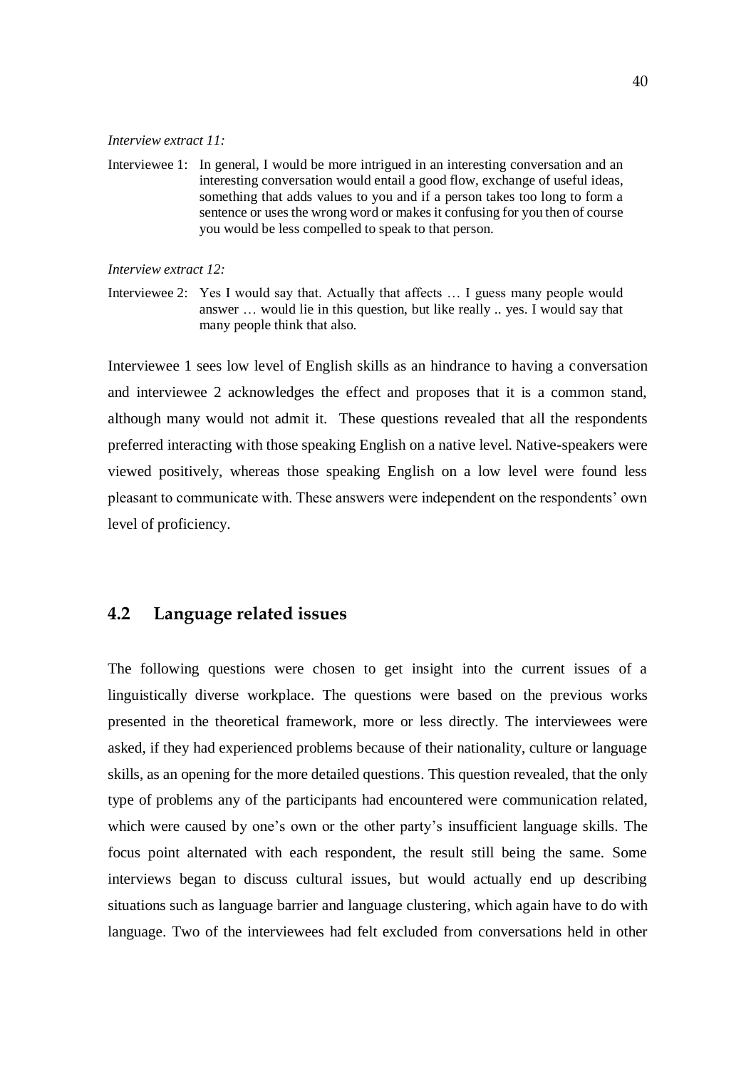*Interview extract 11:*

Interviewee 1: In general, I would be more intrigued in an interesting conversation and an interesting conversation would entail a good flow, exchange of useful ideas, something that adds values to you and if a person takes too long to form a sentence or uses the wrong word or makes it confusing for you then of course you would be less compelled to speak to that person.

*Interview extract 12:*

Interviewee 2: Yes I would say that. Actually that affects … I guess many people would answer … would lie in this question, but like really .. yes. I would say that many people think that also.

Interviewee 1 sees low level of English skills as an hindrance to having a conversation and interviewee 2 acknowledges the effect and proposes that it is a common stand, although many would not admit it. These questions revealed that all the respondents preferred interacting with those speaking English on a native level. Native-speakers were viewed positively, whereas those speaking English on a low level were found less pleasant to communicate with. These answers were independent on the respondents' own level of proficiency.

## 4.2 Language related issues

The following questions were chosen to get insight into the current issues of a linguistically diverse workplace. The questions were based on the previous works presented in the theoretical framework, more or less directly. The interviewees were asked, if they had experienced problems because of their nationality, culture or language skills, as an opening for the more detailed questions. This question revealed, that the only type of problems any of the participants had encountered were communication related, which were caused by one's own or the other party's insufficient language skills. The focus point alternated with each respondent, the result still being the same. Some interviews began to discuss cultural issues, but would actually end up describing situations such as language barrier and language clustering, which again have to do with language. Two of the interviewees had felt excluded from conversations held in other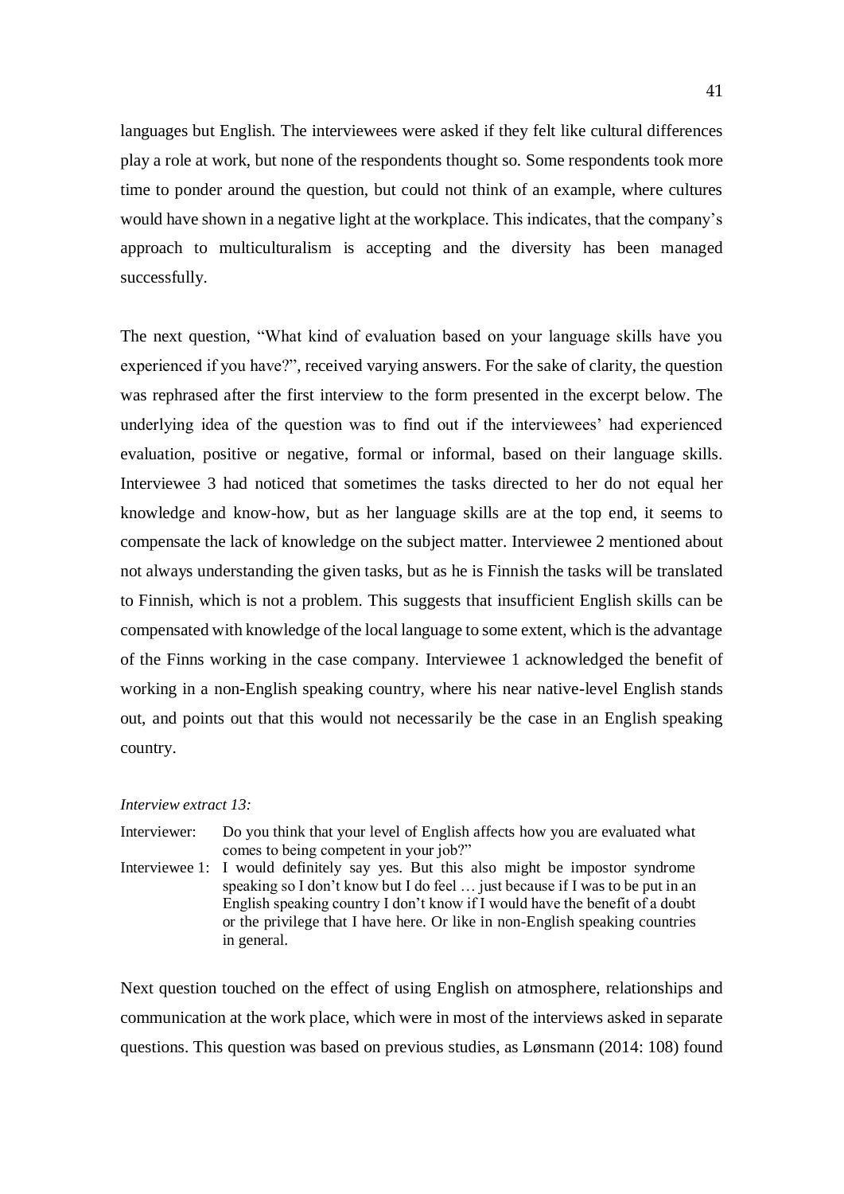languages but English. The interviewees were asked if they felt like cultural differences play a role at work, but none of the respondents thought so. Some respondents took more time to ponder around the question, but could not think of an example, where cultures would have shown in a negative light at the workplace. This indicates, that the company's approach to multiculturalism is accepting and the diversity has been managed successfully.

The next question, "What kind of evaluation based on your language skills have you experienced if you have?", received varying answers. For the sake of clarity, the question was rephrased after the first interview to the form presented in the excerpt below. The underlying idea of the question was to find out if the interviewees' had experienced evaluation, positive or negative, formal or informal, based on their language skills. Interviewee 3 had noticed that sometimes the tasks directed to her do not equal her knowledge and know-how, but as her language skills are at the top end, it seems to compensate the lack of knowledge on the subject matter. Interviewee 2 mentioned about not always understanding the given tasks, but as he is Finnish the tasks will be translated to Finnish, which is not a problem. This suggests that insufficient English skills can be compensated with knowledge of the local language to some extent, which is the advantage of the Finns working in the case company. Interviewee 1 acknowledged the benefit of working in a non-English speaking country, where his near native-level English stands out, and points out that this would not necessarily be the case in an English speaking country.

*Interview extract 13:*

Interviewer: Do you think that your level of English affects how you are evaluated what comes to being competent in your job?"

Interviewee 1: I would definitely say yes. But this also might be impostor syndrome speaking so I don't know but I do feel … just because if I was to be put in an English speaking country I don't know if I would have the benefit of a doubt or the privilege that I have here. Or like in non-English speaking countries in general.

Next question touched on the effect of using English on atmosphere, relationships and communication at the work place, which were in most of the interviews asked in separate questions. This question was based on previous studies, as Lønsmann (2014: 108) found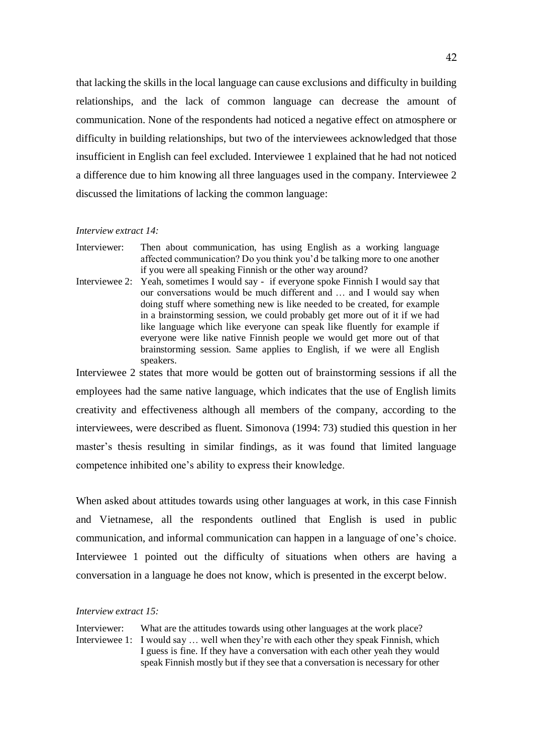that lacking the skills in the local language can cause exclusions and difficulty in building relationships, and the lack of common language can decrease the amount of communication. None of the respondents had noticed a negative effect on atmosphere or difficulty in building relationships, but two of the interviewees acknowledged that those insufficient in English can feel excluded. Interviewee 1 explained that he had not noticed a difference due to him knowing all three languages used in the company. Interviewee 2 discussed the limitations of lacking the common language:

*Interview extract 14:*

Interviewer: Then about communication, has using English as a working language affected communication? Do you think you'd be talking more to one another if you were all speaking Finnish or the other way around?

Interviewee 2: Yeah, sometimes I would say - if everyone spoke Finnish I would say that our conversations would be much different and … and I would say when doing stuff where something new is like needed to be created, for example in a brainstorming session, we could probably get more out of it if we had like language which like everyone can speak like fluently for example if everyone were like native Finnish people we would get more out of that brainstorming session. Same applies to English, if we were all English speakers.

Interviewee 2 states that more would be gotten out of brainstorming sessions if all the employees had the same native language, which indicates that the use of English limits creativity and effectiveness although all members of the company, according to the interviewees, were described as fluent. Simonova (1994: 73) studied this question in her master's thesis resulting in similar findings, as it was found that limited language competence inhibited one's ability to express their knowledge.

When asked about attitudes towards using other languages at work, in this case Finnish and Vietnamese, all the respondents outlined that English is used in public communication, and informal communication can happen in a language of one's choice. Interviewee 1 pointed out the difficulty of situations when others are having a conversation in a language he does not know, which is presented in the excerpt below.

*Interview extract 15:*

Interviewer: What are the attitudes towards using other languages at the work place?

Interviewee 1: I would say … well when they're with each other they speak Finnish, which I guess is fine. If they have a conversation with each other yeah they would speak Finnish mostly but if they see that a conversation is necessary for other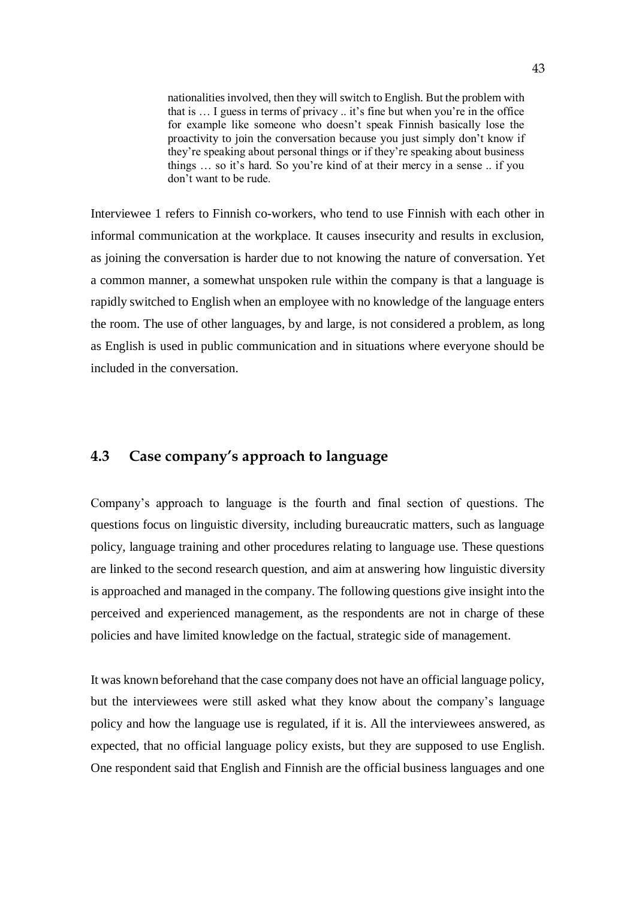> nationalities involved, then they will switch to English. But the problem with that is … I guess in terms of privacy .. it's fine but when you're in the office for example like someone who doesn't speak Finnish basically lose the proactivity to join the conversation because you just simply don't know if they're speaking about personal things or if they're speaking about business things … so it's hard. So you're kind of at their mercy in a sense .. if you don't want to be rude.

Interviewee 1 refers to Finnish co-workers, who tend to use Finnish with each other in informal communication at the workplace. It causes insecurity and results in exclusion, as joining the conversation is harder due to not knowing the nature of conversation. Yet a common manner, a somewhat unspoken rule within the company is that a language is rapidly switched to English when an employee with no knowledge of the language enters the room. The use of other languages, by and large, is not considered a problem, as long as English is used in public communication and in situations where everyone should be included in the conversation.

## 4.3 Case company's approach to language

Company's approach to language is the fourth and final section of questions. The questions focus on linguistic diversity, including bureaucratic matters, such as language policy, language training and other procedures relating to language use. These questions are linked to the second research question, and aim at answering how linguistic diversity is approached and managed in the company. The following questions give insight into the perceived and experienced management, as the respondents are not in charge of these policies and have limited knowledge on the factual, strategic side of management.

It was known beforehand that the case company does not have an official language policy, but the interviewees were still asked what they know about the company's language policy and how the language use is regulated, if it is. All the interviewees answered, as expected, that no official language policy exists, but they are supposed to use English. One respondent said that English and Finnish are the official business languages and one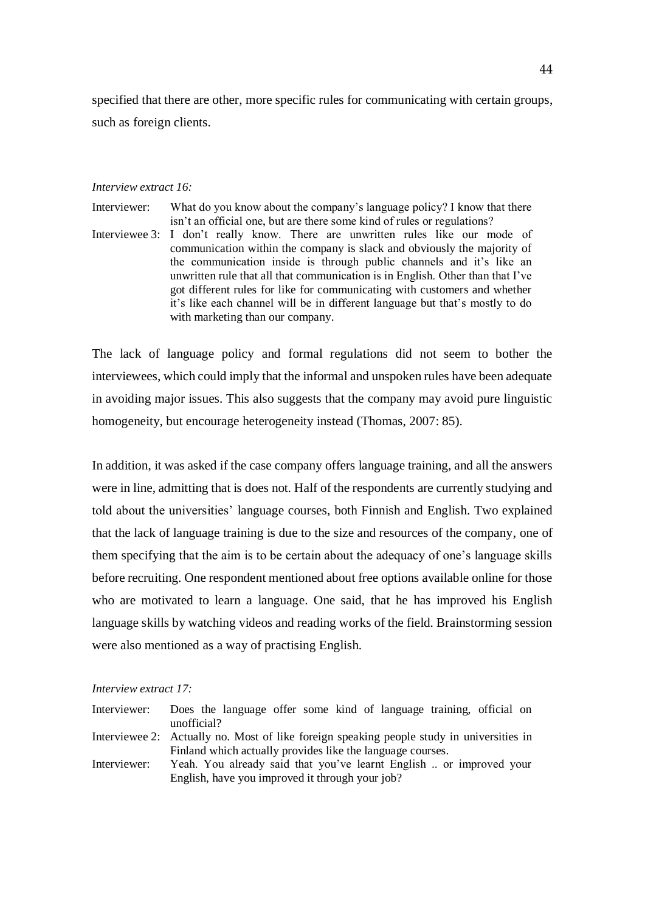specified that there are other, more specific rules for communicating with certain groups, such as foreign clients.

*Interview extract 16:*

Interviewer: What do you know about the company's language policy? I know that there isn't an official one, but are there some kind of rules or regulations?

Interviewee 3: I don't really know. There are unwritten rules like our mode of communication within the company is slack and obviously the majority of the communication inside is through public channels and it's like an unwritten rule that all that communication is in English. Other than that I've got different rules for like for communicating with customers and whether it's like each channel will be in different language but that's mostly to do with marketing than our company.

The lack of language policy and formal regulations did not seem to bother the interviewees, which could imply that the informal and unspoken rules have been adequate in avoiding major issues. This also suggests that the company may avoid pure linguistic homogeneity, but encourage heterogeneity instead (Thomas, 2007: 85).

In addition, it was asked if the case company offers language training, and all the answers were in line, admitting that is does not. Half of the respondents are currently studying and told about the universities' language courses, both Finnish and English. Two explained that the lack of language training is due to the size and resources of the company, one of them specifying that the aim is to be certain about the adequacy of one's language skills before recruiting. One respondent mentioned about free options available online for those who are motivated to learn a language. One said, that he has improved his English language skills by watching videos and reading works of the field. Brainstorming session were also mentioned as a way of practising English.

*Interview extract 17:*

Interviewer: Does the language offer some kind of language training, official on unofficial?

Interviewee 2: Actually no. Most of like foreign speaking people study in universities in Finland which actually provides like the language courses.

Interviewer: Yeah. You already said that you've learnt English .. or improved your English, have you improved it through your job?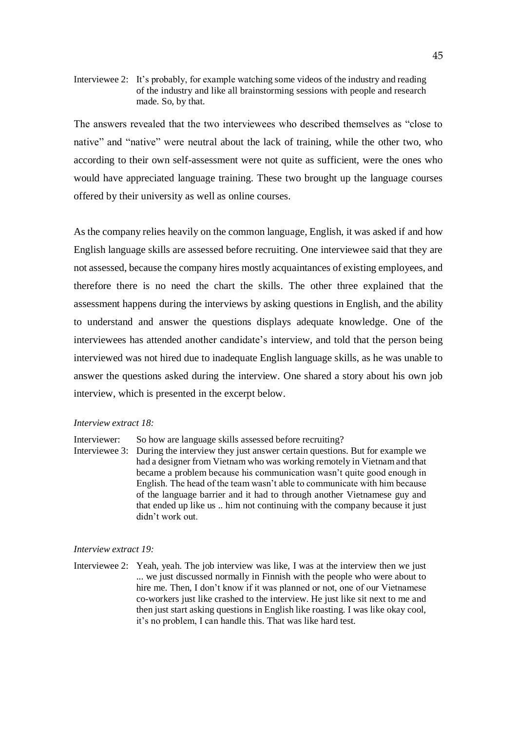Interviewee 2: It's probably, for example watching some videos of the industry and reading of the industry and like all brainstorming sessions with people and research made. So, by that.

The answers revealed that the two interviewees who described themselves as "close to native" and "native" were neutral about the lack of training, while the other two, who according to their own self-assessment were not quite as sufficient, were the ones who would have appreciated language training. These two brought up the language courses offered by their university as well as online courses.

As the company relies heavily on the common language, English, it was asked if and how English language skills are assessed before recruiting. One interviewee said that they are not assessed, because the company hires mostly acquaintances of existing employees, and therefore there is no need the chart the skills. The other three explained that the assessment happens during the interviews by asking questions in English, and the ability to understand and answer the questions displays adequate knowledge. One of the interviewees has attended another candidate's interview, and told that the person being interviewed was not hired due to inadequate English language skills, as he was unable to answer the questions asked during the interview. One shared a story about his own job interview, which is presented in the excerpt below.

*Interview extract 18:*

Interviewer: So how are language skills assessed before recruiting?
Interviewee 3: During the interview they just answer certain questions. But for example we had a designer from Vietnam who was working remotely in Vietnam and that became a problem because his communication wasn't quite good enough in English. The head of the team wasn't able to communicate with him because of the language barrier and it had to through another Vietnamese guy and that ended up like us .. him not continuing with the company because it just didn't work out.

*Interview extract 19:*

Interviewee 2: Yeah, yeah. The job interview was like, I was at the interview then we just ... we just discussed normally in Finnish with the people who were about to hire me. Then, I don't know if it was planned or not, one of our Vietnamese co-workers just like crashed to the interview. He just like sit next to me and then just start asking questions in English like roasting. I was like okay cool, it's no problem, I can handle this. That was like hard test.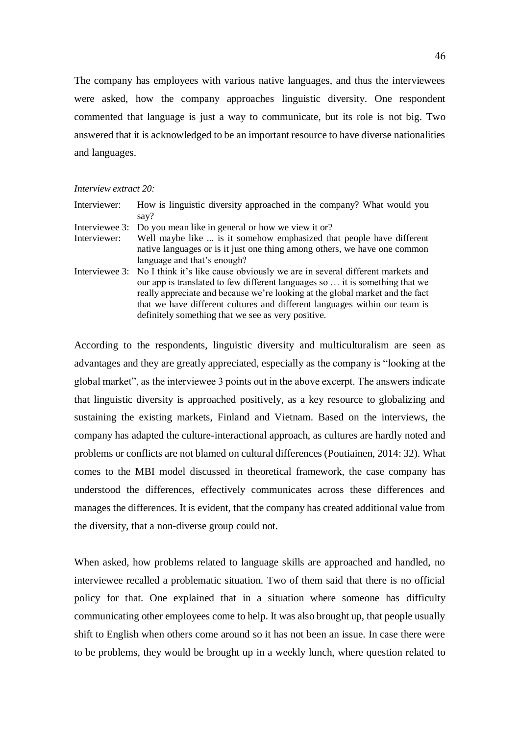The company has employees with various native languages, and thus the interviewees were asked, how the company approaches linguistic diversity. One respondent commented that language is just a way to communicate, but its role is not big. Two answered that it is acknowledged to be an important resource to have diverse nationalities and languages.

*Interview extract 20:*

Interviewer: How is linguistic diversity approached in the company? What would you say?

Interviewee 3: Do you mean like in general or how we view it or?

Interviewer: Well maybe like ... is it somehow emphasized that people have different native languages or is it just one thing among others, we have one common language and that's enough?

Interviewee 3: No I think it's like cause obviously we are in several different markets and our app is translated to few different languages so … it is something that we really appreciate and because we're looking at the global market and the fact that we have different cultures and different languages within our team is definitely something that we see as very positive.

According to the respondents, linguistic diversity and multiculturalism are seen as advantages and they are greatly appreciated, especially as the company is "looking at the global market", as the interviewee 3 points out in the above excerpt. The answers indicate that linguistic diversity is approached positively, as a key resource to globalizing and sustaining the existing markets, Finland and Vietnam. Based on the interviews, the company has adapted the culture-interactional approach, as cultures are hardly noted and problems or conflicts are not blamed on cultural differences (Poutiainen, 2014: 32). What comes to the MBI model discussed in theoretical framework, the case company has understood the differences, effectively communicates across these differences and manages the differences. It is evident, that the company has created additional value from the diversity, that a non-diverse group could not.

When asked, how problems related to language skills are approached and handled, no interviewee recalled a problematic situation. Two of them said that there is no official policy for that. One explained that in a situation where someone has difficulty communicating other employees come to help. It was also brought up, that people usually shift to English when others come around so it has not been an issue. In case there were to be problems, they would be brought up in a weekly lunch, where question related to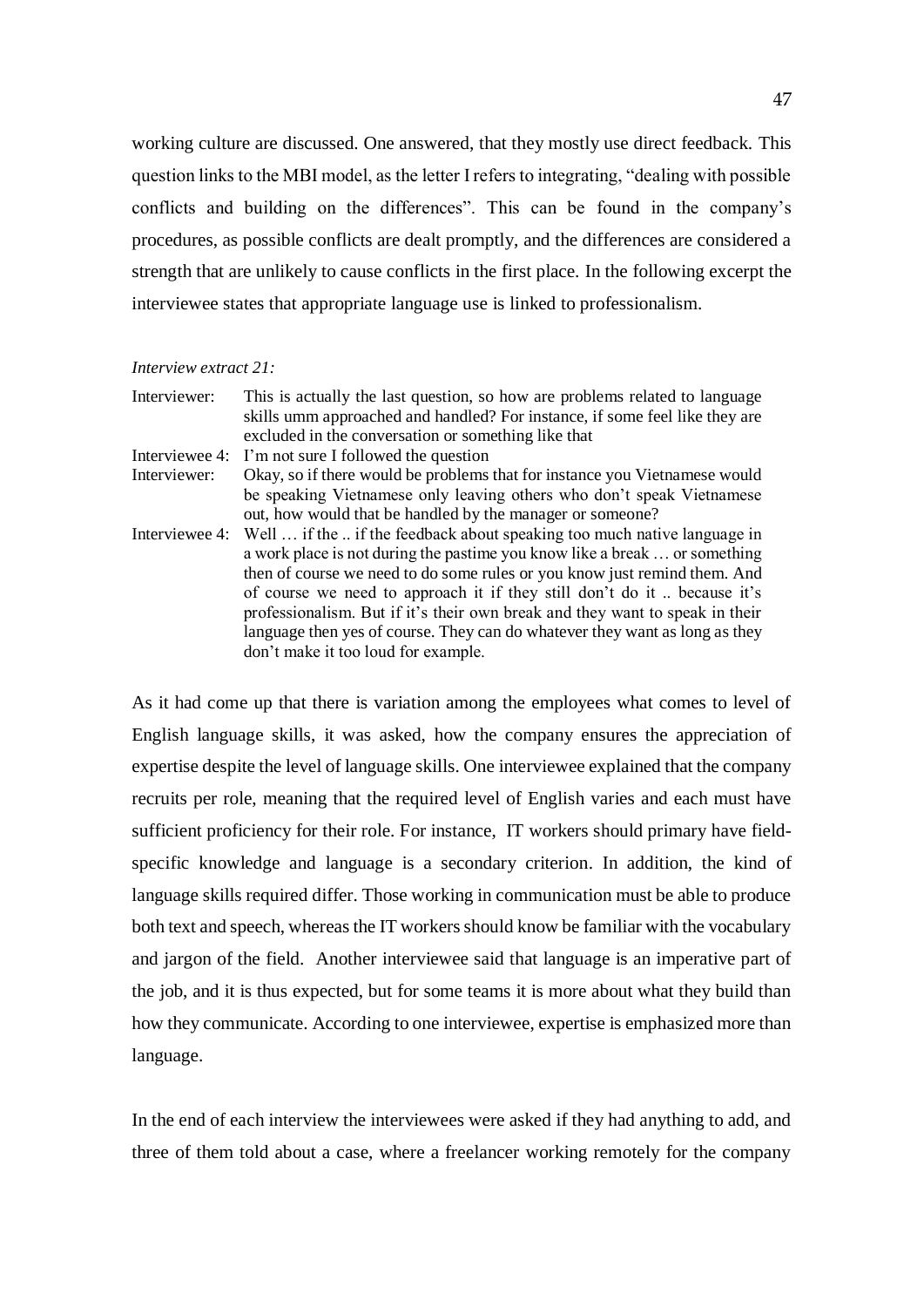working culture are discussed. One answered, that they mostly use direct feedback. This question links to the MBI model, as the letter I refers to integrating, "dealing with possible conflicts and building on the differences". This can be found in the company's procedures, as possible conflicts are dealt promptly, and the differences are considered a strength that are unlikely to cause conflicts in the first place. In the following excerpt the interviewee states that appropriate language use is linked to professionalism.

*Interview extract 21:*

| | |
|---|---|
| Interviewer: | This is actually the last question, so how are problems related to language skills umm approached and handled? For instance, if some feel like they are excluded in the conversation or something like that |
| Interviewee 4: | I'm not sure I followed the question |
| Interviewer: | Okay, so if there would be problems that for instance you Vietnamese would be speaking Vietnamese only leaving others who don't speak Vietnamese out, how would that be handled by the manager or someone? |
| Interviewee 4: | Well … if the .. if the feedback about speaking too much native language in a work place is not during the pastime you know like a break … or something then of course we need to do some rules or you know just remind them. And of course we need to approach it if they still don't do it .. because it's professionalism. But if it's their own break and they want to speak in their language then yes of course. They can do whatever they want as long as they don't make it too loud for example. |

As it had come up that there is variation among the employees what comes to level of English language skills, it was asked, how the company ensures the appreciation of expertise despite the level of language skills. One interviewee explained that the company recruits per role, meaning that the required level of English varies and each must have sufficient proficiency for their role. For instance, IT workers should primary have field-specific knowledge and language is a secondary criterion. In addition, the kind of language skills required differ. Those working in communication must be able to produce both text and speech, whereas the IT workers should know be familiar with the vocabulary and jargon of the field. Another interviewee said that language is an imperative part of the job, and it is thus expected, but for some teams it is more about what they build than how they communicate. According to one interviewee, expertise is emphasized more than language.

In the end of each interview the interviewees were asked if they had anything to add, and three of them told about a case, where a freelancer working remotely for the company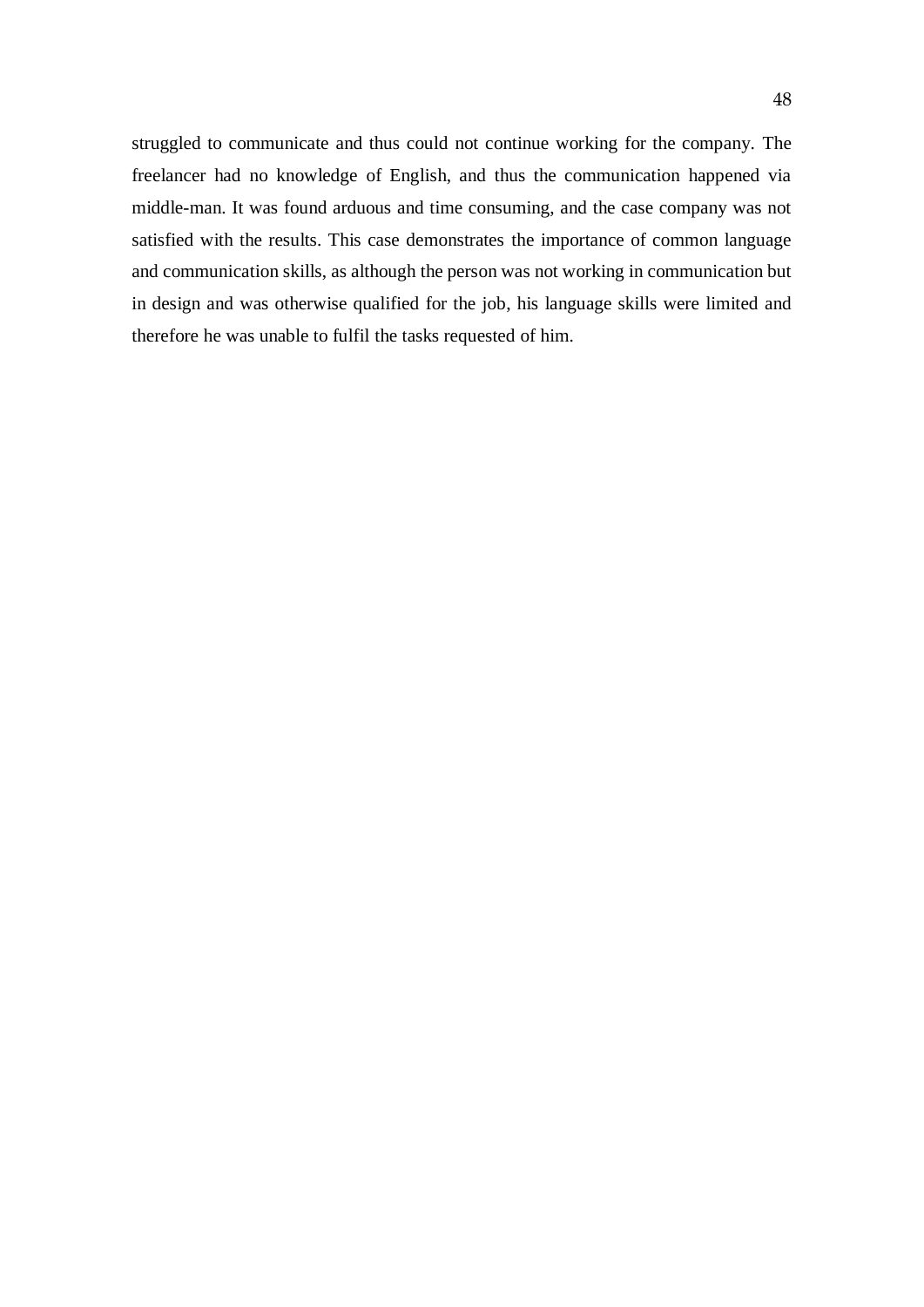struggled to communicate and thus could not continue working for the company. The freelancer had no knowledge of English, and thus the communication happened via middle-man. It was found arduous and time consuming, and the case company was not satisfied with the results. This case demonstrates the importance of common language and communication skills, as although the person was not working in communication but in design and was otherwise qualified for the job, his language skills were limited and therefore he was unable to fulfil the tasks requested of him.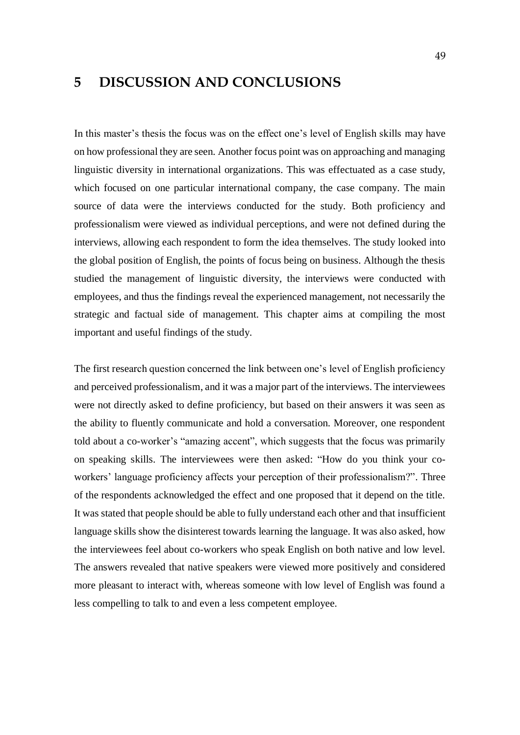# 5 DISCUSSION AND CONCLUSIONS

In this master's thesis the focus was on the effect one's level of English skills may have on how professional they are seen. Another focus point was on approaching and managing linguistic diversity in international organizations. This was effectuated as a case study, which focused on one particular international company, the case company. The main source of data were the interviews conducted for the study. Both proficiency and professionalism were viewed as individual perceptions, and were not defined during the interviews, allowing each respondent to form the idea themselves. The study looked into the global position of English, the points of focus being on business. Although the thesis studied the management of linguistic diversity, the interviews were conducted with employees, and thus the findings reveal the experienced management, not necessarily the strategic and factual side of management. This chapter aims at compiling the most important and useful findings of the study.

The first research question concerned the link between one's level of English proficiency and perceived professionalism, and it was a major part of the interviews. The interviewees were not directly asked to define proficiency, but based on their answers it was seen as the ability to fluently communicate and hold a conversation. Moreover, one respondent told about a co-worker's "amazing accent", which suggests that the focus was primarily on speaking skills. The interviewees were then asked: "How do you think your co-workers' language proficiency affects your perception of their professionalism?". Three of the respondents acknowledged the effect and one proposed that it depend on the title. It was stated that people should be able to fully understand each other and that insufficient language skills show the disinterest towards learning the language. It was also asked, how the interviewees feel about co-workers who speak English on both native and low level. The answers revealed that native speakers were viewed more positively and considered more pleasant to interact with, whereas someone with low level of English was found a less compelling to talk to and even a less competent employee.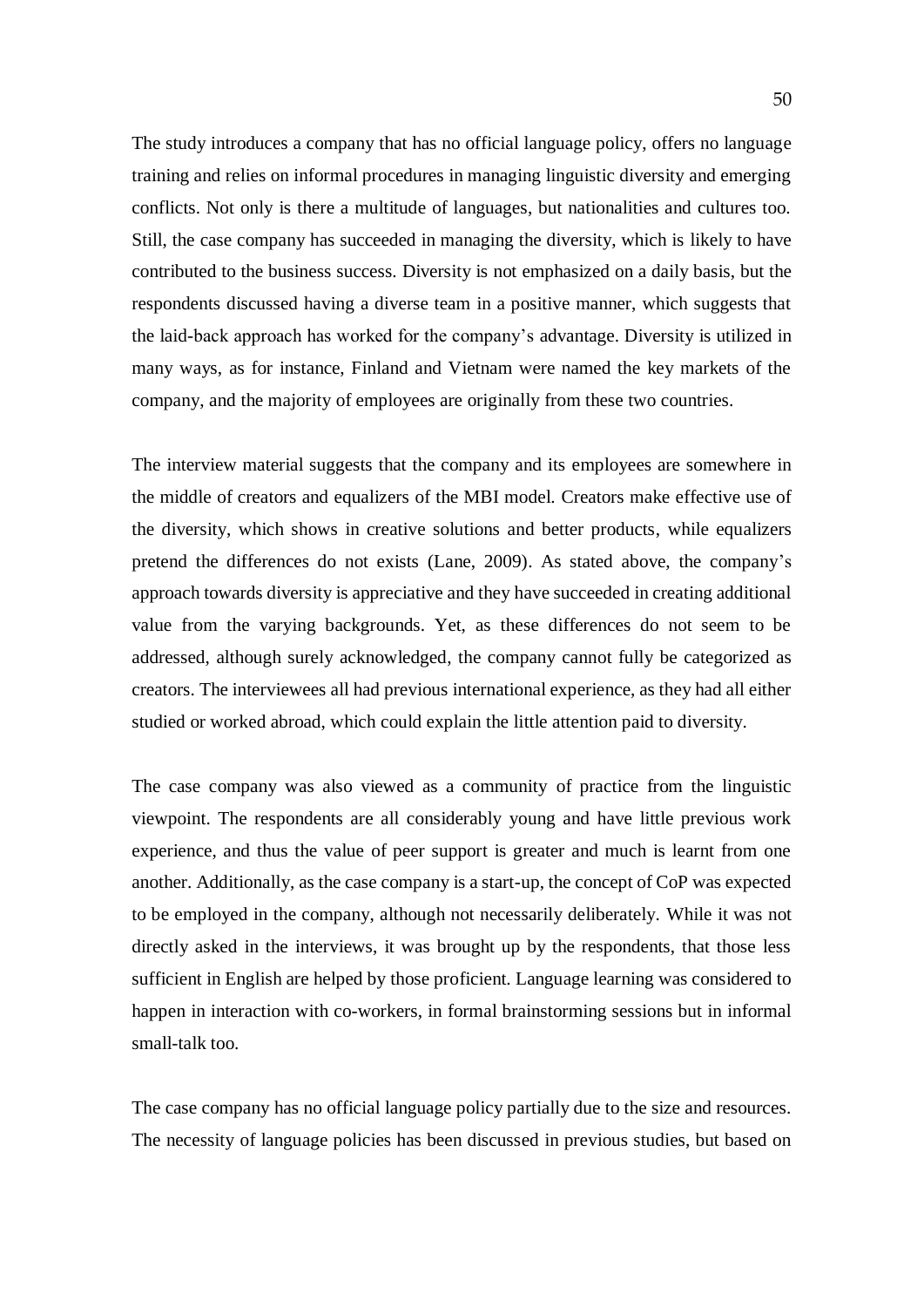The study introduces a company that has no official language policy, offers no language training and relies on informal procedures in managing linguistic diversity and emerging conflicts. Not only is there a multitude of languages, but nationalities and cultures too. Still, the case company has succeeded in managing the diversity, which is likely to have contributed to the business success. Diversity is not emphasized on a daily basis, but the respondents discussed having a diverse team in a positive manner, which suggests that the laid-back approach has worked for the company's advantage. Diversity is utilized in many ways, as for instance, Finland and Vietnam were named the key markets of the company, and the majority of employees are originally from these two countries.

The interview material suggests that the company and its employees are somewhere in the middle of creators and equalizers of the MBI model. Creators make effective use of the diversity, which shows in creative solutions and better products, while equalizers pretend the differences do not exists (Lane, 2009). As stated above, the company's approach towards diversity is appreciative and they have succeeded in creating additional value from the varying backgrounds. Yet, as these differences do not seem to be addressed, although surely acknowledged, the company cannot fully be categorized as creators. The interviewees all had previous international experience, as they had all either studied or worked abroad, which could explain the little attention paid to diversity.

The case company was also viewed as a community of practice from the linguistic viewpoint. The respondents are all considerably young and have little previous work experience, and thus the value of peer support is greater and much is learnt from one another. Additionally, as the case company is a start-up, the concept of CoP was expected to be employed in the company, although not necessarily deliberately. While it was not directly asked in the interviews, it was brought up by the respondents, that those less sufficient in English are helped by those proficient. Language learning was considered to happen in interaction with co-workers, in formal brainstorming sessions but in informal small-talk too.

The case company has no official language policy partially due to the size and resources. The necessity of language policies has been discussed in previous studies, but based on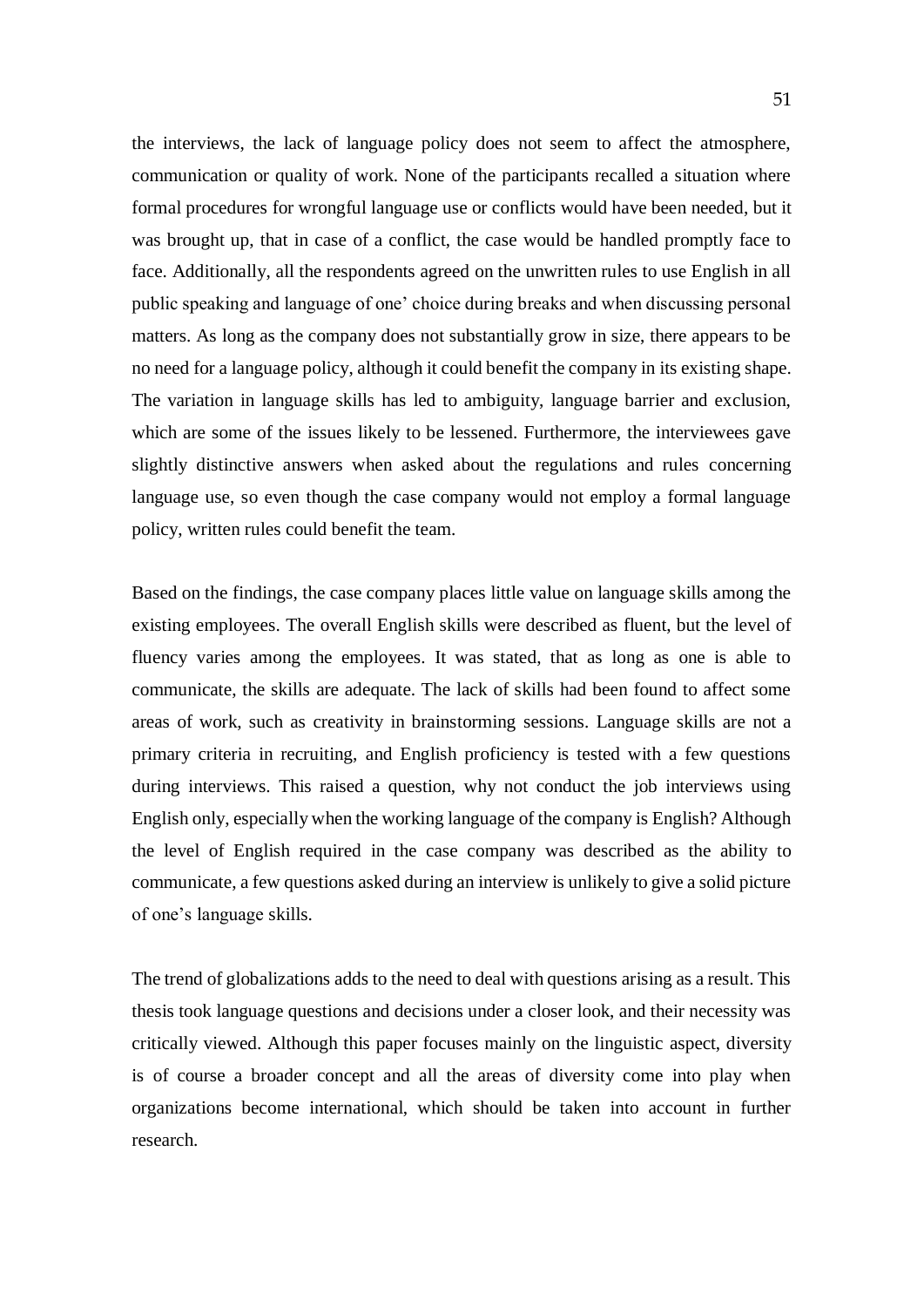the interviews, the lack of language policy does not seem to affect the atmosphere, communication or quality of work. None of the participants recalled a situation where formal procedures for wrongful language use or conflicts would have been needed, but it was brought up, that in case of a conflict, the case would be handled promptly face to face. Additionally, all the respondents agreed on the unwritten rules to use English in all public speaking and language of one' choice during breaks and when discussing personal matters. As long as the company does not substantially grow in size, there appears to be no need for a language policy, although it could benefit the company in its existing shape. The variation in language skills has led to ambiguity, language barrier and exclusion, which are some of the issues likely to be lessened. Furthermore, the interviewees gave slightly distinctive answers when asked about the regulations and rules concerning language use, so even though the case company would not employ a formal language policy, written rules could benefit the team.

Based on the findings, the case company places little value on language skills among the existing employees. The overall English skills were described as fluent, but the level of fluency varies among the employees. It was stated, that as long as one is able to communicate, the skills are adequate. The lack of skills had been found to affect some areas of work, such as creativity in brainstorming sessions. Language skills are not a primary criteria in recruiting, and English proficiency is tested with a few questions during interviews. This raised a question, why not conduct the job interviews using English only, especially when the working language of the company is English? Although the level of English required in the case company was described as the ability to communicate, a few questions asked during an interview is unlikely to give a solid picture of one's language skills.

The trend of globalizations adds to the need to deal with questions arising as a result. This thesis took language questions and decisions under a closer look, and their necessity was critically viewed. Although this paper focuses mainly on the linguistic aspect, diversity is of course a broader concept and all the areas of diversity come into play when organizations become international, which should be taken into account in further research.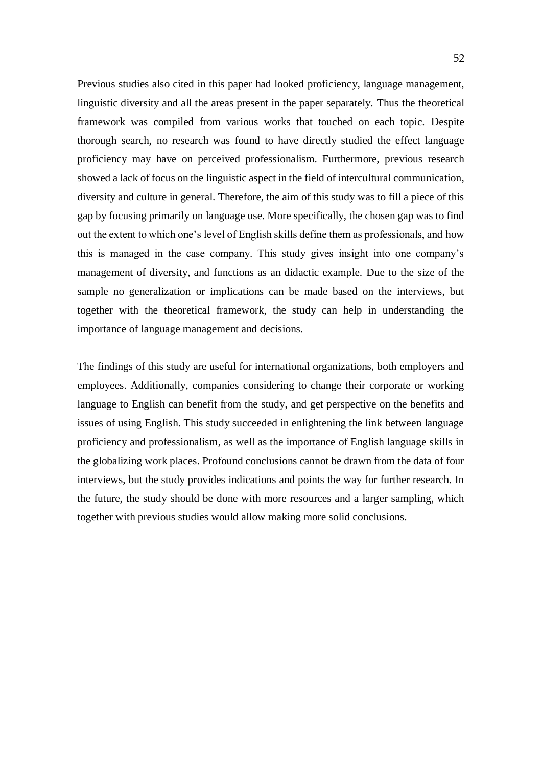Previous studies also cited in this paper had looked proficiency, language management, linguistic diversity and all the areas present in the paper separately. Thus the theoretical framework was compiled from various works that touched on each topic. Despite thorough search, no research was found to have directly studied the effect language proficiency may have on perceived professionalism. Furthermore, previous research showed a lack of focus on the linguistic aspect in the field of intercultural communication, diversity and culture in general. Therefore, the aim of this study was to fill a piece of this gap by focusing primarily on language use. More specifically, the chosen gap was to find out the extent to which one's level of English skills define them as professionals, and how this is managed in the case company. This study gives insight into one company's management of diversity, and functions as an didactic example. Due to the size of the sample no generalization or implications can be made based on the interviews, but together with the theoretical framework, the study can help in understanding the importance of language management and decisions.

The findings of this study are useful for international organizations, both employers and employees. Additionally, companies considering to change their corporate or working language to English can benefit from the study, and get perspective on the benefits and issues of using English. This study succeeded in enlightening the link between language proficiency and professionalism, as well as the importance of English language skills in the globalizing work places. Profound conclusions cannot be drawn from the data of four interviews, but the study provides indications and points the way for further research. In the future, the study should be done with more resources and a larger sampling, which together with previous studies would allow making more solid conclusions.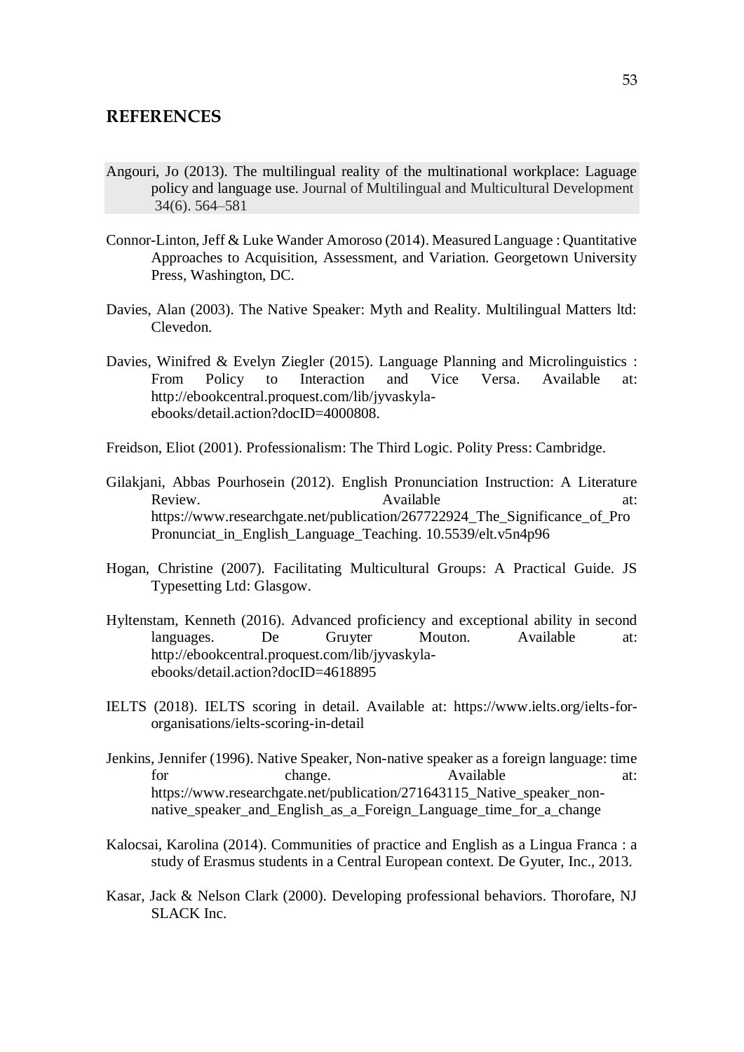# REFERENCES

Angouri, Jo (2013). The multilingual reality of the multinational workplace: Laguage policy and language use. Journal of Multilingual and Multicultural Development 34(6). 564–581

Connor-Linton, Jeff & Luke Wander Amoroso (2014). Measured Language : Quantitative Approaches to Acquisition, Assessment, and Variation. Georgetown University Press, Washington, DC.

Davies, Alan (2003). The Native Speaker: Myth and Reality. Multilingual Matters ltd: Clevedon.

Davies, Winifred & Evelyn Ziegler (2015). Language Planning and Microlinguistics : From Policy to Interaction and Vice Versa. Available at: http://ebookcentral.proquest.com/lib/jyvaskyla-ebooks/detail.action?docID=4000808.

Freidson, Eliot (2001). Professionalism: The Third Logic. Polity Press: Cambridge.

Gilakjani, Abbas Pourhosein (2012). English Pronunciation Instruction: A Literature Review. Available at: https://www.researchgate.net/publication/267722924_The_Significance_of_Pro Pronunciat_in_English_Language_Teaching. 10.5539/elt.v5n4p96

Hogan, Christine (2007). Facilitating Multicultural Groups: A Practical Guide. JS Typesetting Ltd: Glasgow.

Hyltenstam, Kenneth (2016). Advanced proficiency and exceptional ability in second languages. De Gruyter Mouton. Available at: http://ebookcentral.proquest.com/lib/jyvaskyla-ebooks/detail.action?docID=4618895

IELTS (2018). IELTS scoring in detail. Available at: https://www.ielts.org/ielts-for-organisations/ielts-scoring-in-detail

Jenkins, Jennifer (1996). Native Speaker, Non-native speaker as a foreign language: time for change. Available at: https://www.researchgate.net/publication/271643115_Native_speaker_non-native_speaker_and_English_as_a_Foreign_Language_time_for_a_change

Kalocsai, Karolina (2014). Communities of practice and English as a Lingua Franca : a study of Erasmus students in a Central European context. De Gyuter, Inc., 2013.

Kasar, Jack & Nelson Clark (2000). Developing professional behaviors. Thorofare, NJ SLACK Inc.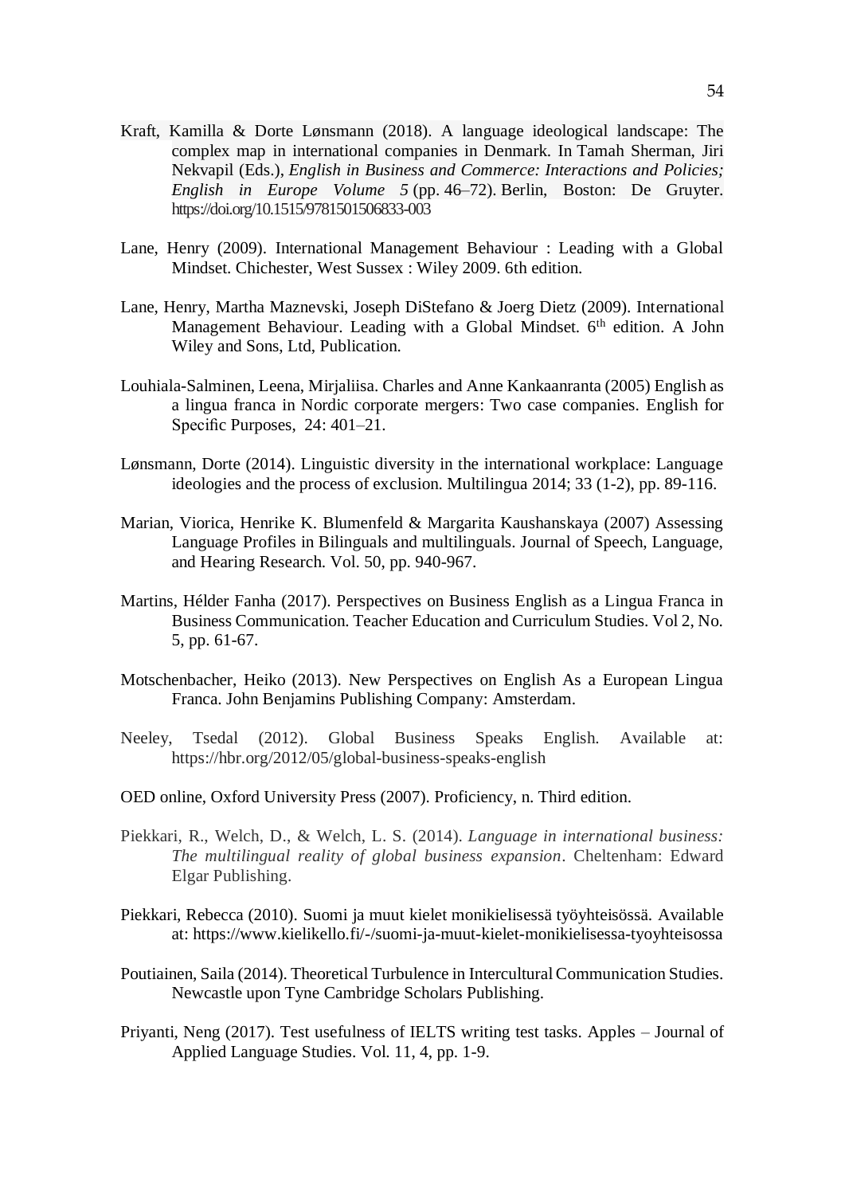Kraft, Kamilla & Dorte Lønsmann (2018). A language ideological landscape: The complex map in international companies in Denmark. In Tamah Sherman, Jiri Nekvapil (Eds.), *English in Business and Commerce: Interactions and Policies; English in Europe Volume 5* (pp. 46–72). Berlin, Boston: De Gruyter. https://doi.org/10.1515/9781501506833-003

Lane, Henry (2009). International Management Behaviour : Leading with a Global Mindset. Chichester, West Sussex : Wiley 2009. 6th edition.

Lane, Henry, Martha Maznevski, Joseph DiStefano & Joerg Dietz (2009). International Management Behaviour. Leading with a Global Mindset. 6th edition. A John Wiley and Sons, Ltd, Publication.

Louhiala-Salminen, Leena, Mirjaliisa. Charles and Anne Kankaanranta (2005) English as a lingua franca in Nordic corporate mergers: Two case companies. English for Specific Purposes, 24: 401–21.

Lønsmann, Dorte (2014). Linguistic diversity in the international workplace: Language ideologies and the process of exclusion. Multilingua 2014; 33 (1-2), pp. 89-116.

Marian, Viorica, Henrike K. Blumenfeld & Margarita Kaushanskaya (2007) Assessing Language Profiles in Bilinguals and multilinguals. Journal of Speech, Language, and Hearing Research. Vol. 50, pp. 940-967.

Martins, Hélder Fanha (2017). Perspectives on Business English as a Lingua Franca in Business Communication. Teacher Education and Curriculum Studies. Vol 2, No. 5, pp. 61-67.

Motschenbacher, Heiko (2013). New Perspectives on English As a European Lingua Franca. John Benjamins Publishing Company: Amsterdam.

Neeley, Tsedal (2012). Global Business Speaks English. Available at: https://hbr.org/2012/05/global-business-speaks-english

OED online, Oxford University Press (2007). Proficiency, n. Third edition.

Piekkari, R., Welch, D., & Welch, L. S. (2014). *Language in international business: The multilingual reality of global business expansion*. Cheltenham: Edward Elgar Publishing.

Piekkari, Rebecca (2010). Suomi ja muut kielet monikielisessä työyhteisössä. Available at: https://www.kielikello.fi/-/suomi-ja-muut-kielet-monikielisessa-tyoyhteisossa

Poutiainen, Saila (2014). Theoretical Turbulence in Intercultural Communication Studies. Newcastle upon Tyne Cambridge Scholars Publishing.

Priyanti, Neng (2017). Test usefulness of IELTS writing test tasks. Apples – Journal of Applied Language Studies. Vol. 11, 4, pp. 1-9.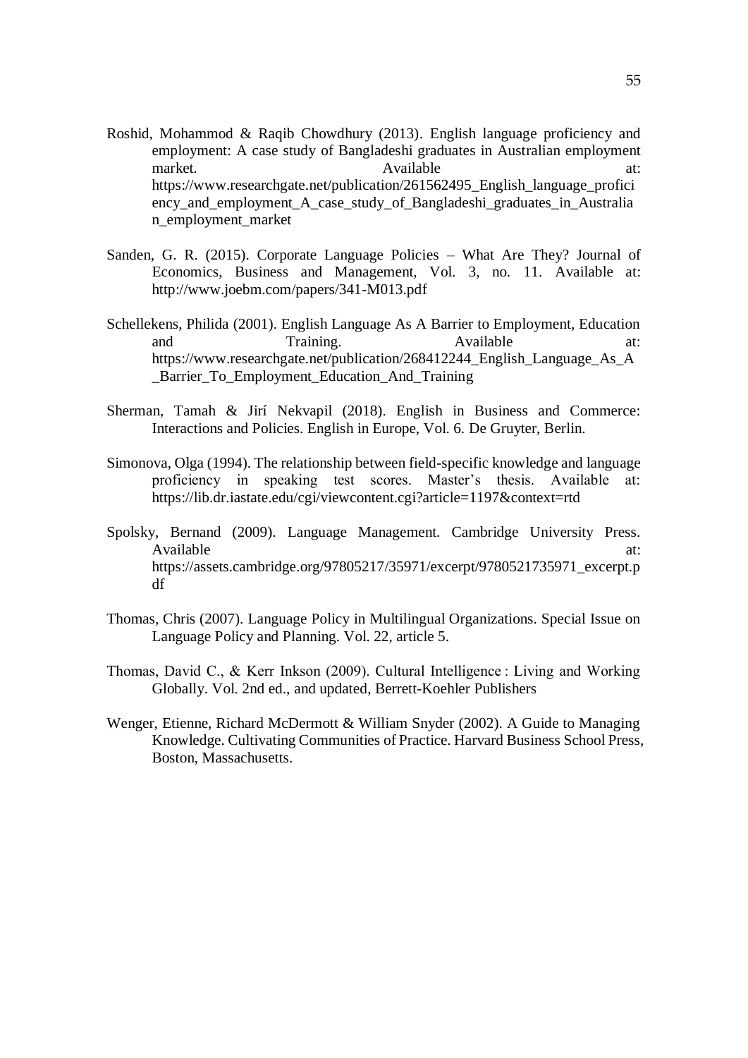Roshid, Mohammod & Raqib Chowdhury (2013). English language proficiency and employment: A case study of Bangladeshi graduates in Australian employment market. Available at: https://www.researchgate.net/publication/261562495_English_language_proficiency_and_employment_A_case_study_of_Bangladeshi_graduates_in_Australian_employment_market

Sanden, G. R. (2015). Corporate Language Policies – What Are They? Journal of Economics, Business and Management, Vol. 3, no. 11. Available at: http://www.joebm.com/papers/341-M013.pdf

Schellekens, Philida (2001). English Language As A Barrier to Employment, Education and Training. Available at: https://www.researchgate.net/publication/268412244_English_Language_As_A_Barrier_To_Employment_Education_And_Training

Sherman, Tamah & Jirí Nekvapil (2018). English in Business and Commerce: Interactions and Policies. English in Europe, Vol. 6. De Gruyter, Berlin.

Simonova, Olga (1994). The relationship between field-specific knowledge and language proficiency in speaking test scores. Master's thesis. Available at: https://lib.dr.iastate.edu/cgi/viewcontent.cgi?article=1197&context=rtd

Spolsky, Bernand (2009). Language Management. Cambridge University Press. Available at: https://assets.cambridge.org/97805217/35971/excerpt/9780521735971_excerpt.pdf

Thomas, Chris (2007). Language Policy in Multilingual Organizations. Special Issue on Language Policy and Planning. Vol. 22, article 5.

Thomas, David C., & Kerr Inkson (2009). Cultural Intelligence : Living and Working Globally. Vol. 2nd ed., and updated, Berrett-Koehler Publishers

Wenger, Etienne, Richard McDermott & William Snyder (2002). A Guide to Managing Knowledge. Cultivating Communities of Practice. Harvard Business School Press, Boston, Massachusetts.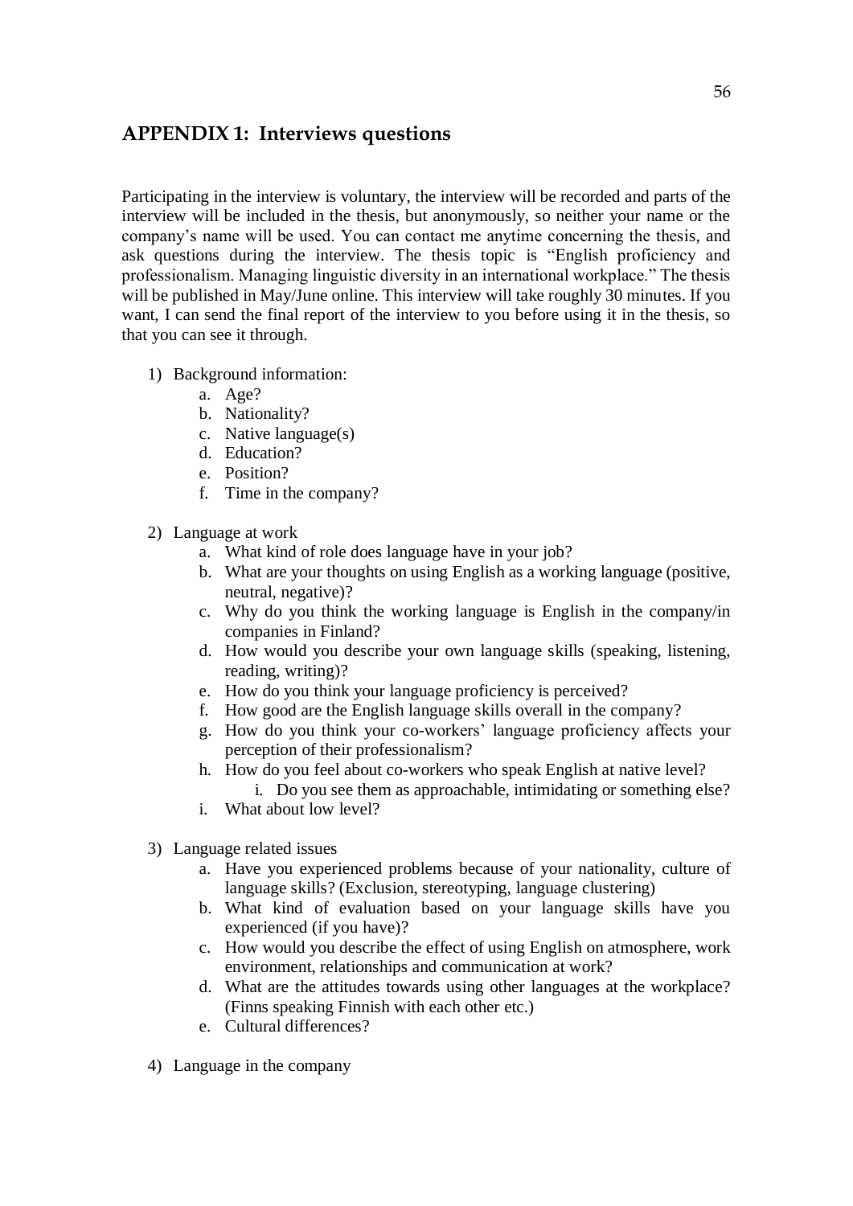## APPENDIX 1: Interviews questions

Participating in the interview is voluntary, the interview will be recorded and parts of the interview will be included in the thesis, but anonymously, so neither your name or the company's name will be used. You can contact me anytime concerning the thesis, and ask questions during the interview. The thesis topic is "English proficiency and professionalism. Managing linguistic diversity in an international workplace." The thesis will be published in May/June online. This interview will take roughly 30 minutes. If you want, I can send the final report of the interview to you before using it in the thesis, so that you can see it through.

1) Background information:
    a. Age?
    b. Nationality?
    c. Native language(s)
    d. Education?
    e. Position?
    f. Time in the company?

2) Language at work
    a. What kind of role does language have in your job?
    b. What are your thoughts on using English as a working language (positive, neutral, negative)?
    c. Why do you think the working language is English in the company/in companies in Finland?
    d. How would you describe your own language skills (speaking, listening, reading, writing)?
    e. How do you think your language proficiency is perceived?
    f. How good are the English language skills overall in the company?
    g. How do you think your co-workers' language proficiency affects your perception of their professionalism?
    h. How do you feel about co-workers who speak English at native level?
        i. Do you see them as approachable, intimidating or something else?
    i. What about low level?

3) Language related issues
    a. Have you experienced problems because of your nationality, culture of language skills? (Exclusion, stereotyping, language clustering)
    b. What kind of evaluation based on your language skills have you experienced (if you have)?
    c. How would you describe the effect of using English on atmosphere, work environment, relationships and communication at work?
    d. What are the attitudes towards using other languages at the workplace? (Finns speaking Finnish with each other etc.)
    e. Cultural differences?

4) Language in the company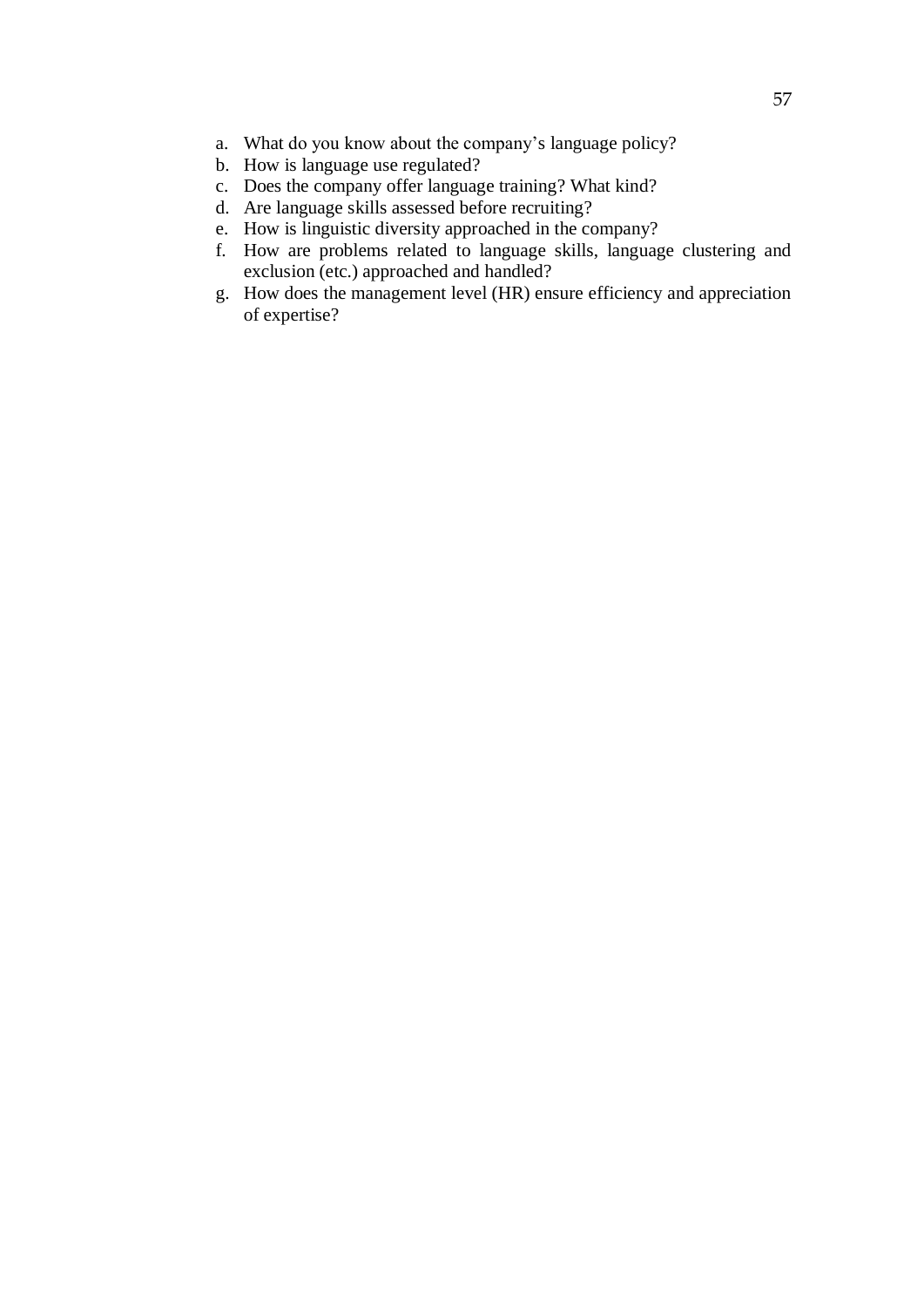a. What do you know about the company’s language policy?
b. How is language use regulated?
c. Does the company offer language training? What kind?
d. Are language skills assessed before recruiting?
e. How is linguistic diversity approached in the company?
f. How are problems related to language skills, language clustering and exclusion (etc.) approached and handled?
g. How does the management level (HR) ensure efficiency and appreciation of expertise?